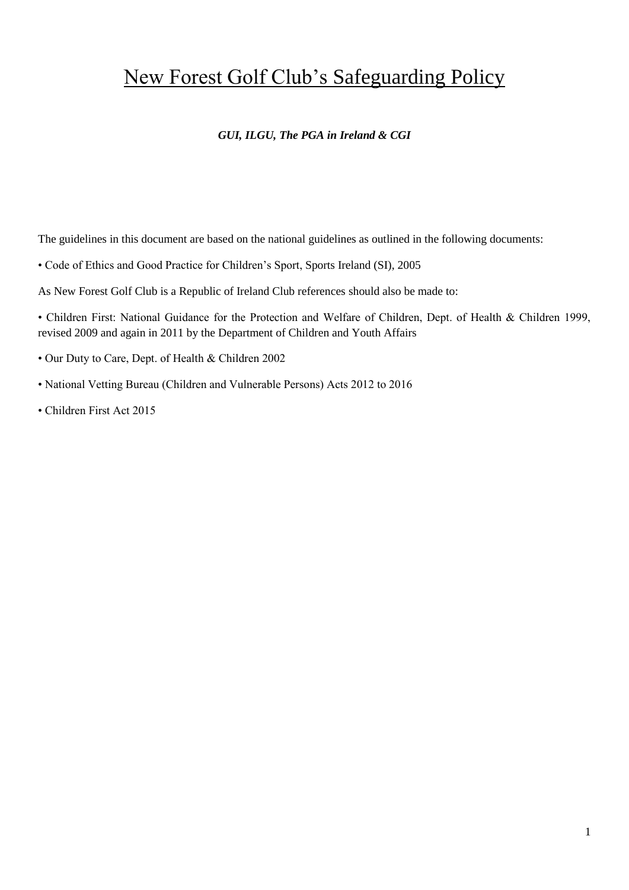# New Forest Golf Club's Safeguarding Policy

***GUI, ILGU, The PGA in Ireland & CGI***

The guidelines in this document are based on the national guidelines as outlined in the following documents:

• Code of Ethics and Good Practice for Children's Sport, Sports Ireland (SI), 2005

As New Forest Golf Club is a Republic of Ireland Club references should also be made to:

• Children First: National Guidance for the Protection and Welfare of Children, Dept. of Health & Children 1999, revised 2009 and again in 2011 by the Department of Children and Youth Affairs

• Our Duty to Care, Dept. of Health & Children 2002

• National Vetting Bureau (Children and Vulnerable Persons) Acts 2012 to 2016

• Children First Act 2015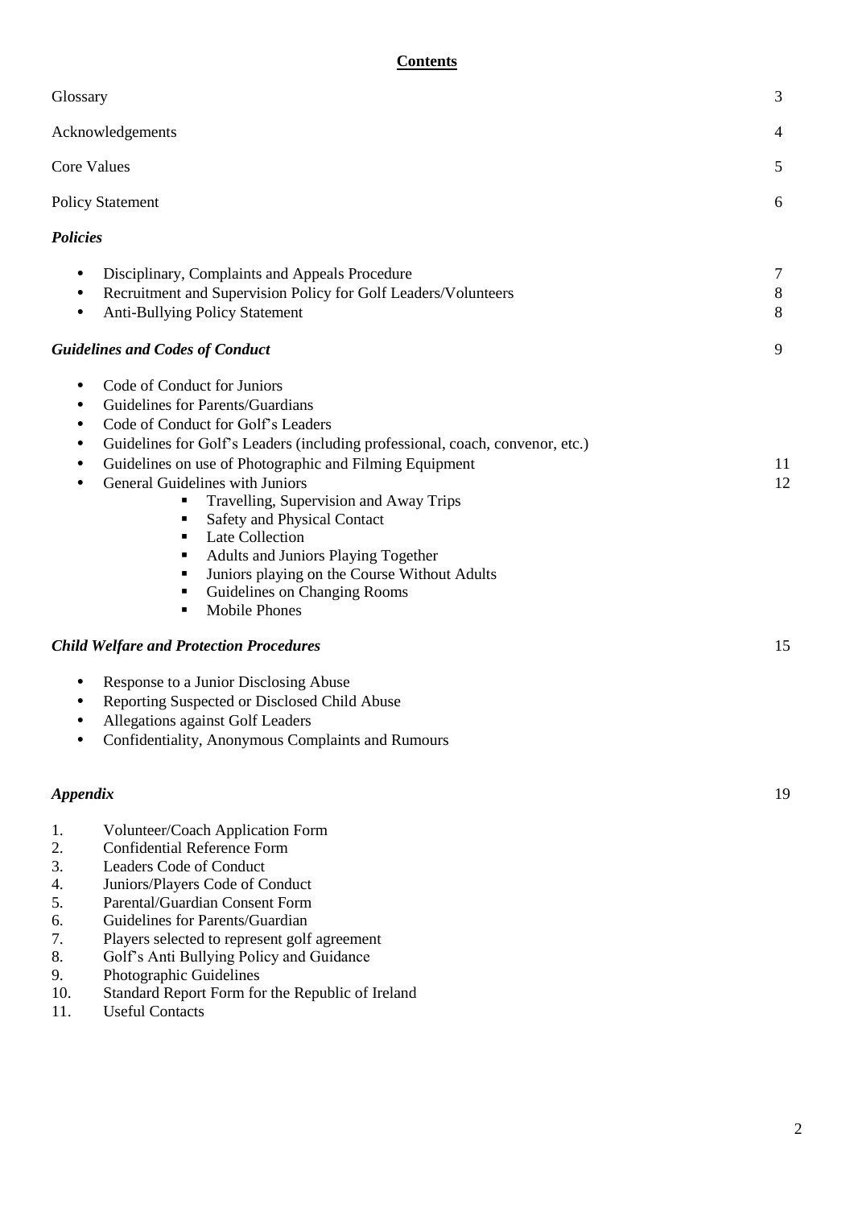## Contents

| | |
|---|---|
| Glossary | 3 |
| Acknowledgements | 4 |
| Core Values | 5 |
| Policy Statement | 6 |
| ***Policies*** | |
| • Disciplinary, Complaints and Appeals Procedure | 7 |
| • Recruitment and Supervision Policy for Golf Leaders/Volunteers | 8 |
| • Anti-Bullying Policy Statement | 8 |
| ***Guidelines and Codes of Conduct*** | 9 |
| • Code of Conduct for Juniors | |
| • Guidelines for Parents/Guardians | |
| • Code of Conduct for Golf's Leaders | |
| • Guidelines for Golf's Leaders (including professional, coach, convenor, etc.) | |
| • Guidelines on use of Photographic and Filming Equipment | 11 |
| • General Guidelines with Juniors | 12 |
| ▪ Travelling, Supervision and Away Trips | |
| ▪ Safety and Physical Contact | |
| ▪ Late Collection | |
| ▪ Adults and Juniors Playing Together | |
| ▪ Juniors playing on the Course Without Adults | |
| ▪ Guidelines on Changing Rooms | |
| ▪ Mobile Phones | |
| ***Child Welfare and Protection Procedures*** | 15 |
| • Response to a Junior Disclosing Abuse | |
| • Reporting Suspected or Disclosed Child Abuse | |
| • Allegations against Golf Leaders | |
| • Confidentiality, Anonymous Complaints and Rumours | |
| ***Appendix*** | 19 |

1. Volunteer/Coach Application Form
2. Confidential Reference Form
3. Leaders Code of Conduct
4. Juniors/Players Code of Conduct
5. Parental/Guardian Consent Form
6. Guidelines for Parents/Guardian
7. Players selected to represent golf agreement
8. Golf's Anti Bullying Policy and Guidance
9. Photographic Guidelines
10. Standard Report Form for the Republic of Ireland
11. Useful Contacts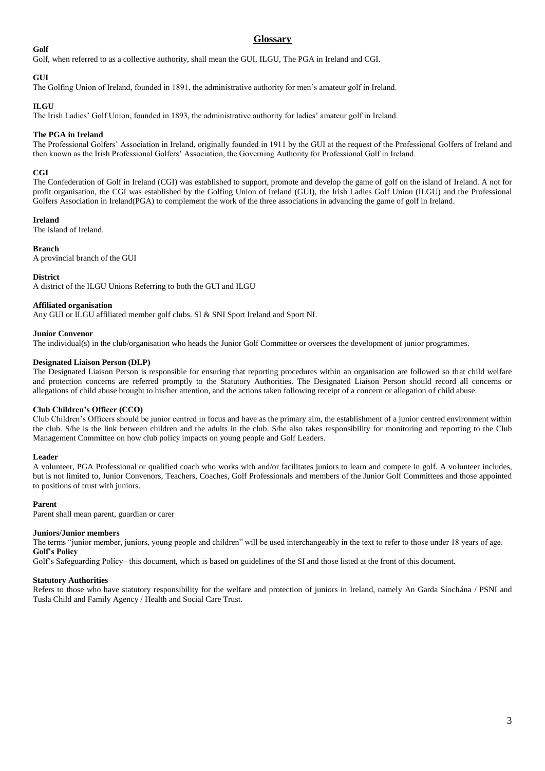## Glossary

**Golf**

Golf, when referred to as a collective authority, shall mean the GUI, ILGU, The PGA in Ireland and CGI.

**GUI**

The Golfing Union of Ireland, founded in 1891, the administrative authority for men's amateur golf in Ireland.

**ILGU**

The Irish Ladies' Golf Union, founded in 1893, the administrative authority for ladies' amateur golf in Ireland.

**The PGA in Ireland**

The Professional Golfers' Association in Ireland, originally founded in 1911 by the GUI at the request of the Professional Golfers of Ireland and then known as the Irish Professional Golfers' Association, the Governing Authority for Professional Golf in Ireland.

**CGI**

The Confederation of Golf in Ireland (CGI) was established to support, promote and develop the game of golf on the island of Ireland. A not for profit organisation, the CGI was established by the Golfing Union of Ireland (GUI), the Irish Ladies Golf Union (ILGU) and the Professional Golfers Association in Ireland(PGA) to complement the work of the three associations in advancing the game of golf in Ireland.

**Ireland**

The island of Ireland.

**Branch**

A provincial branch of the GUI

**District**

A district of the ILGU Unions Referring to both the GUI and ILGU

**Affiliated organisation**

Any GUI or ILGU affiliated member golf clubs. SI & SNI Sport Ireland and Sport NI.

**Junior Convenor**

The individual(s) in the club/organisation who heads the Junior Golf Committee or oversees the development of junior programmes.

**Designated Liaison Person (DLP)**

The Designated Liaison Person is responsible for ensuring that reporting procedures within an organisation are followed so that child welfare and protection concerns are referred promptly to the Statutory Authorities. The Designated Liaison Person should record all concerns or allegations of child abuse brought to his/her attention, and the actions taken following receipt of a concern or allegation of child abuse.

**Club Children's Officer (CCO)**

Club Children's Officers should be junior centred in focus and have as the primary aim, the establishment of a junior centred environment within the club. S/he is the link between children and the adults in the club. S/he also takes responsibility for monitoring and reporting to the Club Management Committee on how club policy impacts on young people and Golf Leaders.

**Leader**

A volunteer, PGA Professional or qualified coach who works with and/or facilitates juniors to learn and compete in golf. A volunteer includes, but is not limited to, Junior Convenors, Teachers, Coaches, Golf Professionals and members of the Junior Golf Committees and those appointed to positions of trust with juniors.

**Parent**

Parent shall mean parent, guardian or carer

**Juniors/Junior members**

The terms "junior member, juniors, young people and children" will be used interchangeably in the text to refer to those under 18 years of age.

**Golf's Policy**

Golf's Safeguarding Policy– this document, which is based on guidelines of the SI and those listed at the front of this document.

**Statutory Authorities**

Refers to those who have statutory responsibility for the welfare and protection of juniors in Ireland, namely An Garda Síochána / PSNI and Tusla Child and Family Agency / Health and Social Care Trust.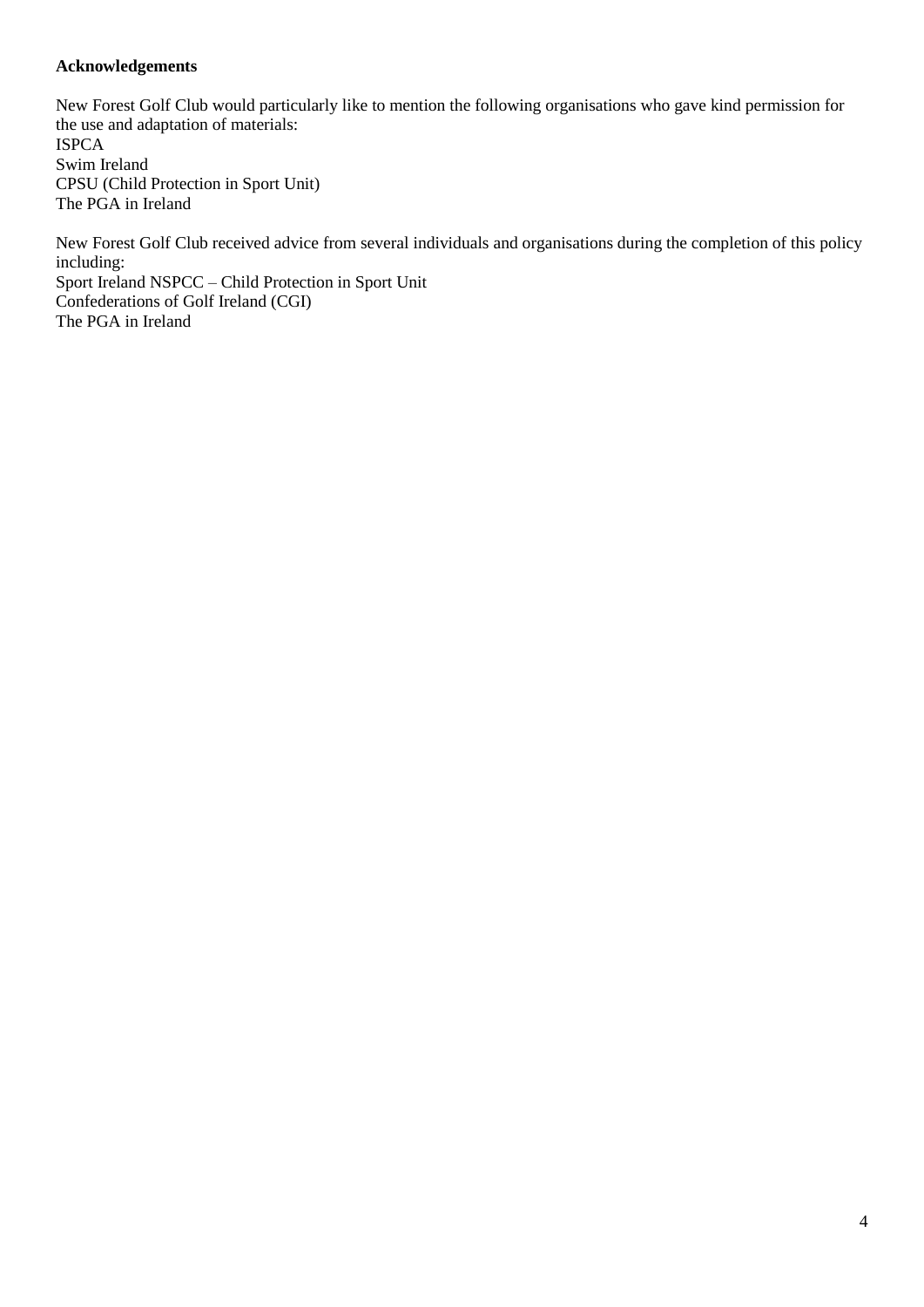**Acknowledgements**

New Forest Golf Club would particularly like to mention the following organisations who gave kind permission for the use and adaptation of materials:
ISPCA
Swim Ireland
CPSU (Child Protection in Sport Unit)
The PGA in Ireland

New Forest Golf Club received advice from several individuals and organisations during the completion of this policy including:
Sport Ireland NSPCC – Child Protection in Sport Unit
Confederations of Golf Ireland (CGI)
The PGA in Ireland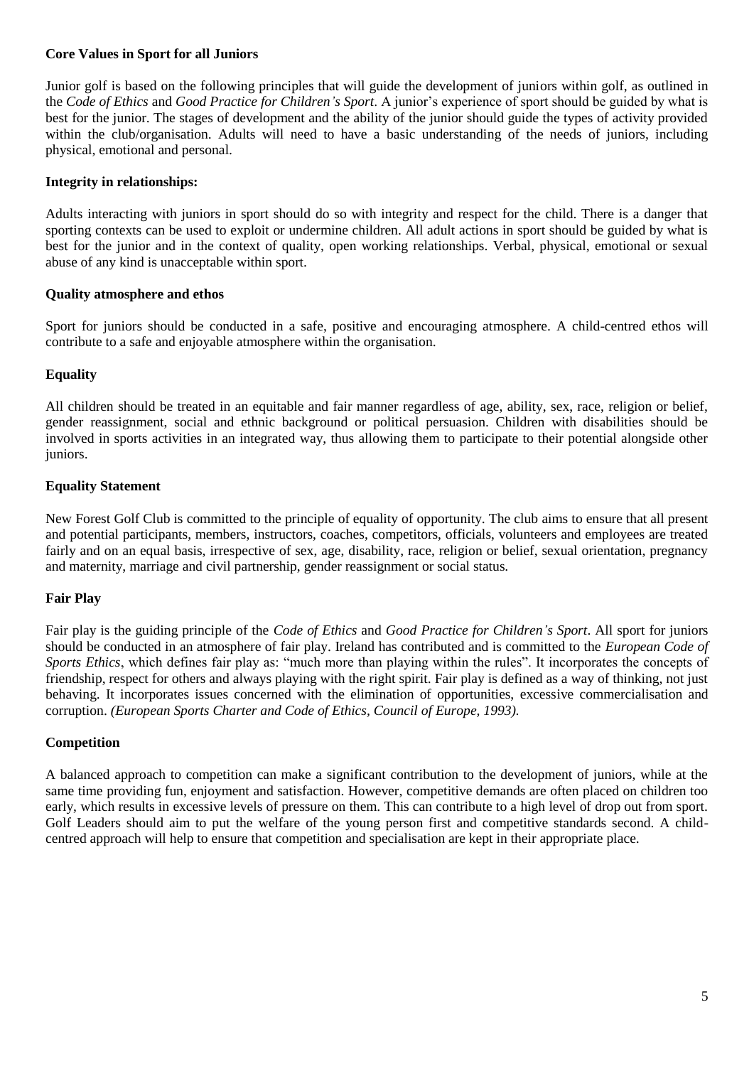**Core Values in Sport for all Juniors**

Junior golf is based on the following principles that will guide the development of juniors within golf, as outlined in the *Code of Ethics* and *Good Practice for Children's Sport*. A junior's experience of sport should be guided by what is best for the junior. The stages of development and the ability of the junior should guide the types of activity provided within the club/organisation. Adults will need to have a basic understanding of the needs of juniors, including physical, emotional and personal.

**Integrity in relationships:**

Adults interacting with juniors in sport should do so with integrity and respect for the child. There is a danger that sporting contexts can be used to exploit or undermine children. All adult actions in sport should be guided by what is best for the junior and in the context of quality, open working relationships. Verbal, physical, emotional or sexual abuse of any kind is unacceptable within sport.

**Quality atmosphere and ethos**

Sport for juniors should be conducted in a safe, positive and encouraging atmosphere. A child-centred ethos will contribute to a safe and enjoyable atmosphere within the organisation.

**Equality**

All children should be treated in an equitable and fair manner regardless of age, ability, sex, race, religion or belief, gender reassignment, social and ethnic background or political persuasion. Children with disabilities should be involved in sports activities in an integrated way, thus allowing them to participate to their potential alongside other juniors.

**Equality Statement**

New Forest Golf Club is committed to the principle of equality of opportunity. The club aims to ensure that all present and potential participants, members, instructors, coaches, competitors, officials, volunteers and employees are treated fairly and on an equal basis, irrespective of sex, age, disability, race, religion or belief, sexual orientation, pregnancy and maternity, marriage and civil partnership, gender reassignment or social status.

**Fair Play**

Fair play is the guiding principle of the *Code of Ethics* and *Good Practice for Children's Sport*. All sport for juniors should be conducted in an atmosphere of fair play. Ireland has contributed and is committed to the *European Code of Sports Ethics*, which defines fair play as: "much more than playing within the rules". It incorporates the concepts of friendship, respect for others and always playing with the right spirit. Fair play is defined as a way of thinking, not just behaving. It incorporates issues concerned with the elimination of opportunities, excessive commercialisation and corruption. *(European Sports Charter and Code of Ethics, Council of Europe, 1993).*

**Competition**

A balanced approach to competition can make a significant contribution to the development of juniors, while at the same time providing fun, enjoyment and satisfaction. However, competitive demands are often placed on children too early, which results in excessive levels of pressure on them. This can contribute to a high level of drop out from sport. Golf Leaders should aim to put the welfare of the young person first and competitive standards second. A child-centred approach will help to ensure that competition and specialisation are kept in their appropriate place.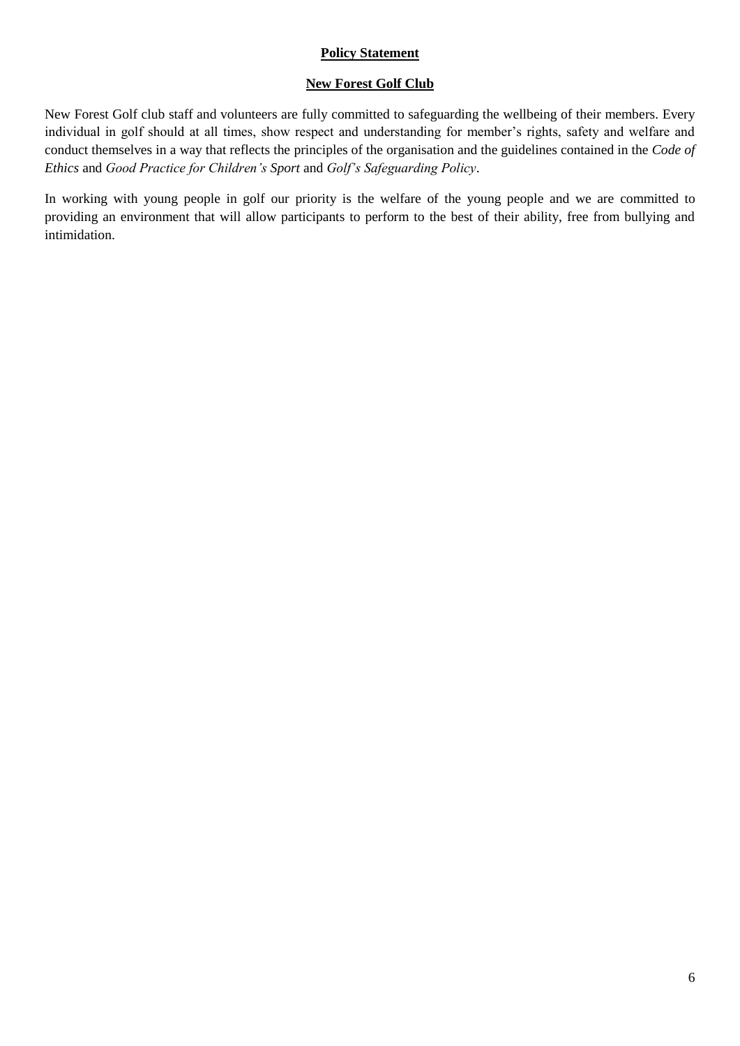**Policy Statement**

**New Forest Golf Club**

New Forest Golf club staff and volunteers are fully committed to safeguarding the wellbeing of their members. Every individual in golf should at all times, show respect and understanding for member's rights, safety and welfare and conduct themselves in a way that reflects the principles of the organisation and the guidelines contained in the *Code of Ethics* and *Good Practice for Children's Sport* and *Golf's Safeguarding Policy*.

In working with young people in golf our priority is the welfare of the young people and we are committed to providing an environment that will allow participants to perform to the best of their ability, free from bullying and intimidation.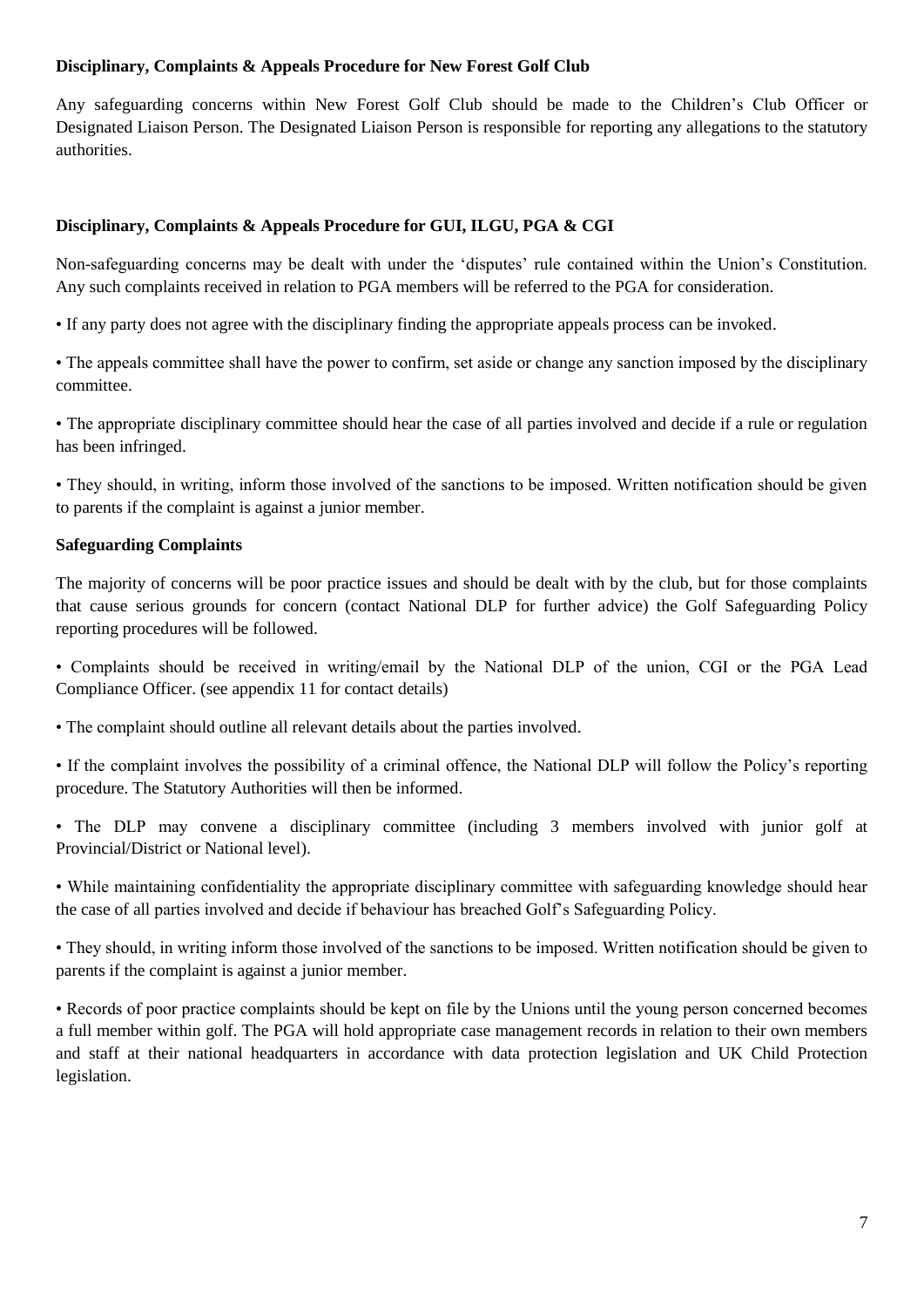**Disciplinary, Complaints & Appeals Procedure for New Forest Golf Club**

Any safeguarding concerns within New Forest Golf Club should be made to the Children's Club Officer or Designated Liaison Person. The Designated Liaison Person is responsible for reporting any allegations to the statutory authorities.

**Disciplinary, Complaints & Appeals Procedure for GUI, ILGU, PGA & CGI**

Non-safeguarding concerns may be dealt with under the 'disputes' rule contained within the Union's Constitution. Any such complaints received in relation to PGA members will be referred to the PGA for consideration.

- If any party does not agree with the disciplinary finding the appropriate appeals process can be invoked.
- The appeals committee shall have the power to confirm, set aside or change any sanction imposed by the disciplinary committee.
- The appropriate disciplinary committee should hear the case of all parties involved and decide if a rule or regulation has been infringed.
- They should, in writing, inform those involved of the sanctions to be imposed. Written notification should be given to parents if the complaint is against a junior member.

**Safeguarding Complaints**

The majority of concerns will be poor practice issues and should be dealt with by the club, but for those complaints that cause serious grounds for concern (contact National DLP for further advice) the Golf Safeguarding Policy reporting procedures will be followed.

- Complaints should be received in writing/email by the National DLP of the union, CGI or the PGA Lead Compliance Officer. (see appendix 11 for contact details)
- The complaint should outline all relevant details about the parties involved.
- If the complaint involves the possibility of a criminal offence, the National DLP will follow the Policy's reporting procedure. The Statutory Authorities will then be informed.
- The DLP may convene a disciplinary committee (including 3 members involved with junior golf at Provincial/District or National level).
- While maintaining confidentiality the appropriate disciplinary committee with safeguarding knowledge should hear the case of all parties involved and decide if behaviour has breached Golf's Safeguarding Policy.
- They should, in writing inform those involved of the sanctions to be imposed. Written notification should be given to parents if the complaint is against a junior member.
- Records of poor practice complaints should be kept on file by the Unions until the young person concerned becomes a full member within golf. The PGA will hold appropriate case management records in relation to their own members and staff at their national headquarters in accordance with data protection legislation and UK Child Protection legislation.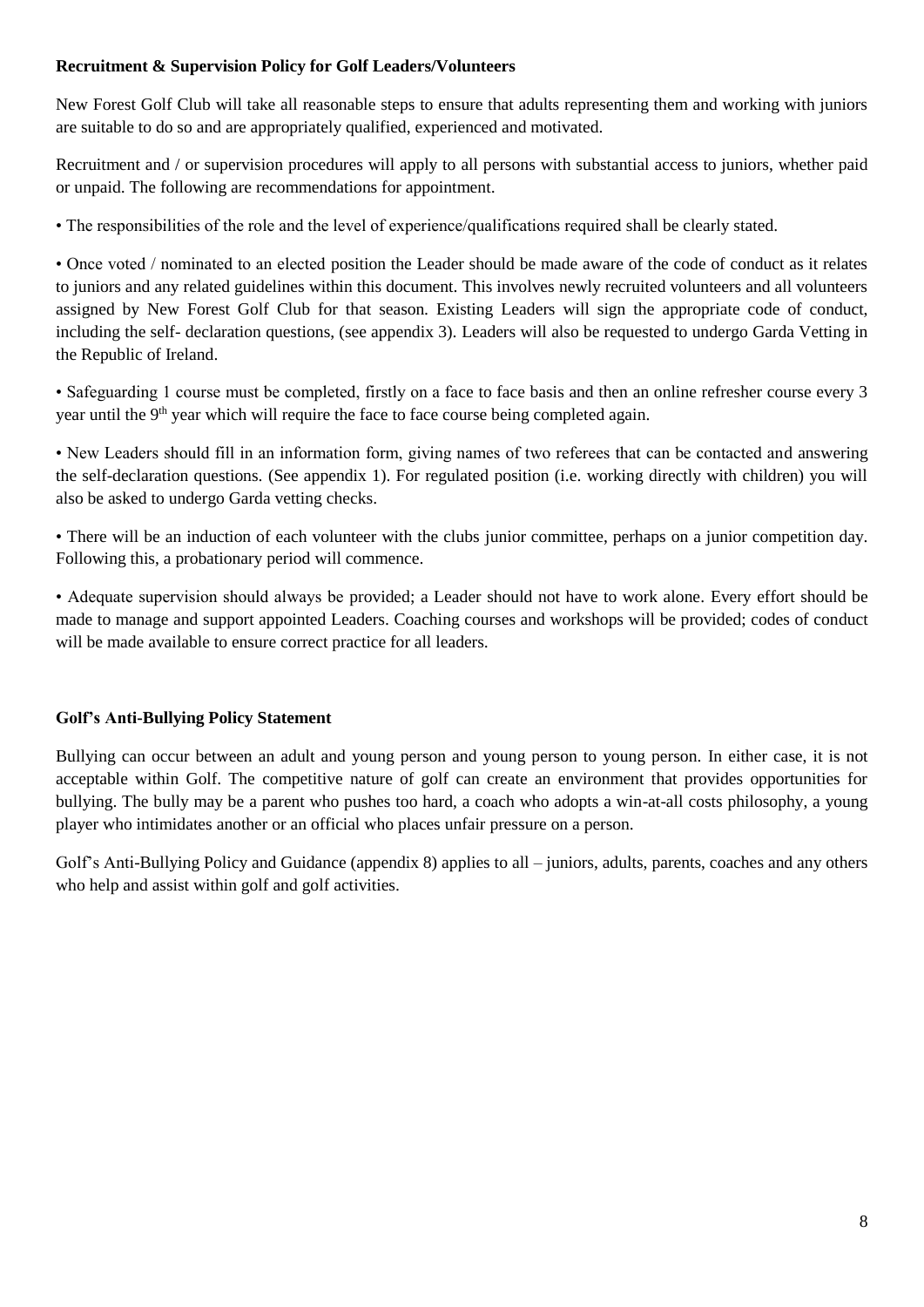**Recruitment & Supervision Policy for Golf Leaders/Volunteers**

New Forest Golf Club will take all reasonable steps to ensure that adults representing them and working with juniors are suitable to do so and are appropriately qualified, experienced and motivated.

Recruitment and / or supervision procedures will apply to all persons with substantial access to juniors, whether paid or unpaid. The following are recommendations for appointment.

• The responsibilities of the role and the level of experience/qualifications required shall be clearly stated.

• Once voted / nominated to an elected position the Leader should be made aware of the code of conduct as it relates to juniors and any related guidelines within this document. This involves newly recruited volunteers and all volunteers assigned by New Forest Golf Club for that season. Existing Leaders will sign the appropriate code of conduct, including the self- declaration questions, (see appendix 3). Leaders will also be requested to undergo Garda Vetting in the Republic of Ireland.

• Safeguarding 1 course must be completed, firstly on a face to face basis and then an online refresher course every 3 year until the 9th year which will require the face to face course being completed again.

• New Leaders should fill in an information form, giving names of two referees that can be contacted and answering the self-declaration questions. (See appendix 1). For regulated position (i.e. working directly with children) you will also be asked to undergo Garda vetting checks.

• There will be an induction of each volunteer with the clubs junior committee, perhaps on a junior competition day. Following this, a probationary period will commence.

• Adequate supervision should always be provided; a Leader should not have to work alone. Every effort should be made to manage and support appointed Leaders. Coaching courses and workshops will be provided; codes of conduct will be made available to ensure correct practice for all leaders.

**Golf's Anti-Bullying Policy Statement**

Bullying can occur between an adult and young person and young person to young person. In either case, it is not acceptable within Golf. The competitive nature of golf can create an environment that provides opportunities for bullying. The bully may be a parent who pushes too hard, a coach who adopts a win-at-all costs philosophy, a young player who intimidates another or an official who places unfair pressure on a person.

Golf's Anti-Bullying Policy and Guidance (appendix 8) applies to all – juniors, adults, parents, coaches and any others who help and assist within golf and golf activities.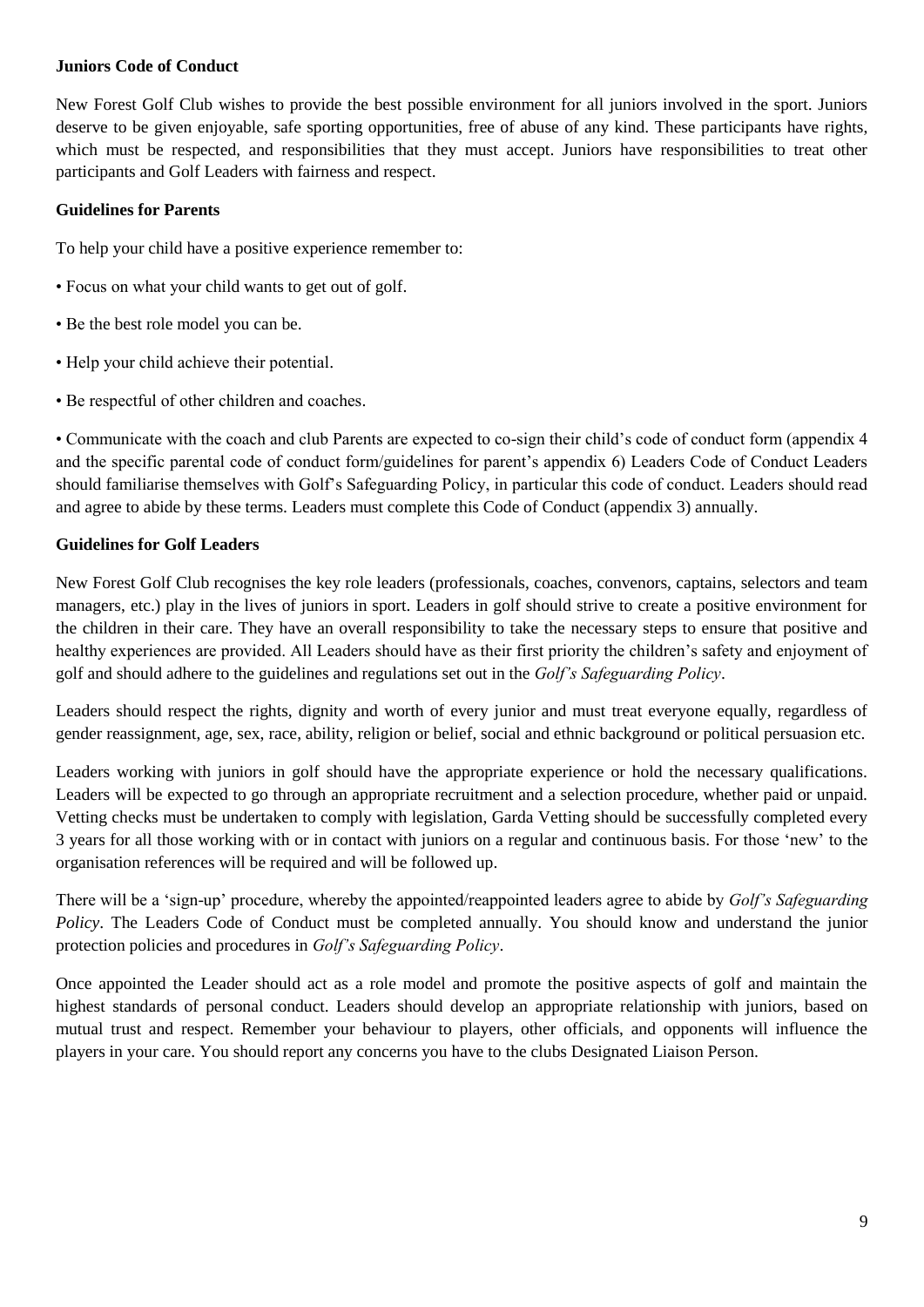**Juniors Code of Conduct**

New Forest Golf Club wishes to provide the best possible environment for all juniors involved in the sport. Juniors deserve to be given enjoyable, safe sporting opportunities, free of abuse of any kind. These participants have rights, which must be respected, and responsibilities that they must accept. Juniors have responsibilities to treat other participants and Golf Leaders with fairness and respect.

**Guidelines for Parents**

To help your child have a positive experience remember to:

• Focus on what your child wants to get out of golf.

• Be the best role model you can be.

• Help your child achieve their potential.

• Be respectful of other children and coaches.

• Communicate with the coach and club Parents are expected to co-sign their child's code of conduct form (appendix 4 and the specific parental code of conduct form/guidelines for parent's appendix 6) Leaders Code of Conduct Leaders should familiarise themselves with Golf's Safeguarding Policy, in particular this code of conduct. Leaders should read and agree to abide by these terms. Leaders must complete this Code of Conduct (appendix 3) annually.

**Guidelines for Golf Leaders**

New Forest Golf Club recognises the key role leaders (professionals, coaches, convenors, captains, selectors and team managers, etc.) play in the lives of juniors in sport. Leaders in golf should strive to create a positive environment for the children in their care. They have an overall responsibility to take the necessary steps to ensure that positive and healthy experiences are provided. All Leaders should have as their first priority the children's safety and enjoyment of golf and should adhere to the guidelines and regulations set out in the *Golf's Safeguarding Policy*.

Leaders should respect the rights, dignity and worth of every junior and must treat everyone equally, regardless of gender reassignment, age, sex, race, ability, religion or belief, social and ethnic background or political persuasion etc.

Leaders working with juniors in golf should have the appropriate experience or hold the necessary qualifications. Leaders will be expected to go through an appropriate recruitment and a selection procedure, whether paid or unpaid. Vetting checks must be undertaken to comply with legislation, Garda Vetting should be successfully completed every 3 years for all those working with or in contact with juniors on a regular and continuous basis. For those 'new' to the organisation references will be required and will be followed up.

There will be a 'sign-up' procedure, whereby the appointed/reappointed leaders agree to abide by *Golf's Safeguarding Policy*. The Leaders Code of Conduct must be completed annually. You should know and understand the junior protection policies and procedures in *Golf's Safeguarding Policy*.

Once appointed the Leader should act as a role model and promote the positive aspects of golf and maintain the highest standards of personal conduct. Leaders should develop an appropriate relationship with juniors, based on mutual trust and respect. Remember your behaviour to players, other officials, and opponents will influence the players in your care. You should report any concerns you have to the clubs Designated Liaison Person.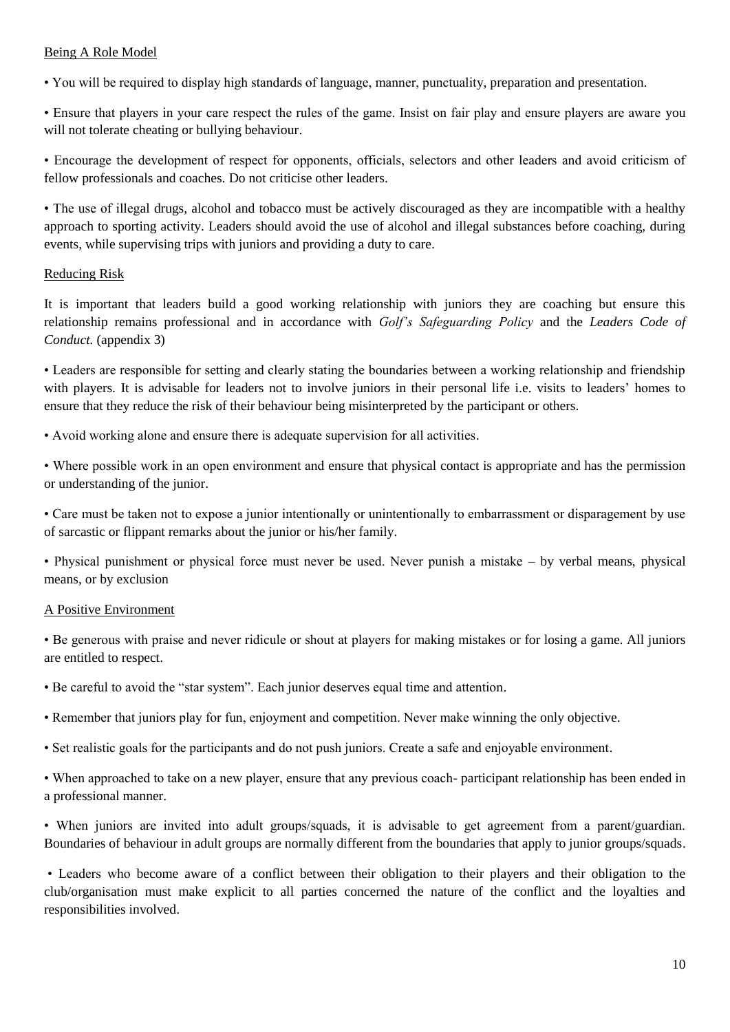Being A Role Model

- You will be required to display high standards of language, manner, punctuality, preparation and presentation.
- Ensure that players in your care respect the rules of the game. Insist on fair play and ensure players are aware you will not tolerate cheating or bullying behaviour.
- Encourage the development of respect for opponents, officials, selectors and other leaders and avoid criticism of fellow professionals and coaches. Do not criticise other leaders.
- The use of illegal drugs, alcohol and tobacco must be actively discouraged as they are incompatible with a healthy approach to sporting activity. Leaders should avoid the use of alcohol and illegal substances before coaching, during events, while supervising trips with juniors and providing a duty to care.

Reducing Risk

It is important that leaders build a good working relationship with juniors they are coaching but ensure this relationship remains professional and in accordance with *Golf's Safeguarding Policy* and the *Leaders Code of Conduct.* (appendix 3)

- Leaders are responsible for setting and clearly stating the boundaries between a working relationship and friendship with players. It is advisable for leaders not to involve juniors in their personal life i.e. visits to leaders' homes to ensure that they reduce the risk of their behaviour being misinterpreted by the participant or others.
- Avoid working alone and ensure there is adequate supervision for all activities.
- Where possible work in an open environment and ensure that physical contact is appropriate and has the permission or understanding of the junior.
- Care must be taken not to expose a junior intentionally or unintentionally to embarrassment or disparagement by use of sarcastic or flippant remarks about the junior or his/her family.
- Physical punishment or physical force must never be used. Never punish a mistake – by verbal means, physical means, or by exclusion

A Positive Environment

- Be generous with praise and never ridicule or shout at players for making mistakes or for losing a game. All juniors are entitled to respect.
- Be careful to avoid the "star system". Each junior deserves equal time and attention.
- Remember that juniors play for fun, enjoyment and competition. Never make winning the only objective.
- Set realistic goals for the participants and do not push juniors. Create a safe and enjoyable environment.
- When approached to take on a new player, ensure that any previous coach- participant relationship has been ended in a professional manner.
- When juniors are invited into adult groups/squads, it is advisable to get agreement from a parent/guardian. Boundaries of behaviour in adult groups are normally different from the boundaries that apply to junior groups/squads.
- Leaders who become aware of a conflict between their obligation to their players and their obligation to the club/organisation must make explicit to all parties concerned the nature of the conflict and the loyalties and responsibilities involved.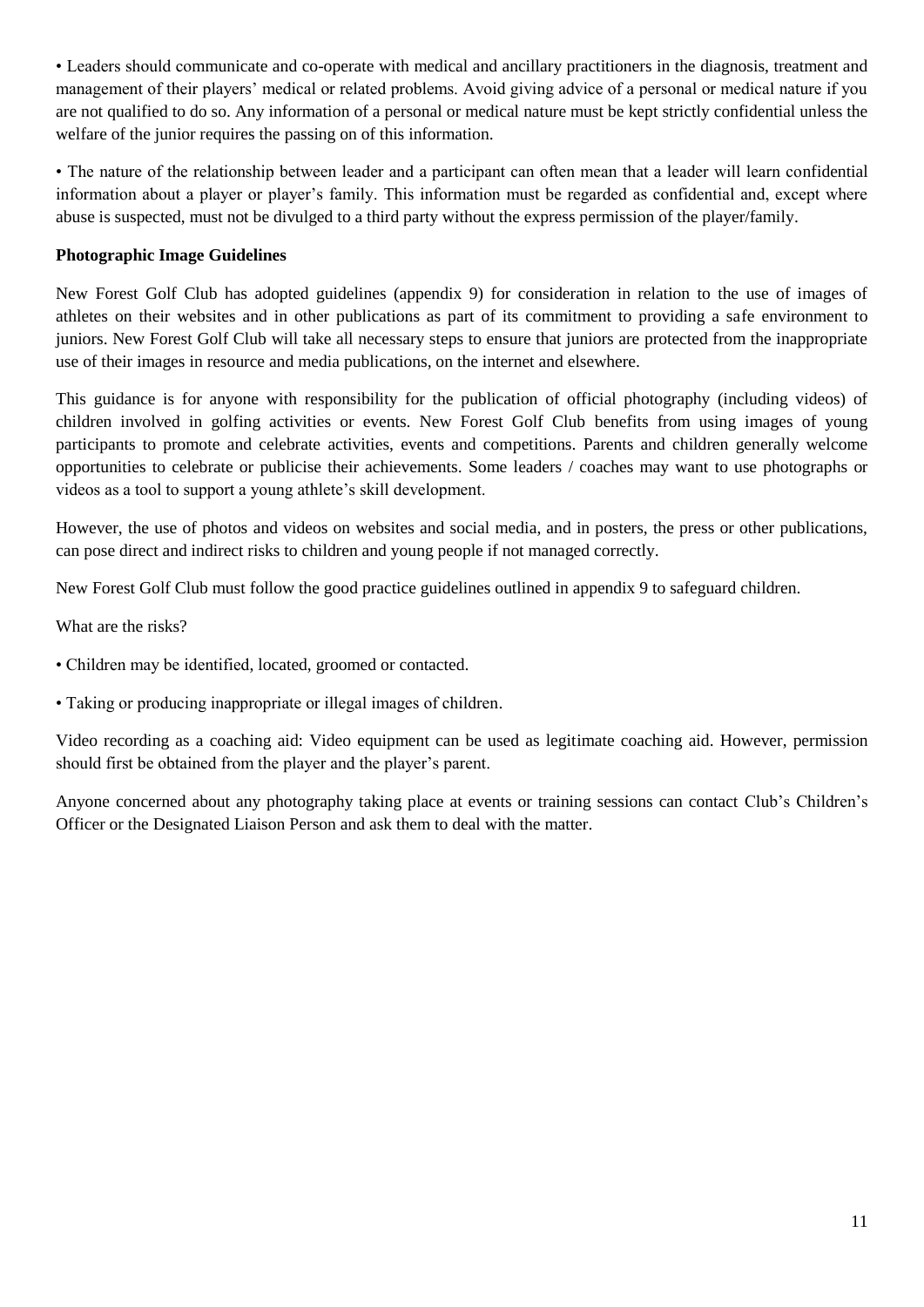- Leaders should communicate and co-operate with medical and ancillary practitioners in the diagnosis, treatment and management of their players' medical or related problems. Avoid giving advice of a personal or medical nature if you are not qualified to do so. Any information of a personal or medical nature must be kept strictly confidential unless the welfare of the junior requires the passing on of this information.

- The nature of the relationship between leader and a participant can often mean that a leader will learn confidential information about a player or player's family. This information must be regarded as confidential and, except where abuse is suspected, must not be divulged to a third party without the express permission of the player/family.

**Photographic Image Guidelines**

New Forest Golf Club has adopted guidelines (appendix 9) for consideration in relation to the use of images of athletes on their websites and in other publications as part of its commitment to providing a safe environment to juniors. New Forest Golf Club will take all necessary steps to ensure that juniors are protected from the inappropriate use of their images in resource and media publications, on the internet and elsewhere.

This guidance is for anyone with responsibility for the publication of official photography (including videos) of children involved in golfing activities or events. New Forest Golf Club benefits from using images of young participants to promote and celebrate activities, events and competitions. Parents and children generally welcome opportunities to celebrate or publicise their achievements. Some leaders / coaches may want to use photographs or videos as a tool to support a young athlete's skill development.

However, the use of photos and videos on websites and social media, and in posters, the press or other publications, can pose direct and indirect risks to children and young people if not managed correctly.

New Forest Golf Club must follow the good practice guidelines outlined in appendix 9 to safeguard children.

What are the risks?

- Children may be identified, located, groomed or contacted.

- Taking or producing inappropriate or illegal images of children.

Video recording as a coaching aid: Video equipment can be used as legitimate coaching aid. However, permission should first be obtained from the player and the player's parent.

Anyone concerned about any photography taking place at events or training sessions can contact Club's Children's Officer or the Designated Liaison Person and ask them to deal with the matter.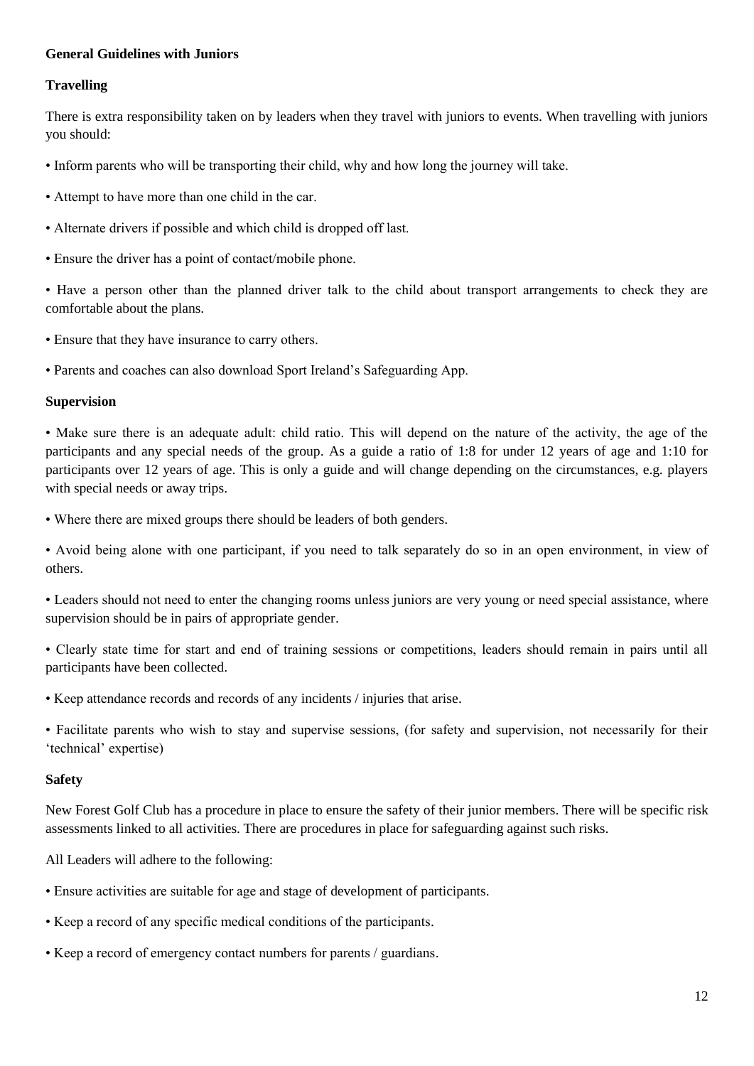**General Guidelines with Juniors**

**Travelling**

There is extra responsibility taken on by leaders when they travel with juniors to events. When travelling with juniors you should:

- Inform parents who will be transporting their child, why and how long the journey will take.
- Attempt to have more than one child in the car.
- Alternate drivers if possible and which child is dropped off last.
- Ensure the driver has a point of contact/mobile phone.
- Have a person other than the planned driver talk to the child about transport arrangements to check they are comfortable about the plans.
- Ensure that they have insurance to carry others.
- Parents and coaches can also download Sport Ireland's Safeguarding App.

**Supervision**

- Make sure there is an adequate adult: child ratio. This will depend on the nature of the activity, the age of the participants and any special needs of the group. As a guide a ratio of 1:8 for under 12 years of age and 1:10 for participants over 12 years of age. This is only a guide and will change depending on the circumstances, e.g. players with special needs or away trips.
- Where there are mixed groups there should be leaders of both genders.
- Avoid being alone with one participant, if you need to talk separately do so in an open environment, in view of others.
- Leaders should not need to enter the changing rooms unless juniors are very young or need special assistance, where supervision should be in pairs of appropriate gender.
- Clearly state time for start and end of training sessions or competitions, leaders should remain in pairs until all participants have been collected.
- Keep attendance records and records of any incidents / injuries that arise.
- Facilitate parents who wish to stay and supervise sessions, (for safety and supervision, not necessarily for their 'technical' expertise)

**Safety**

New Forest Golf Club has a procedure in place to ensure the safety of their junior members. There will be specific risk assessments linked to all activities. There are procedures in place for safeguarding against such risks.

All Leaders will adhere to the following:

- Ensure activities are suitable for age and stage of development of participants.
- Keep a record of any specific medical conditions of the participants.
- Keep a record of emergency contact numbers for parents / guardians.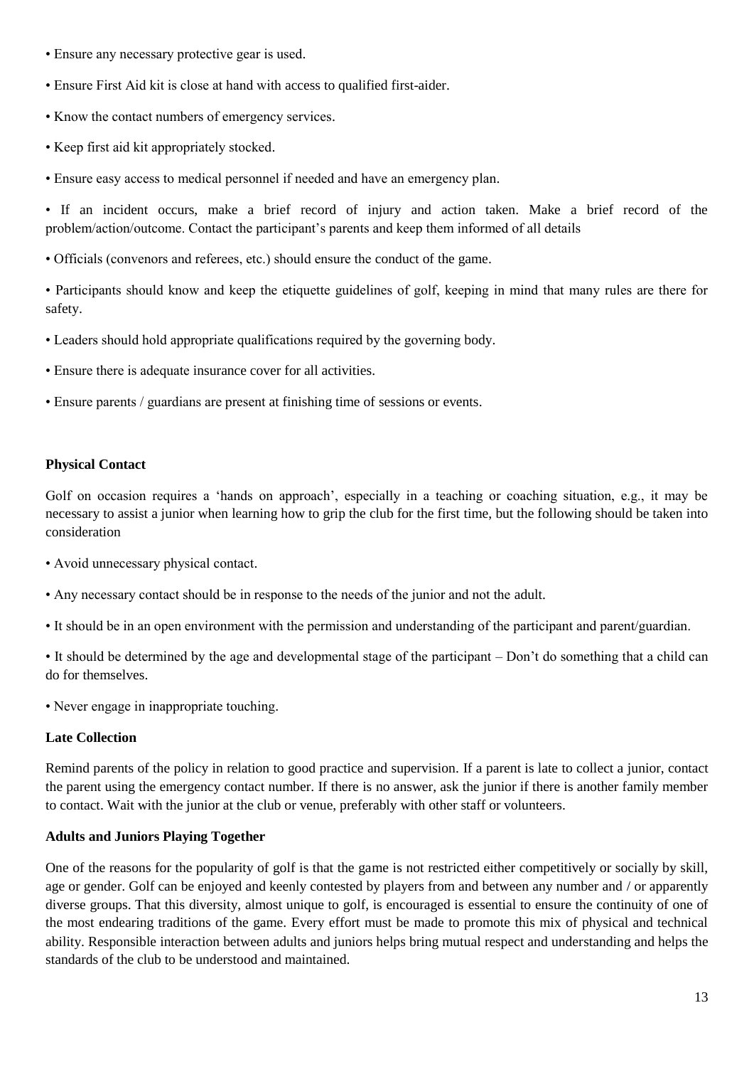- Ensure any necessary protective gear is used.
- Ensure First Aid kit is close at hand with access to qualified first-aider.
- Know the contact numbers of emergency services.
- Keep first aid kit appropriately stocked.
- Ensure easy access to medical personnel if needed and have an emergency plan.
- If an incident occurs, make a brief record of injury and action taken. Make a brief record of the problem/action/outcome. Contact the participant's parents and keep them informed of all details
- Officials (convenors and referees, etc.) should ensure the conduct of the game.
- Participants should know and keep the etiquette guidelines of golf, keeping in mind that many rules are there for safety.
- Leaders should hold appropriate qualifications required by the governing body.
- Ensure there is adequate insurance cover for all activities.
- Ensure parents / guardians are present at finishing time of sessions or events.

**Physical Contact**

Golf on occasion requires a 'hands on approach', especially in a teaching or coaching situation, e.g., it may be necessary to assist a junior when learning how to grip the club for the first time, but the following should be taken into consideration

- Avoid unnecessary physical contact.
- Any necessary contact should be in response to the needs of the junior and not the adult.
- It should be in an open environment with the permission and understanding of the participant and parent/guardian.
- It should be determined by the age and developmental stage of the participant – Don't do something that a child can do for themselves.
- Never engage in inappropriate touching.

**Late Collection**

Remind parents of the policy in relation to good practice and supervision. If a parent is late to collect a junior, contact the parent using the emergency contact number. If there is no answer, ask the junior if there is another family member to contact. Wait with the junior at the club or venue, preferably with other staff or volunteers.

**Adults and Juniors Playing Together**

One of the reasons for the popularity of golf is that the game is not restricted either competitively or socially by skill, age or gender. Golf can be enjoyed and keenly contested by players from and between any number and / or apparently diverse groups. That this diversity, almost unique to golf, is encouraged is essential to ensure the continuity of one of the most endearing traditions of the game. Every effort must be made to promote this mix of physical and technical ability. Responsible interaction between adults and juniors helps bring mutual respect and understanding and helps the standards of the club to be understood and maintained.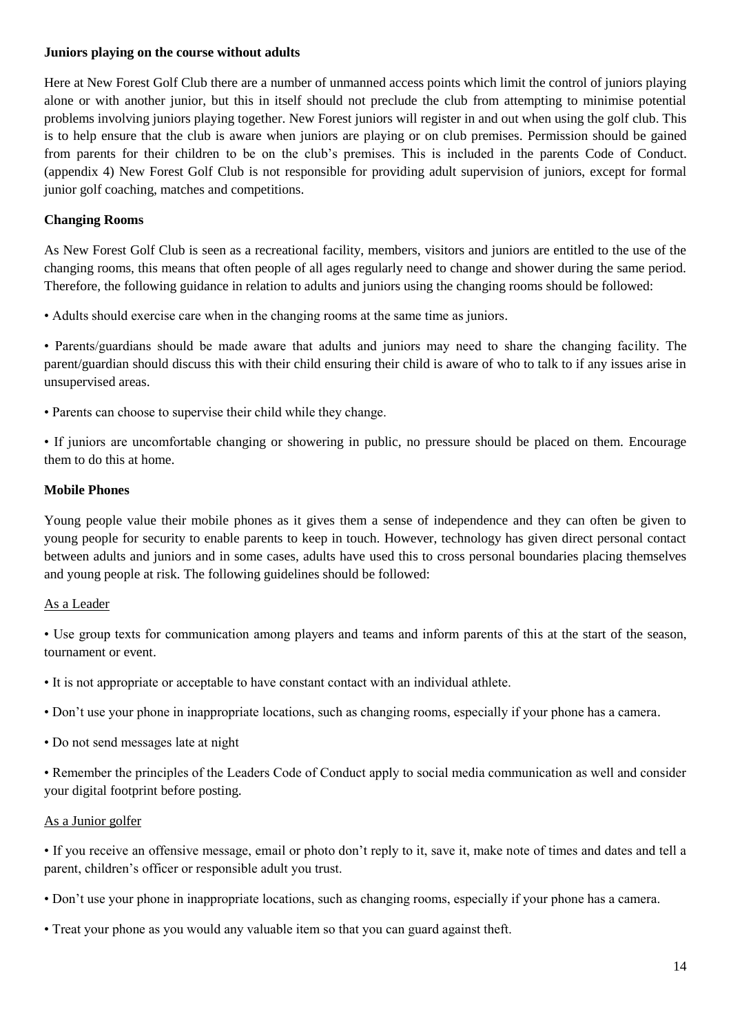**Juniors playing on the course without adults**

Here at New Forest Golf Club there are a number of unmanned access points which limit the control of juniors playing alone or with another junior, but this in itself should not preclude the club from attempting to minimise potential problems involving juniors playing together. New Forest juniors will register in and out when using the golf club. This is to help ensure that the club is aware when juniors are playing or on club premises. Permission should be gained from parents for their children to be on the club's premises. This is included in the parents Code of Conduct. (appendix 4) New Forest Golf Club is not responsible for providing adult supervision of juniors, except for formal junior golf coaching, matches and competitions.

**Changing Rooms**

As New Forest Golf Club is seen as a recreational facility, members, visitors and juniors are entitled to the use of the changing rooms, this means that often people of all ages regularly need to change and shower during the same period. Therefore, the following guidance in relation to adults and juniors using the changing rooms should be followed:

• Adults should exercise care when in the changing rooms at the same time as juniors.

• Parents/guardians should be made aware that adults and juniors may need to share the changing facility. The parent/guardian should discuss this with their child ensuring their child is aware of who to talk to if any issues arise in unsupervised areas.

• Parents can choose to supervise their child while they change.

• If juniors are uncomfortable changing or showering in public, no pressure should be placed on them. Encourage them to do this at home.

**Mobile Phones**

Young people value their mobile phones as it gives them a sense of independence and they can often be given to young people for security to enable parents to keep in touch. However, technology has given direct personal contact between adults and juniors and in some cases, adults have used this to cross personal boundaries placing themselves and young people at risk. The following guidelines should be followed:

<u>As a Leader</u>

• Use group texts for communication among players and teams and inform parents of this at the start of the season, tournament or event.

• It is not appropriate or acceptable to have constant contact with an individual athlete.

• Don't use your phone in inappropriate locations, such as changing rooms, especially if your phone has a camera.

• Do not send messages late at night

• Remember the principles of the Leaders Code of Conduct apply to social media communication as well and consider your digital footprint before posting.

<u>As a Junior golfer</u>

• If you receive an offensive message, email or photo don't reply to it, save it, make note of times and dates and tell a parent, children's officer or responsible adult you trust.

• Don't use your phone in inappropriate locations, such as changing rooms, especially if your phone has a camera.

• Treat your phone as you would any valuable item so that you can guard against theft.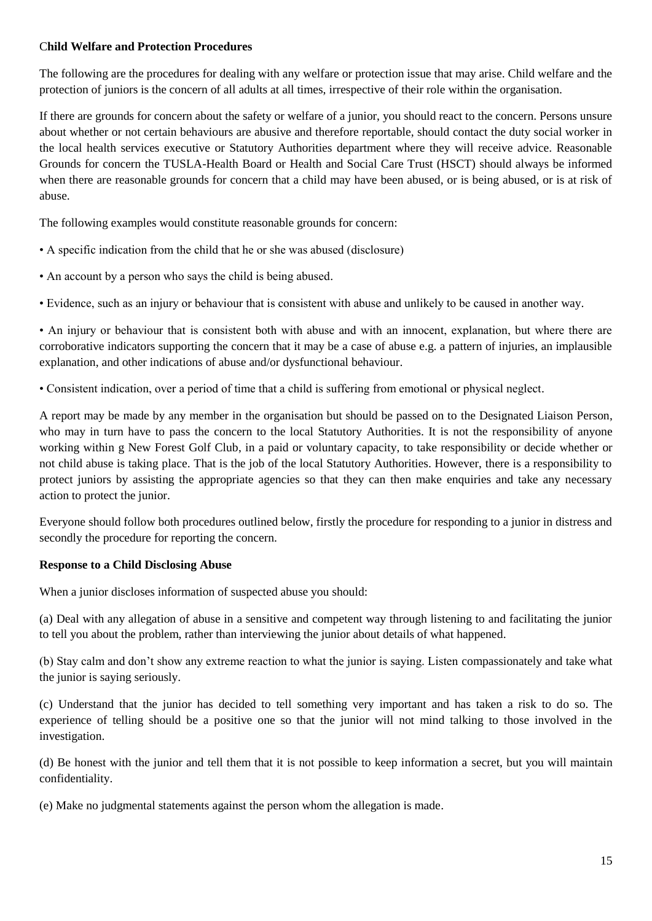**Child Welfare and Protection Procedures**

The following are the procedures for dealing with any welfare or protection issue that may arise. Child welfare and the protection of juniors is the concern of all adults at all times, irrespective of their role within the organisation.

If there are grounds for concern about the safety or welfare of a junior, you should react to the concern. Persons unsure about whether or not certain behaviours are abusive and therefore reportable, should contact the duty social worker in the local health services executive or Statutory Authorities department where they will receive advice. Reasonable Grounds for concern the TUSLA-Health Board or Health and Social Care Trust (HSCT) should always be informed when there are reasonable grounds for concern that a child may have been abused, or is being abused, or is at risk of abuse.

The following examples would constitute reasonable grounds for concern:

• A specific indication from the child that he or she was abused (disclosure)

• An account by a person who says the child is being abused.

• Evidence, such as an injury or behaviour that is consistent with abuse and unlikely to be caused in another way.

• An injury or behaviour that is consistent both with abuse and with an innocent, explanation, but where there are corroborative indicators supporting the concern that it may be a case of abuse e.g. a pattern of injuries, an implausible explanation, and other indications of abuse and/or dysfunctional behaviour.

• Consistent indication, over a period of time that a child is suffering from emotional or physical neglect.

A report may be made by any member in the organisation but should be passed on to the Designated Liaison Person, who may in turn have to pass the concern to the local Statutory Authorities. It is not the responsibility of anyone working within g New Forest Golf Club, in a paid or voluntary capacity, to take responsibility or decide whether or not child abuse is taking place. That is the job of the local Statutory Authorities. However, there is a responsibility to protect juniors by assisting the appropriate agencies so that they can then make enquiries and take any necessary action to protect the junior.

Everyone should follow both procedures outlined below, firstly the procedure for responding to a junior in distress and secondly the procedure for reporting the concern.

**Response to a Child Disclosing Abuse**

When a junior discloses information of suspected abuse you should:

(a) Deal with any allegation of abuse in a sensitive and competent way through listening to and facilitating the junior to tell you about the problem, rather than interviewing the junior about details of what happened.

(b) Stay calm and don't show any extreme reaction to what the junior is saying. Listen compassionately and take what the junior is saying seriously.

(c) Understand that the junior has decided to tell something very important and has taken a risk to do so. The experience of telling should be a positive one so that the junior will not mind talking to those involved in the investigation.

(d) Be honest with the junior and tell them that it is not possible to keep information a secret, but you will maintain confidentiality.

(e) Make no judgmental statements against the person whom the allegation is made.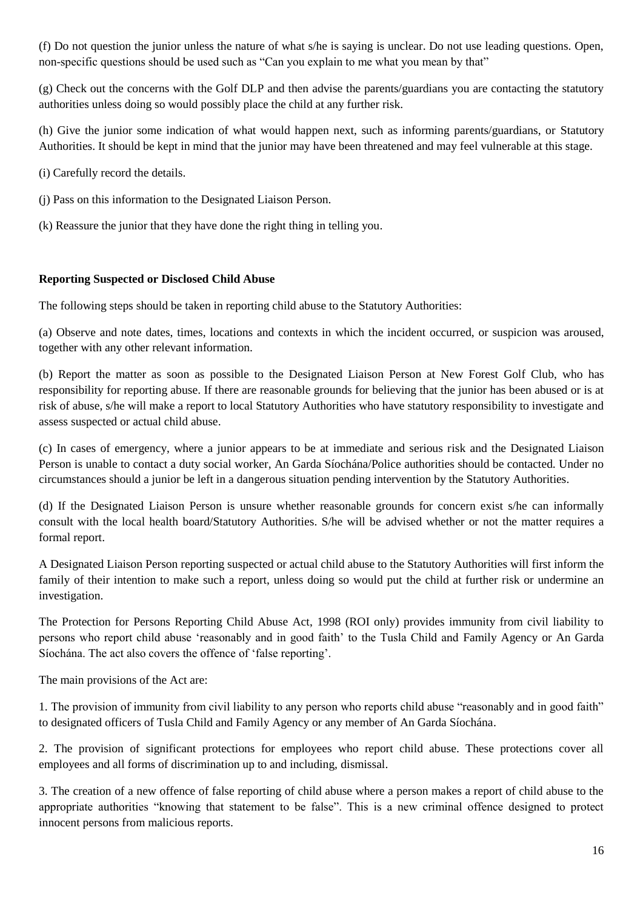(f) Do not question the junior unless the nature of what s/he is saying is unclear. Do not use leading questions. Open, non-specific questions should be used such as "Can you explain to me what you mean by that"

(g) Check out the concerns with the Golf DLP and then advise the parents/guardians you are contacting the statutory authorities unless doing so would possibly place the child at any further risk.

(h) Give the junior some indication of what would happen next, such as informing parents/guardians, or Statutory Authorities. It should be kept in mind that the junior may have been threatened and may feel vulnerable at this stage.

(i) Carefully record the details.

(j) Pass on this information to the Designated Liaison Person.

(k) Reassure the junior that they have done the right thing in telling you.

**Reporting Suspected or Disclosed Child Abuse**

The following steps should be taken in reporting child abuse to the Statutory Authorities:

(a) Observe and note dates, times, locations and contexts in which the incident occurred, or suspicion was aroused, together with any other relevant information.

(b) Report the matter as soon as possible to the Designated Liaison Person at New Forest Golf Club, who has responsibility for reporting abuse. If there are reasonable grounds for believing that the junior has been abused or is at risk of abuse, s/he will make a report to local Statutory Authorities who have statutory responsibility to investigate and assess suspected or actual child abuse.

(c) In cases of emergency, where a junior appears to be at immediate and serious risk and the Designated Liaison Person is unable to contact a duty social worker, An Garda Síochána/Police authorities should be contacted. Under no circumstances should a junior be left in a dangerous situation pending intervention by the Statutory Authorities.

(d) If the Designated Liaison Person is unsure whether reasonable grounds for concern exist s/he can informally consult with the local health board/Statutory Authorities. S/he will be advised whether or not the matter requires a formal report.

A Designated Liaison Person reporting suspected or actual child abuse to the Statutory Authorities will first inform the family of their intention to make such a report, unless doing so would put the child at further risk or undermine an investigation.

The Protection for Persons Reporting Child Abuse Act, 1998 (ROI only) provides immunity from civil liability to persons who report child abuse 'reasonably and in good faith' to the Tusla Child and Family Agency or An Garda Síochána. The act also covers the offence of 'false reporting'.

The main provisions of the Act are:

1. The provision of immunity from civil liability to any person who reports child abuse "reasonably and in good faith" to designated officers of Tusla Child and Family Agency or any member of An Garda Síochána.

2. The provision of significant protections for employees who report child abuse. These protections cover all employees and all forms of discrimination up to and including, dismissal.

3. The creation of a new offence of false reporting of child abuse where a person makes a report of child abuse to the appropriate authorities "knowing that statement to be false". This is a new criminal offence designed to protect innocent persons from malicious reports.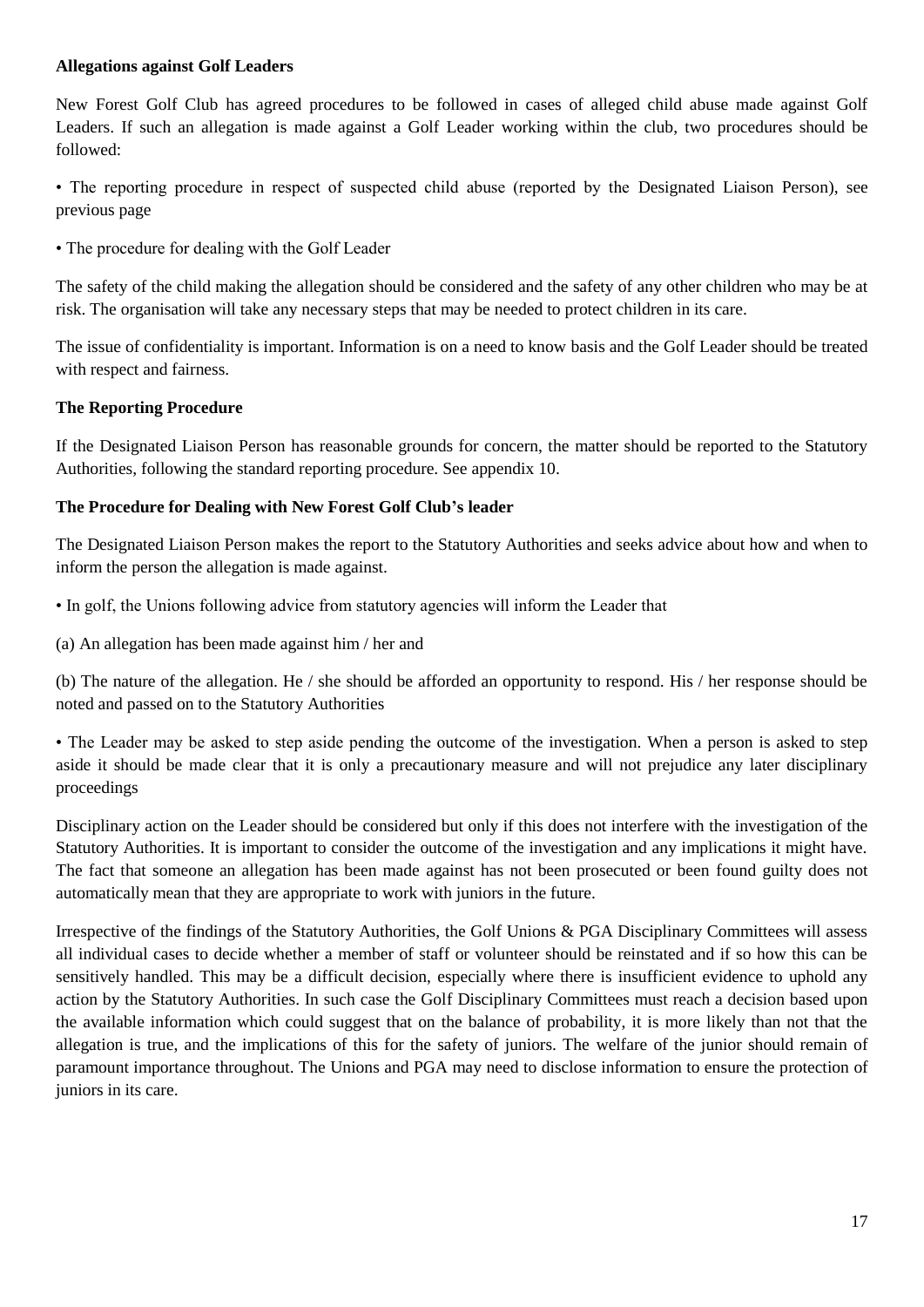**Allegations against Golf Leaders**

New Forest Golf Club has agreed procedures to be followed in cases of alleged child abuse made against Golf Leaders. If such an allegation is made against a Golf Leader working within the club, two procedures should be followed:

• The reporting procedure in respect of suspected child abuse (reported by the Designated Liaison Person), see previous page

• The procedure for dealing with the Golf Leader

The safety of the child making the allegation should be considered and the safety of any other children who may be at risk. The organisation will take any necessary steps that may be needed to protect children in its care.

The issue of confidentiality is important. Information is on a need to know basis and the Golf Leader should be treated with respect and fairness.

**The Reporting Procedure**

If the Designated Liaison Person has reasonable grounds for concern, the matter should be reported to the Statutory Authorities, following the standard reporting procedure. See appendix 10.

**The Procedure for Dealing with New Forest Golf Club's leader**

The Designated Liaison Person makes the report to the Statutory Authorities and seeks advice about how and when to inform the person the allegation is made against.

• In golf, the Unions following advice from statutory agencies will inform the Leader that

(a) An allegation has been made against him / her and

(b) The nature of the allegation. He / she should be afforded an opportunity to respond. His / her response should be noted and passed on to the Statutory Authorities

• The Leader may be asked to step aside pending the outcome of the investigation. When a person is asked to step aside it should be made clear that it is only a precautionary measure and will not prejudice any later disciplinary proceedings

Disciplinary action on the Leader should be considered but only if this does not interfere with the investigation of the Statutory Authorities. It is important to consider the outcome of the investigation and any implications it might have. The fact that someone an allegation has been made against has not been prosecuted or been found guilty does not automatically mean that they are appropriate to work with juniors in the future.

Irrespective of the findings of the Statutory Authorities, the Golf Unions & PGA Disciplinary Committees will assess all individual cases to decide whether a member of staff or volunteer should be reinstated and if so how this can be sensitively handled. This may be a difficult decision, especially where there is insufficient evidence to uphold any action by the Statutory Authorities. In such case the Golf Disciplinary Committees must reach a decision based upon the available information which could suggest that on the balance of probability, it is more likely than not that the allegation is true, and the implications of this for the safety of juniors. The welfare of the junior should remain of paramount importance throughout. The Unions and PGA may need to disclose information to ensure the protection of juniors in its care.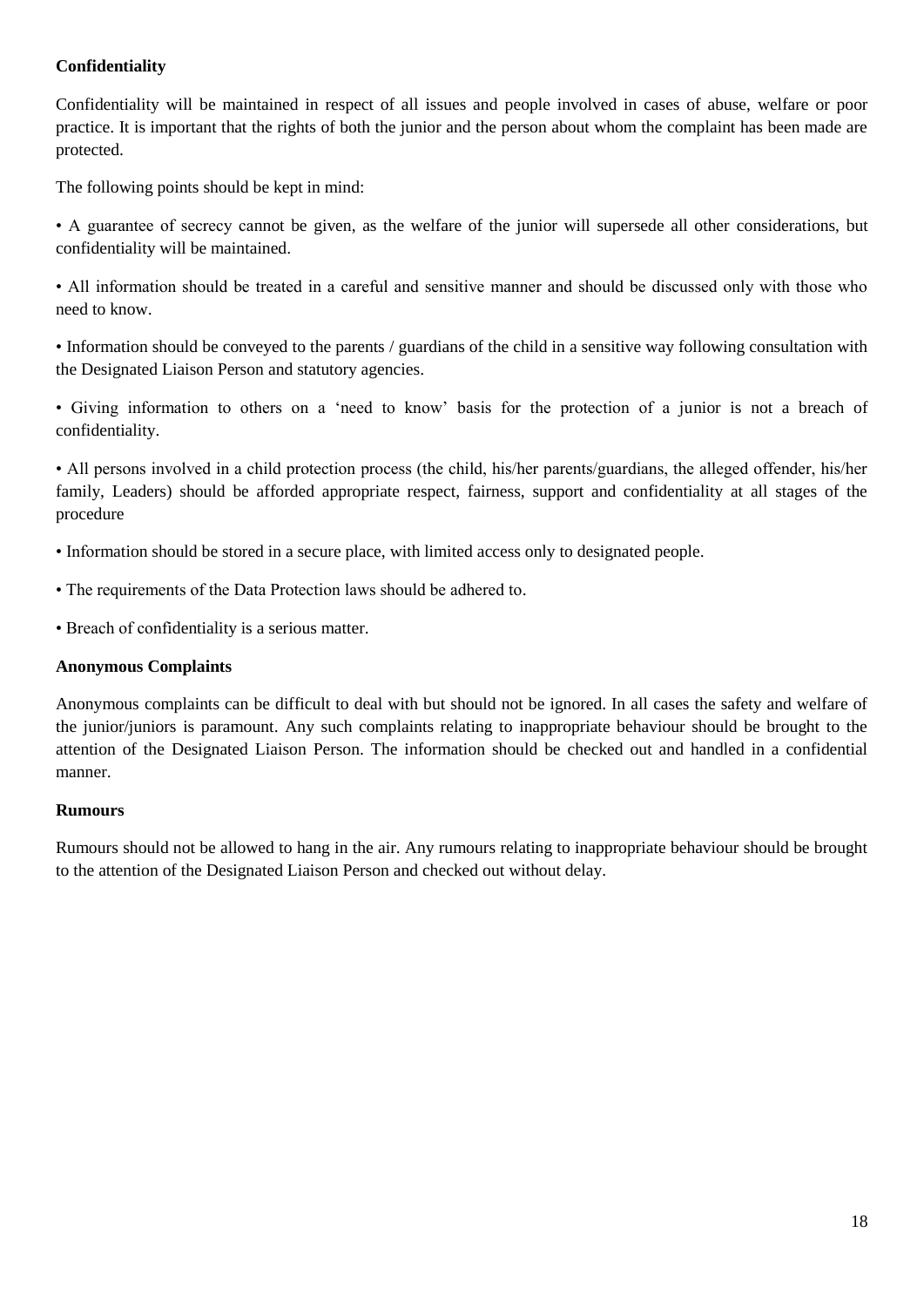**Confidentiality**

Confidentiality will be maintained in respect of all issues and people involved in cases of abuse, welfare or poor practice. It is important that the rights of both the junior and the person about whom the complaint has been made are protected.

The following points should be kept in mind:

- A guarantee of secrecy cannot be given, as the welfare of the junior will supersede all other considerations, but confidentiality will be maintained.
- All information should be treated in a careful and sensitive manner and should be discussed only with those who need to know.
- Information should be conveyed to the parents / guardians of the child in a sensitive way following consultation with the Designated Liaison Person and statutory agencies.
- Giving information to others on a 'need to know' basis for the protection of a junior is not a breach of confidentiality.
- All persons involved in a child protection process (the child, his/her parents/guardians, the alleged offender, his/her family, Leaders) should be afforded appropriate respect, fairness, support and confidentiality at all stages of the procedure
- Information should be stored in a secure place, with limited access only to designated people.
- The requirements of the Data Protection laws should be adhered to.
- Breach of confidentiality is a serious matter.

**Anonymous Complaints**

Anonymous complaints can be difficult to deal with but should not be ignored. In all cases the safety and welfare of the junior/juniors is paramount. Any such complaints relating to inappropriate behaviour should be brought to the attention of the Designated Liaison Person. The information should be checked out and handled in a confidential manner.

**Rumours**

Rumours should not be allowed to hang in the air. Any rumours relating to inappropriate behaviour should be brought to the attention of the Designated Liaison Person and checked out without delay.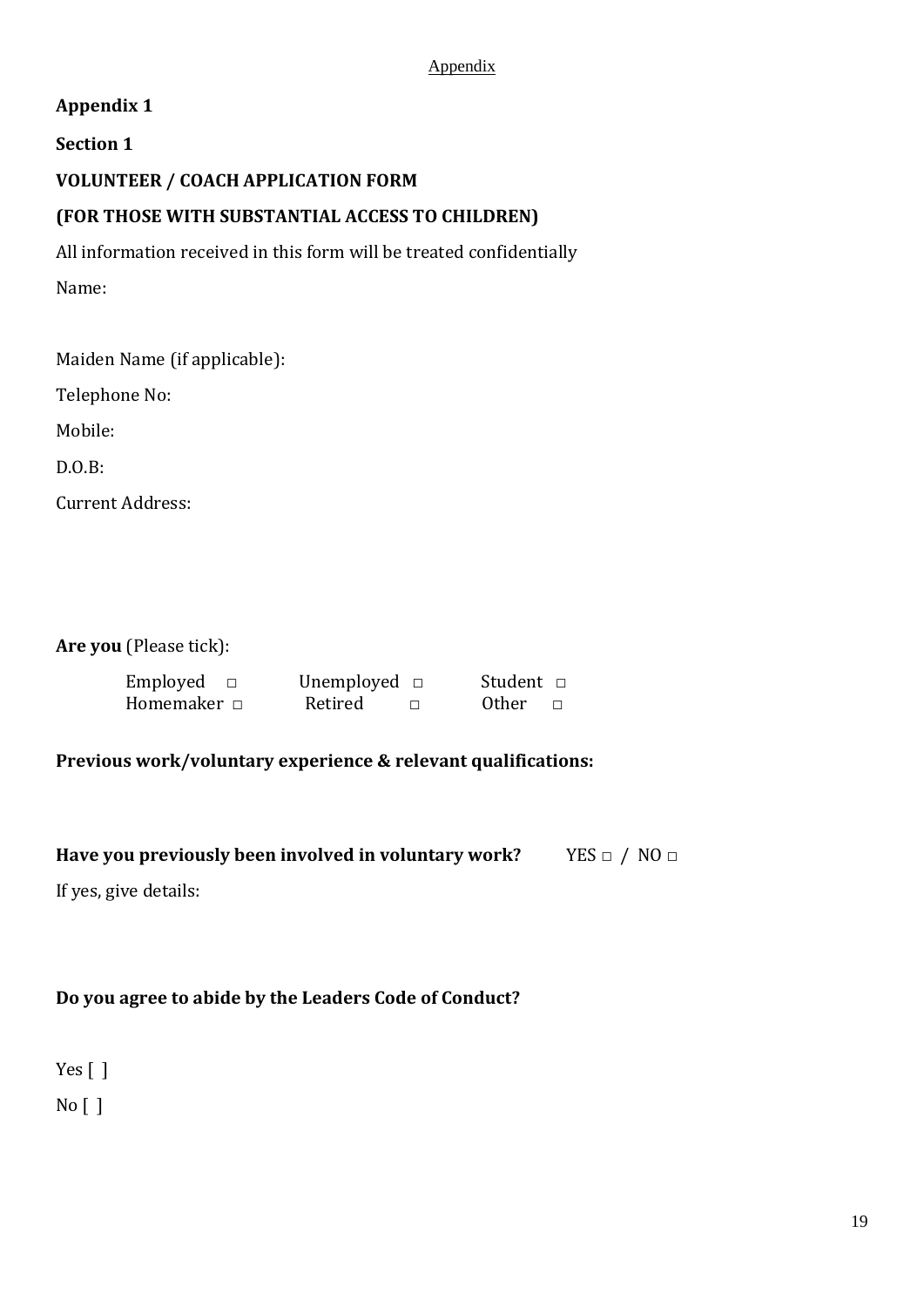**Appendix 1**

**Section 1**

**VOLUNTEER / COACH APPLICATION FORM**

**(FOR THOSE WITH SUBSTANTIAL ACCESS TO CHILDREN)**

All information received in this form will be treated confidentially

Name:

Maiden Name (if applicable):

Telephone No:

Mobile:

D.O.B:

Current Address:

**Are you** (Please tick):

Employed □ Unemployed □ Student □
Homemaker □ Retired □ Other □

**Previous work/voluntary experience & relevant qualifications:**

**Have you previously been involved in voluntary work?** YES □ / NO □

If yes, give details:

**Do you agree to abide by the Leaders Code of Conduct?**

Yes [ ]

No [ ]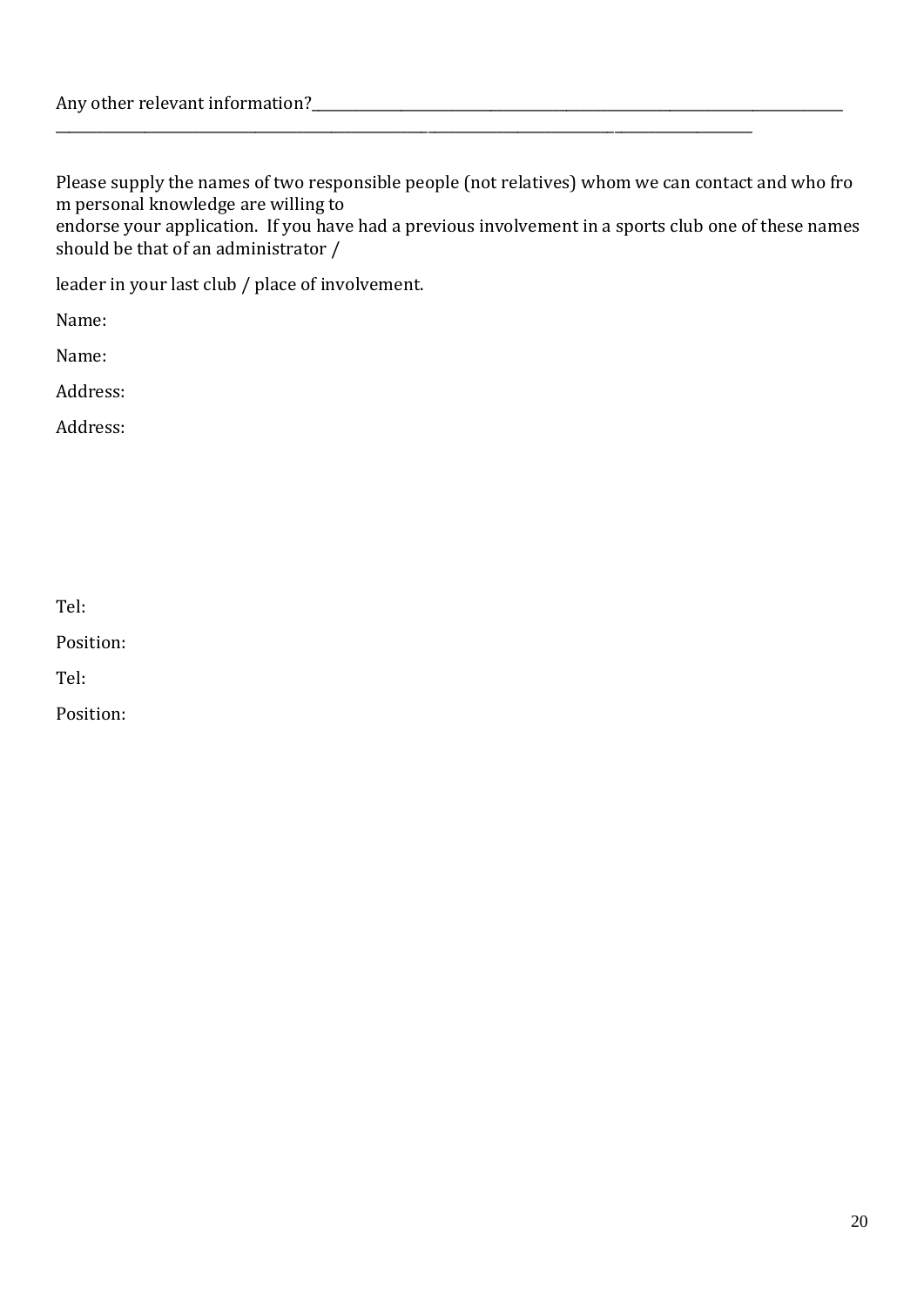Any other relevant information?\_\_\_\_\_\_\_\_\_\_\_\_\_\_\_\_\_\_\_\_\_\_\_\_\_\_\_\_\_\_\_\_\_\_\_\_\_\_\_\_\_\_\_\_\_\_\_\_\_\_\_\_\_\_\_\_\_\_\_\_\_\_\_\_\_\_\_\_\_\_\_\_\_\_\_\_
\_\_\_\_\_\_\_\_\_\_\_\_\_\_\_\_\_\_\_\_\_\_\_\_\_\_\_\_\_\_\_\_\_\_\_\_\_\_\_\_\_\_\_\_\_\_\_\_\_\_\_\_\_\_\_\_\_\_\_\_\_\_\_\_\_\_\_\_\_\_\_\_\_\_\_\_\_\_\_\_\_\_\_\_\_\_\_\_\_\_\_\_\_\_

Please supply the names of two responsible people (not relatives) whom we can contact and who fro m personal knowledge are willing to
endorse your application. If you have had a previous involvement in a sports club one of these names should be that of an administrator /

leader in your last club / place of involvement.

Name:

Name:

Address:

Address:

Tel:

Position:

Tel:

Position: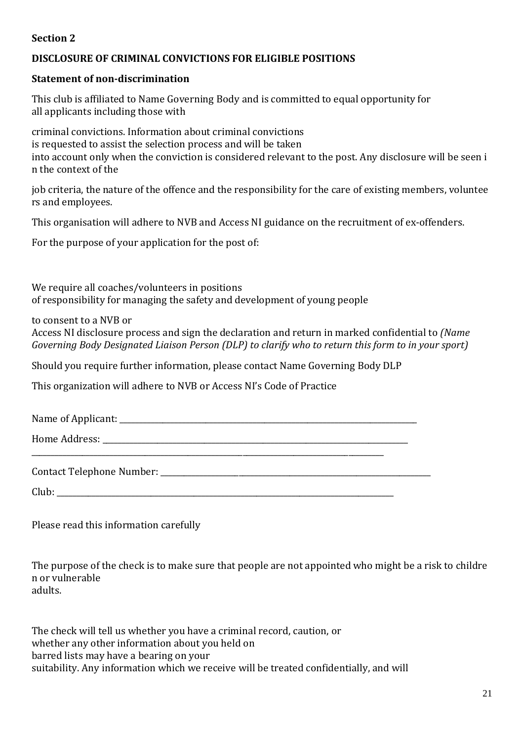**Section 2**

**DISCLOSURE OF CRIMINAL CONVICTIONS FOR ELIGIBLE POSITIONS**

**Statement of non-discrimination**

This club is affiliated to Name Governing Body and is committed to equal opportunity for all applicants including those with criminal convictions. Information about criminal convictions is requested to assist the selection process and will be taken into account only when the conviction is considered relevant to the post. Any disclosure will be seen in the context of the job criteria, the nature of the offence and the responsibility for the care of existing members, volunteers and employees.

This organisation will adhere to NVB and Access NI guidance on the recruitment of ex-offenders.

For the purpose of your application for the post of:

We require all coaches/volunteers in positions of responsibility for managing the safety and development of young people to consent to a NVB or Access NI disclosure process and sign the declaration and return in marked confidential to *(Name Governing Body Designated Liaison Person (DLP) to clarify who to return this form to in your sport)*

Should you require further information, please contact Name Governing Body DLP

This organization will adhere to NVB or Access NI's Code of Practice

Name of Applicant: ___________________________________________

Home Address: ___________________________________________

___________________________________________

Contact Telephone Number: ___________________________________________

Club: ___________________________________________

Please read this information carefully

The purpose of the check is to make sure that people are not appointed who might be a risk to children or vulnerable adults.

The check will tell us whether you have a criminal record, caution, or whether any other information about you held on barred lists may have a bearing on your suitability. Any information which we receive will be treated confidentially, and will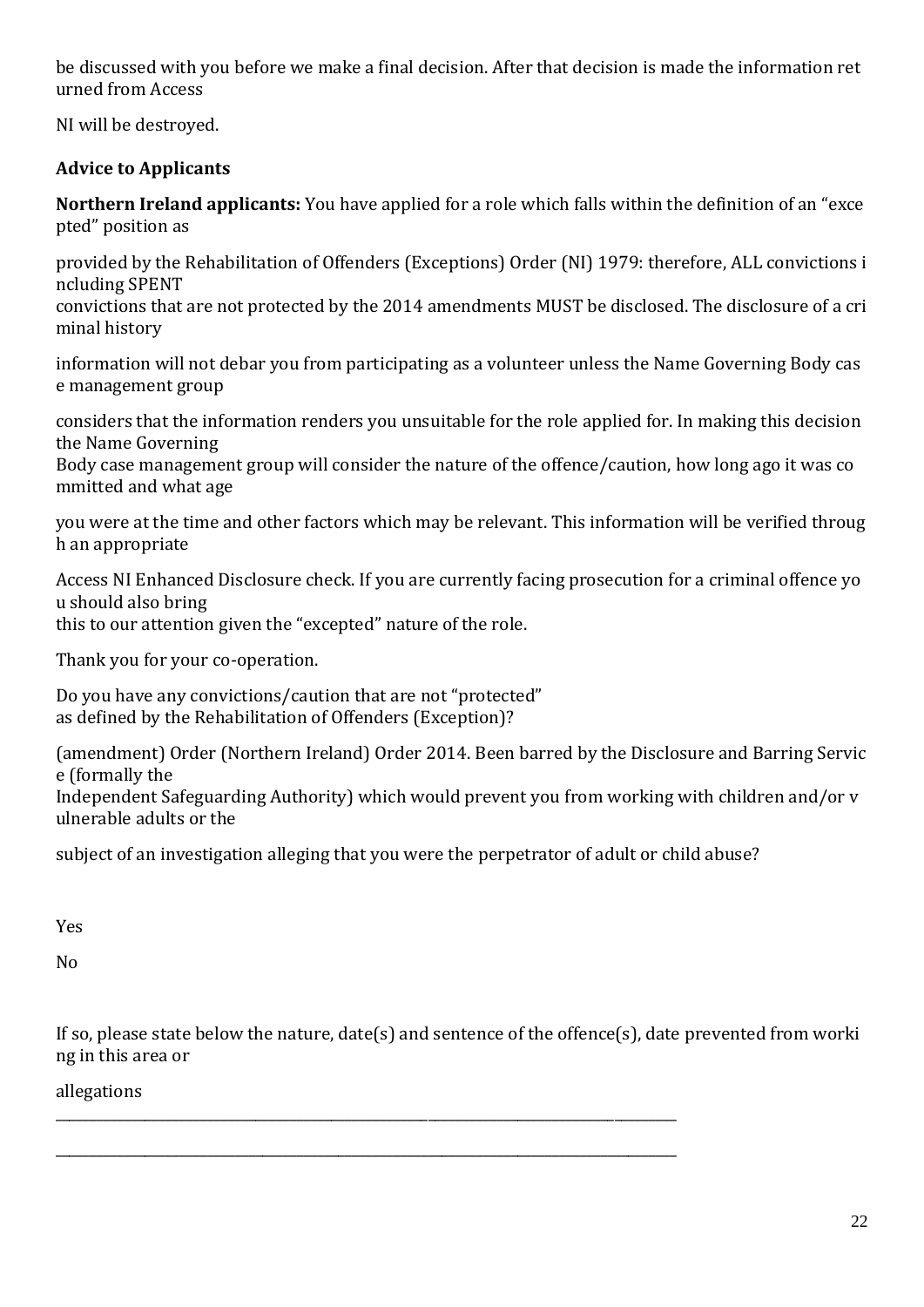be discussed with you before we make a final decision. After that decision is made the information returned from Access NI will be destroyed.

**Advice to Applicants**

**Northern Ireland applicants:** You have applied for a role which falls within the definition of an "excepted" position as provided by the Rehabilitation of Offenders (Exceptions) Order (NI) 1979: therefore, ALL convictions including SPENT convictions that are not protected by the 2014 amendments MUST be disclosed. The disclosure of a criminal history information will not debar you from participating as a volunteer unless the Name Governing Body case management group considers that the information renders you unsuitable for the role applied for. In making this decision the Name Governing Body case management group will consider the nature of the offence/caution, how long ago it was committed and what age you were at the time and other factors which may be relevant. This information will be verified through an appropriate Access NI Enhanced Disclosure check. If you are currently facing prosecution for a criminal offence you should also bring this to our attention given the "excepted" nature of the role.

Thank you for your co-operation.

Do you have any convictions/caution that are not "protected" as defined by the Rehabilitation of Offenders (Exception)?

(amendment) Order (Northern Ireland) Order 2014. Been barred by the Disclosure and Barring Service (formally the Independent Safeguarding Authority) which would prevent you from working with children and/or vulnerable adults or the subject of an investigation alleging that you were the perpetrator of adult or child abuse?

Yes

No

If so, please state below the nature, date(s) and sentence of the offence(s), date prevented from working in this area or allegations

\_\_\_\_\_\_\_\_\_\_\_\_\_\_\_\_\_\_\_\_\_\_\_\_\_\_\_\_\_\_\_\_\_\_\_\_\_\_\_\_\_\_\_\_\_\_\_\_\_\_\_\_\_\_\_\_\_\_\_\_\_\_\_\_\_\_\_\_\_\_\_\_\_\_\_\_\_\_\_\_\_\_

\_\_\_\_\_\_\_\_\_\_\_\_\_\_\_\_\_\_\_\_\_\_\_\_\_\_\_\_\_\_\_\_\_\_\_\_\_\_\_\_\_\_\_\_\_\_\_\_\_\_\_\_\_\_\_\_\_\_\_\_\_\_\_\_\_\_\_\_\_\_\_\_\_\_\_\_\_\_\_\_\_\_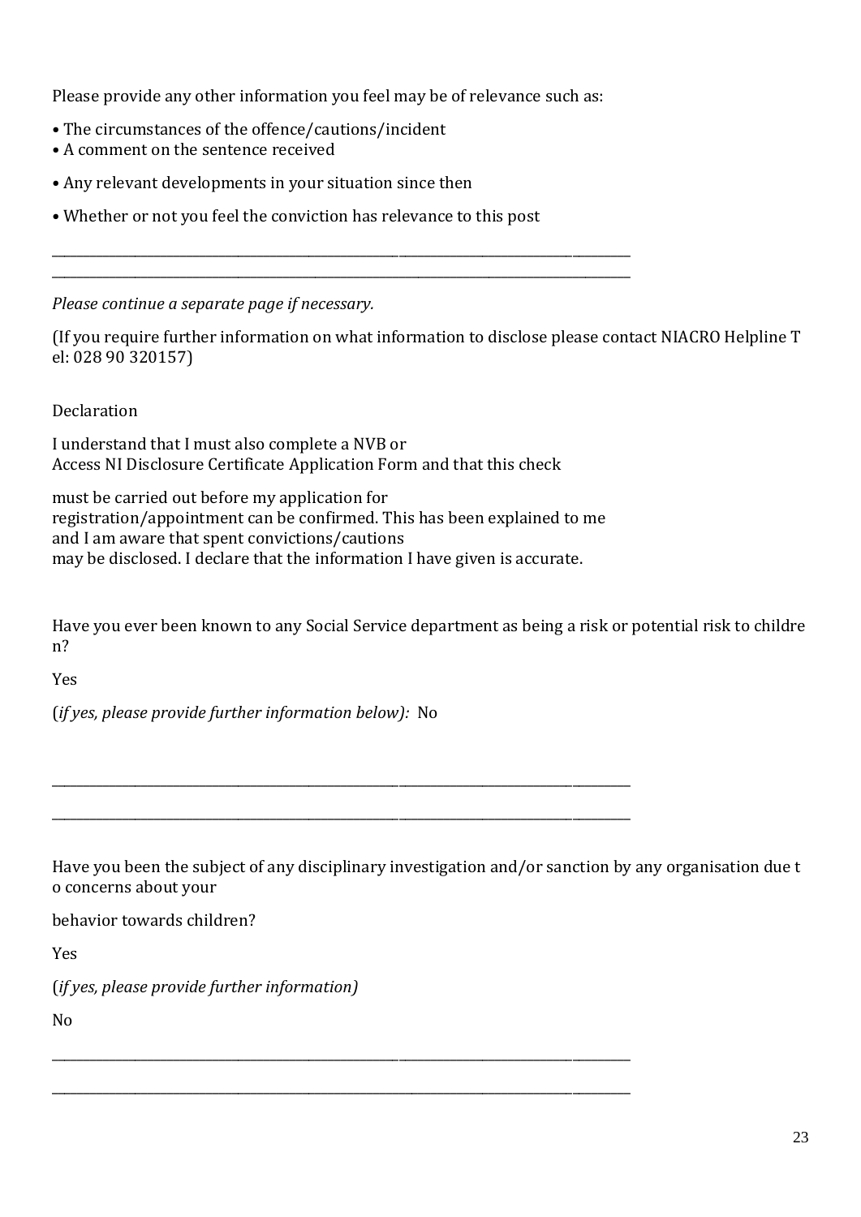Please provide any other information you feel may be of relevance such as:

- The circumstances of the offence/cautions/incident
- A comment on the sentence received
- Any relevant developments in your situation since then
- Whether or not you feel the conviction has relevance to this post

\_\_\_\_\_\_\_\_\_\_\_\_\_\_\_\_\_\_\_\_\_\_\_\_\_\_\_\_\_\_\_\_\_\_\_\_\_\_\_\_\_\_\_\_\_\_\_\_\_\_\_\_\_\_\_\_\_\_\_\_\_\_\_\_\_\_\_\_\_\_\_\_\_\_\_\_\_\_\_\_\_\_

\_\_\_\_\_\_\_\_\_\_\_\_\_\_\_\_\_\_\_\_\_\_\_\_\_\_\_\_\_\_\_\_\_\_\_\_\_\_\_\_\_\_\_\_\_\_\_\_\_\_\_\_\_\_\_\_\_\_\_\_\_\_\_\_\_\_\_\_\_\_\_\_\_\_\_\_\_\_\_\_\_\_

*Please continue a separate page if necessary.*

(If you require further information on what information to disclose please contact NIACRO Helpline Tel: 028 90 320157)

Declaration

I understand that I must also complete a NVB or
Access NI Disclosure Certificate Application Form and that this check

must be carried out before my application for
registration/appointment can be confirmed. This has been explained to me
and I am aware that spent convictions/cautions
may be disclosed. I declare that the information I have given is accurate.

Have you ever been known to any Social Service department as being a risk or potential risk to children?

Yes

(*if yes, please provide further information below):* No

\_\_\_\_\_\_\_\_\_\_\_\_\_\_\_\_\_\_\_\_\_\_\_\_\_\_\_\_\_\_\_\_\_\_\_\_\_\_\_\_\_\_\_\_\_\_\_\_\_\_\_\_\_\_\_\_\_\_\_\_\_\_\_\_\_\_\_\_\_\_\_\_\_\_\_\_\_\_\_\_\_\_

\_\_\_\_\_\_\_\_\_\_\_\_\_\_\_\_\_\_\_\_\_\_\_\_\_\_\_\_\_\_\_\_\_\_\_\_\_\_\_\_\_\_\_\_\_\_\_\_\_\_\_\_\_\_\_\_\_\_\_\_\_\_\_\_\_\_\_\_\_\_\_\_\_\_\_\_\_\_\_\_\_\_

Have you been the subject of any disciplinary investigation and/or sanction by any organisation due to concerns about your

behavior towards children?

Yes

(*if yes, please provide further information)*

No

\_\_\_\_\_\_\_\_\_\_\_\_\_\_\_\_\_\_\_\_\_\_\_\_\_\_\_\_\_\_\_\_\_\_\_\_\_\_\_\_\_\_\_\_\_\_\_\_\_\_\_\_\_\_\_\_\_\_\_\_\_\_\_\_\_\_\_\_\_\_\_\_\_\_\_\_\_\_\_\_\_\_

\_\_\_\_\_\_\_\_\_\_\_\_\_\_\_\_\_\_\_\_\_\_\_\_\_\_\_\_\_\_\_\_\_\_\_\_\_\_\_\_\_\_\_\_\_\_\_\_\_\_\_\_\_\_\_\_\_\_\_\_\_\_\_\_\_\_\_\_\_\_\_\_\_\_\_\_\_\_\_\_\_\_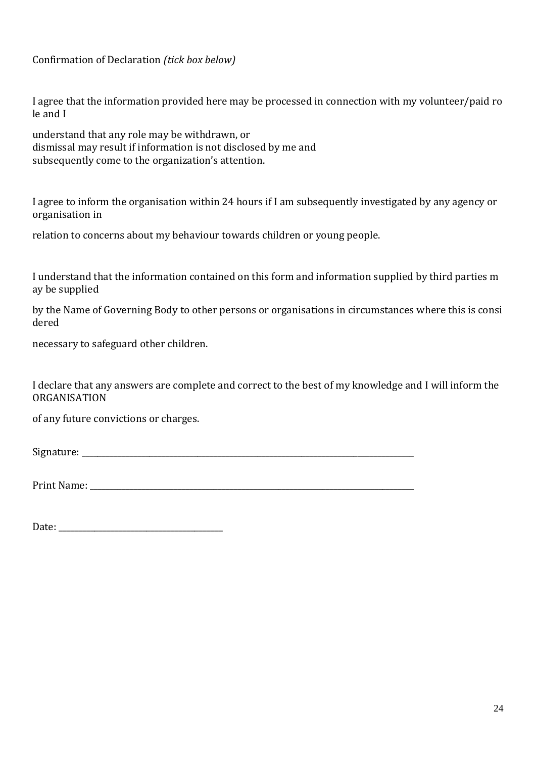Confirmation of Declaration *(tick box below)*

I agree that the information provided here may be processed in connection with my volunteer/paid role and I

understand that any role may be withdrawn, or dismissal may result if information is not disclosed by me and subsequently come to the organization's attention.

I agree to inform the organisation within 24 hours if I am subsequently investigated by any agency or organisation in

relation to concerns about my behaviour towards children or young people.

I understand that the information contained on this form and information supplied by third parties may be supplied

by the Name of Governing Body to other persons or organisations in circumstances where this is considered

necessary to safeguard other children.

I declare that any answers are complete and correct to the best of my knowledge and I will inform the ORGANISATION

of any future convictions or charges.

Signature: ______________________________________________________________________________

Print Name: ____________________________________________________________________________

Date: ______________________________________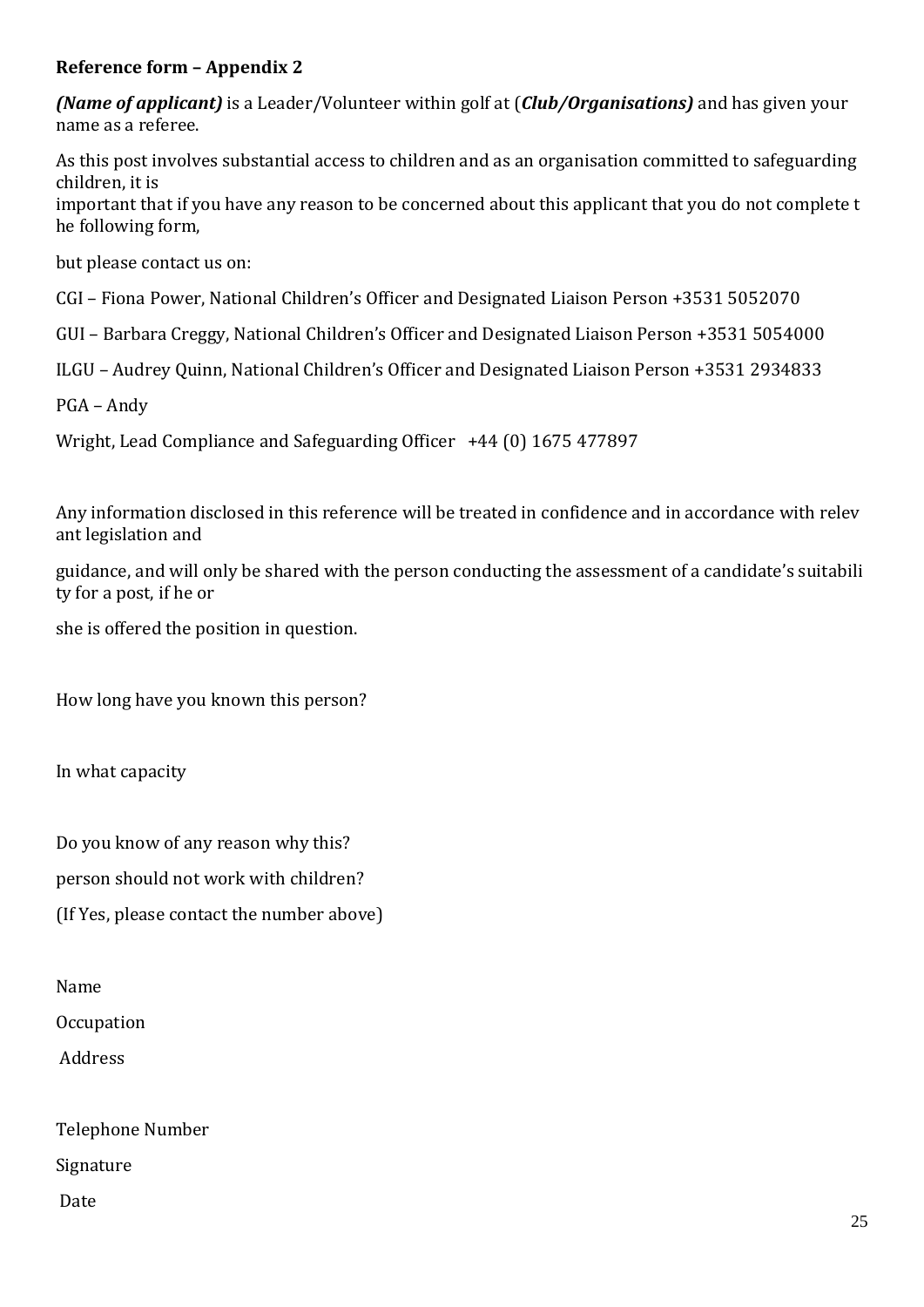**Reference form – Appendix 2**

***(Name of applicant)*** is a Leader/Volunteer within golf at (***Club/Organisations)*** and has given your name as a referee.

As this post involves substantial access to children and as an organisation committed to safeguarding children, it is important that if you have any reason to be concerned about this applicant that you do not complete the following form,

but please contact us on:

CGI – Fiona Power, National Children's Officer and Designated Liaison Person +3531 5052070

GUI – Barbara Creggy, National Children's Officer and Designated Liaison Person +3531 5054000

ILGU – Audrey Quinn, National Children's Officer and Designated Liaison Person +3531 2934833

PGA – Andy Wright, Lead Compliance and Safeguarding Officer +44 (0) 1675 477897

Any information disclosed in this reference will be treated in confidence and in accordance with relevant legislation and guidance, and will only be shared with the person conducting the assessment of a candidate's suitability for a post, if he or she is offered the position in question.

How long have you known this person?

In what capacity

Do you know of any reason why this?

person should not work with children?

(If Yes, please contact the number above)

Name

Occupation

Address

Telephone Number

Signature

Date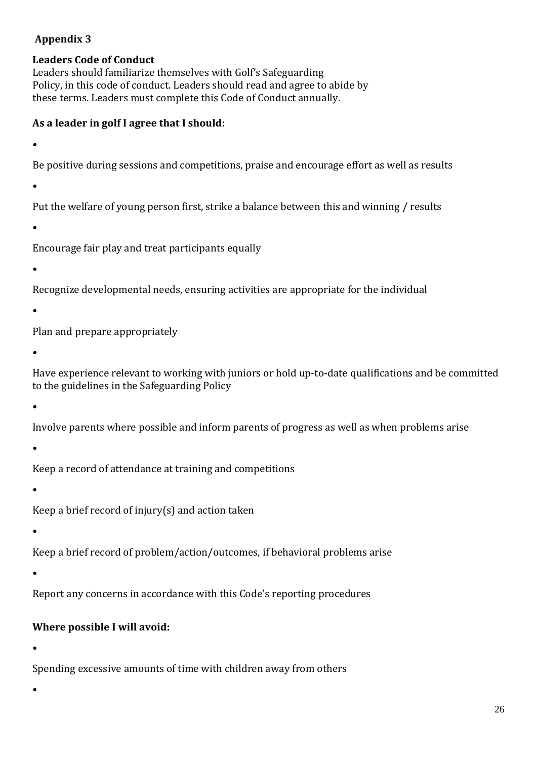## Appendix 3

**Leaders Code of Conduct**

Leaders should familiarize themselves with Golf's Safeguarding Policy, in this code of conduct. Leaders should read and agree to abide by these terms. Leaders must complete this Code of Conduct annually.

**As a leader in golf I agree that I should:**

- Be positive during sessions and competitions, praise and encourage effort as well as results
- Put the welfare of young person first, strike a balance between this and winning / results
- Encourage fair play and treat participants equally
- Recognize developmental needs, ensuring activities are appropriate for the individual
- Plan and prepare appropriately
- Have experience relevant to working with juniors or hold up-to-date qualifications and be committed to the guidelines in the Safeguarding Policy
- Involve parents where possible and inform parents of progress as well as when problems arise
- Keep a record of attendance at training and competitions
- Keep a brief record of injury(s) and action taken
- Keep a brief record of problem/action/outcomes, if behavioral problems arise
- Report any concerns in accordance with this Code's reporting procedures

**Where possible I will avoid:**

- Spending excessive amounts of time with children away from others
-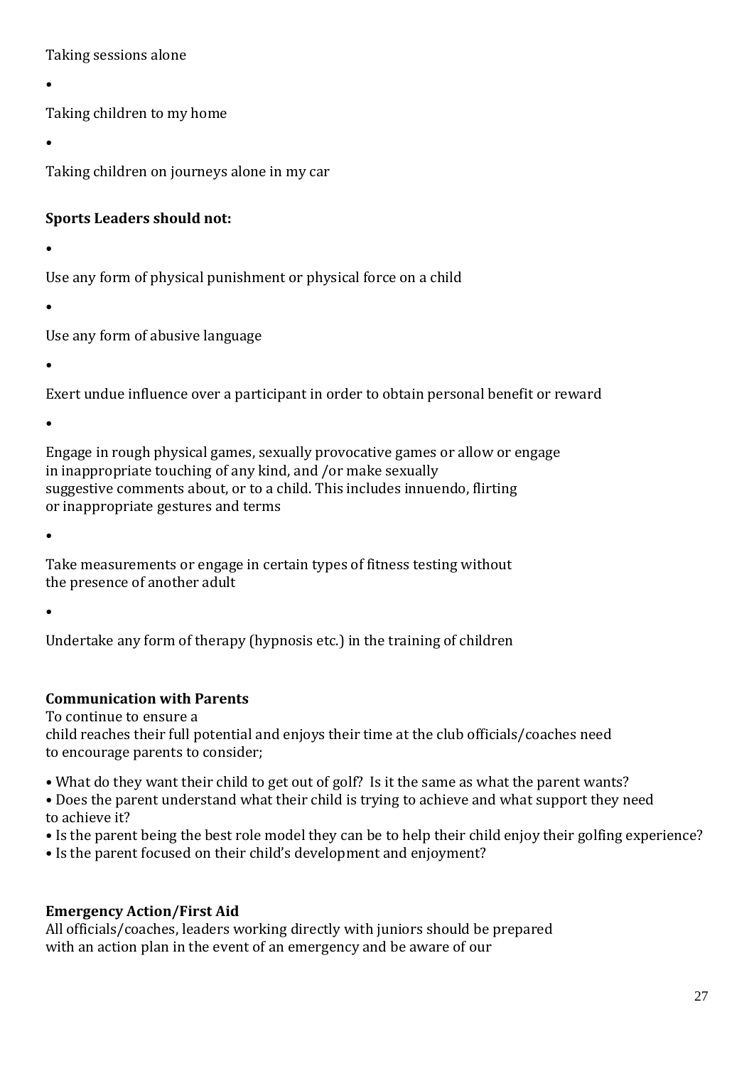Taking sessions alone

- Taking children to my home

- Taking children on journeys alone in my car

**Sports Leaders should not:**

- Use any form of physical punishment or physical force on a child

- Use any form of abusive language

- Exert undue influence over a participant in order to obtain personal benefit or reward

- Engage in rough physical games, sexually provocative games or allow or engage in inappropriate touching of any kind, and /or make sexually suggestive comments about, or to a child. This includes innuendo, flirting or inappropriate gestures and terms

- Take measurements or engage in certain types of fitness testing without the presence of another adult

- Undertake any form of therapy (hypnosis etc.) in the training of children

**Communication with Parents**

To continue to ensure a child reaches their full potential and enjoys their time at the club officials/coaches need to encourage parents to consider;

- What do they want their child to get out of golf? Is it the same as what the parent wants?
- Does the parent understand what their child is trying to achieve and what support they need to achieve it?
- Is the parent being the best role model they can be to help their child enjoy their golfing experience?
- Is the parent focused on their child's development and enjoyment?

**Emergency Action/First Aid**

All officials/coaches, leaders working directly with juniors should be prepared with an action plan in the event of an emergency and be aware of our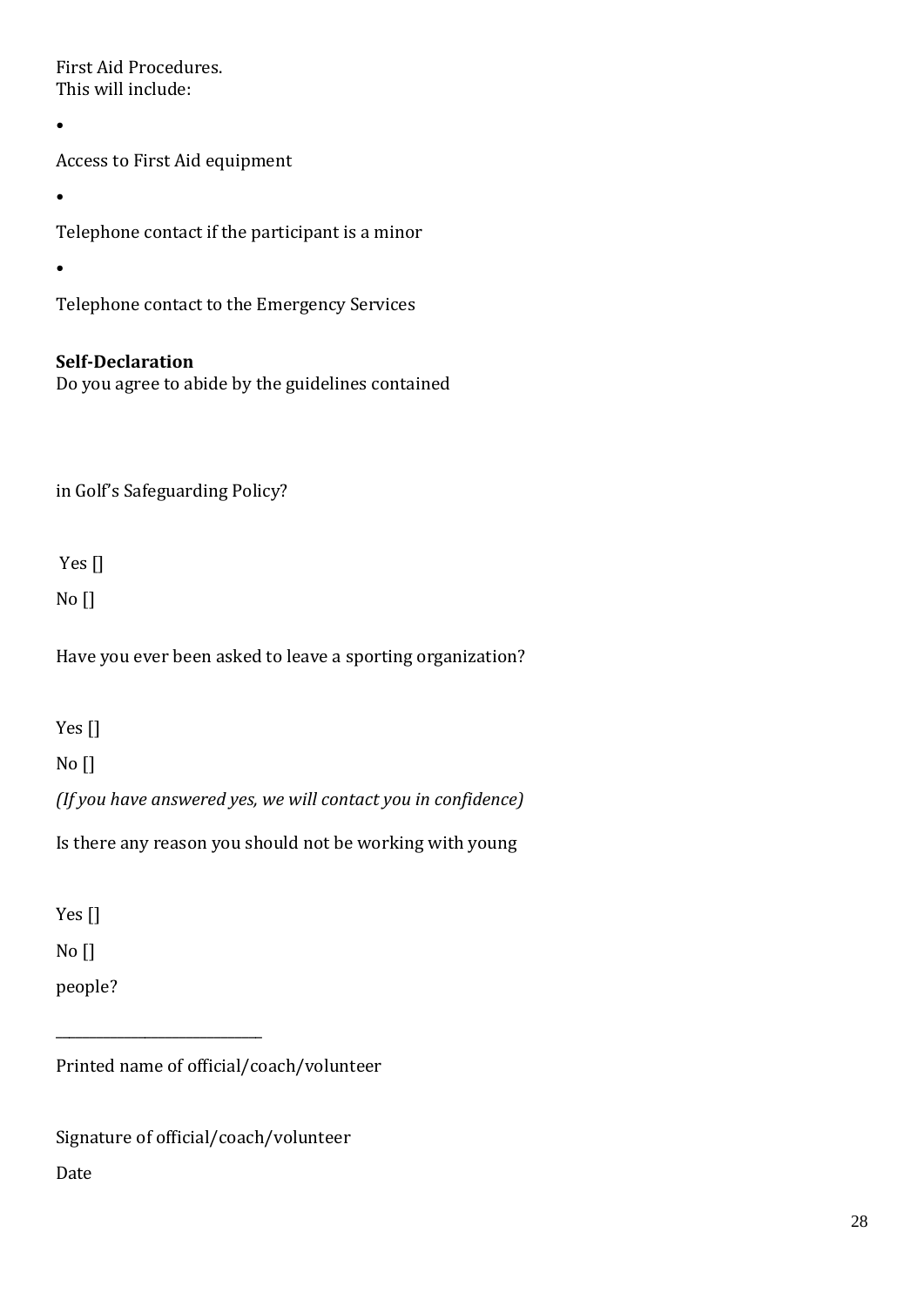First Aid Procedures.
This will include:

- Access to First Aid equipment
- Telephone contact if the participant is a minor
- Telephone contact to the Emergency Services

**Self-Declaration**
Do you agree to abide by the guidelines contained

in Golf's Safeguarding Policy?

Yes []

No []

Have you ever been asked to leave a sporting organization?

Yes []

No []

*(If you have answered yes, we will contact you in confidence)*

Is there any reason you should not be working with young

Yes []

No []

people?

_____________________________

Printed name of official/coach/volunteer

Signature of official/coach/volunteer

Date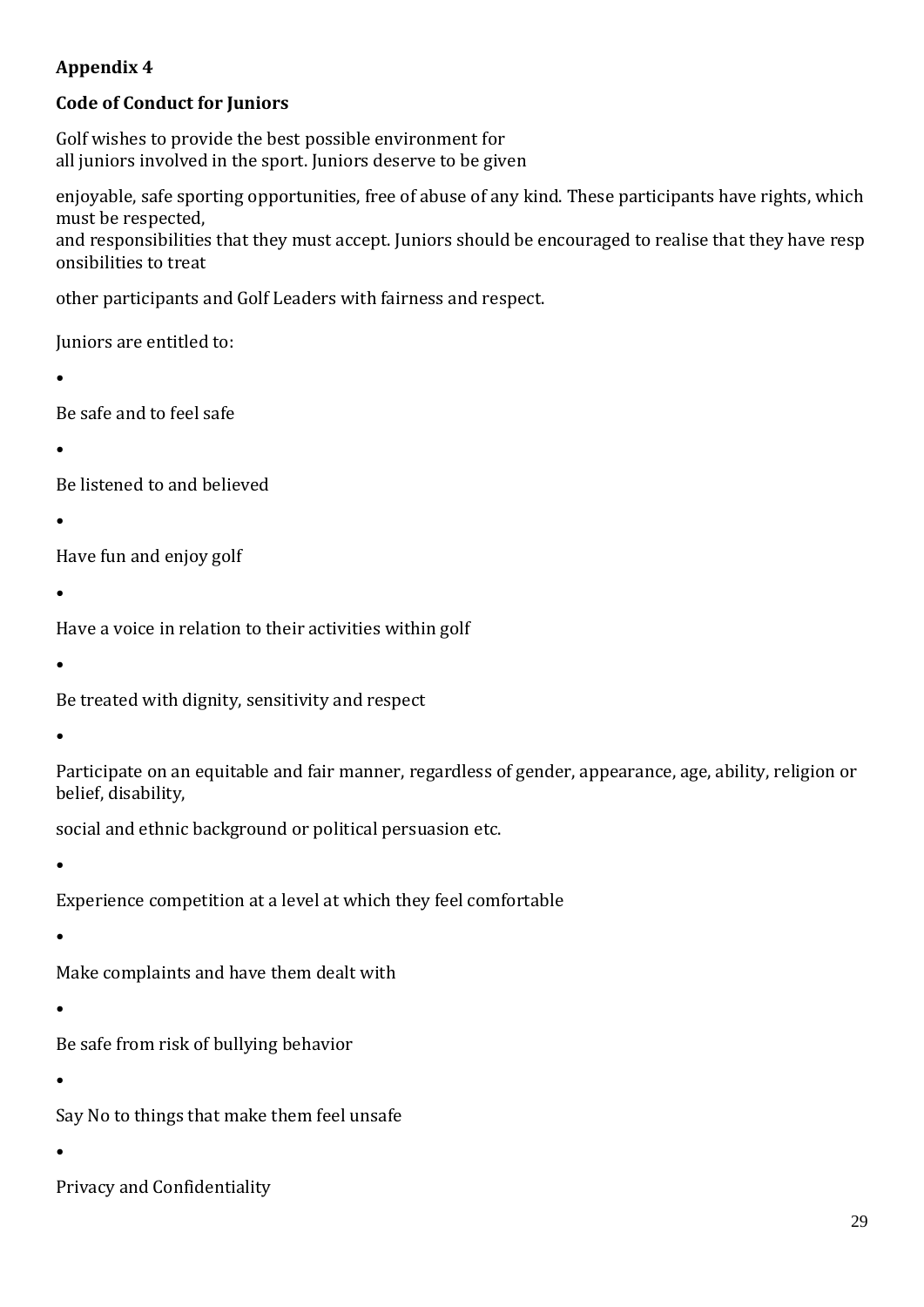**Appendix 4**

**Code of Conduct for Juniors**

Golf wishes to provide the best possible environment for all juniors involved in the sport. Juniors deserve to be given enjoyable, safe sporting opportunities, free of abuse of any kind. These participants have rights, which must be respected, and responsibilities that they must accept. Juniors should be encouraged to realise that they have responsibilities to treat other participants and Golf Leaders with fairness and respect.

Juniors are entitled to:

- Be safe and to feel safe
- Be listened to and believed
- Have fun and enjoy golf
- Have a voice in relation to their activities within golf
- Be treated with dignity, sensitivity and respect
- Participate on an equitable and fair manner, regardless of gender, appearance, age, ability, religion or belief, disability, social and ethnic background or political persuasion etc.
- Experience competition at a level at which they feel comfortable
- Make complaints and have them dealt with
- Be safe from risk of bullying behavior
- Say No to things that make them feel unsafe
- Privacy and Confidentiality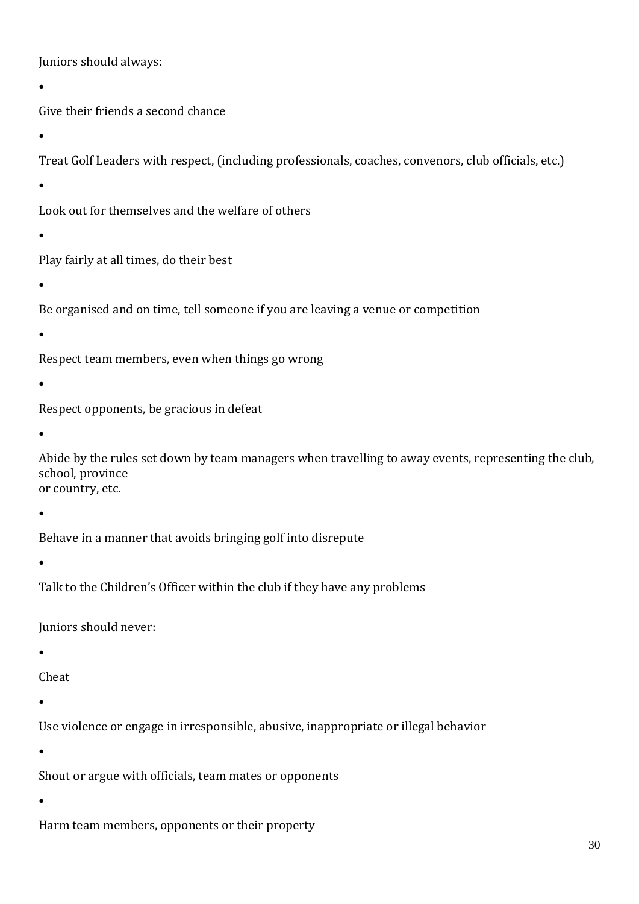Juniors should always:

- Give their friends a second chance
- Treat Golf Leaders with respect, (including professionals, coaches, convenors, club officials, etc.)
- Look out for themselves and the welfare of others
- Play fairly at all times, do their best
- Be organised and on time, tell someone if you are leaving a venue or competition
- Respect team members, even when things go wrong
- Respect opponents, be gracious in defeat
- Abide by the rules set down by team managers when travelling to away events, representing the club, school, province or country, etc.
- Behave in a manner that avoids bringing golf into disrepute
- Talk to the Children's Officer within the club if they have any problems

Juniors should never:

- Cheat
- Use violence or engage in irresponsible, abusive, inappropriate or illegal behavior
- Shout or argue with officials, team mates or opponents
- Harm team members, opponents or their property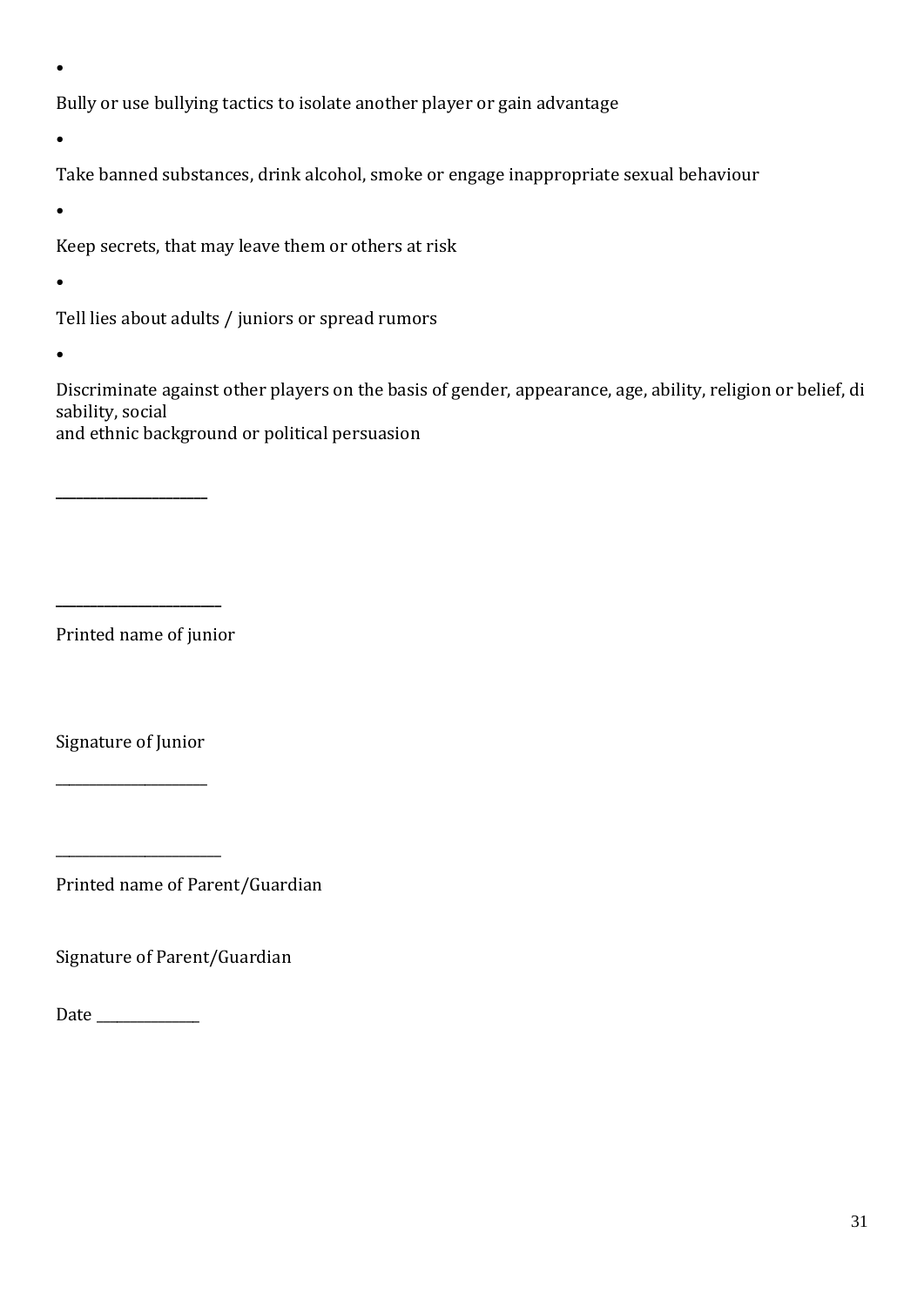- Bully or use bullying tactics to isolate another player or gain advantage
- Take banned substances, drink alcohol, smoke or engage inappropriate sexual behaviour
- Keep secrets, that may leave them or others at risk
- Tell lies about adults / juniors or spread rumors
- Discriminate against other players on the basis of gender, appearance, age, ability, religion or belief, disability, social and ethnic background or political persuasion

______________________

______________________

Printed name of junior

Signature of Junior

______________________

______________________

Printed name of Parent/Guardian

Signature of Parent/Guardian

Date ______________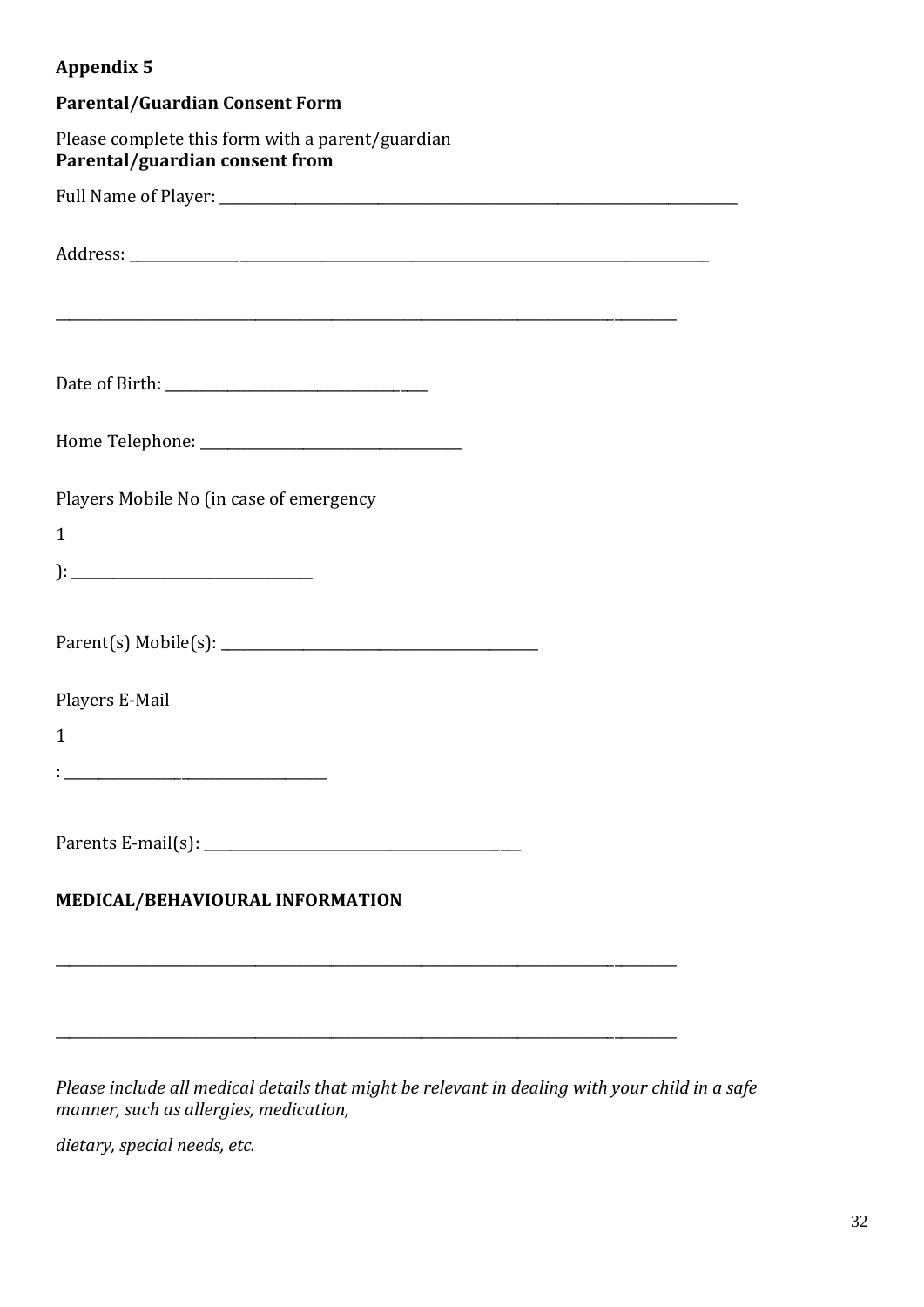**Appendix 5**

**Parental/Guardian Consent Form**

Please complete this form with a parent/guardian
**Parental/guardian consent from**

Full Name of Player: ___________________________________________________________________________

Address: ____________________________________________________________________________________

_____________________________________________________________________________________________

Date of Birth: ______________________________________

Home Telephone: ______________________________________

Players Mobile No (in case of emergency

1

): ____________________________________

Parent(s) Mobile(s): ______________________________________________

Players E-Mail

1

: _______________________________________

Parents E-mail(s): ______________________________________________

**MEDICAL/BEHAVIOURAL INFORMATION**

_____________________________________________________________________________________________

_____________________________________________________________________________________________

*Please include all medical details that might be relevant in dealing with your child in a safe manner, such as allergies, medication,*

*dietary, special needs, etc.*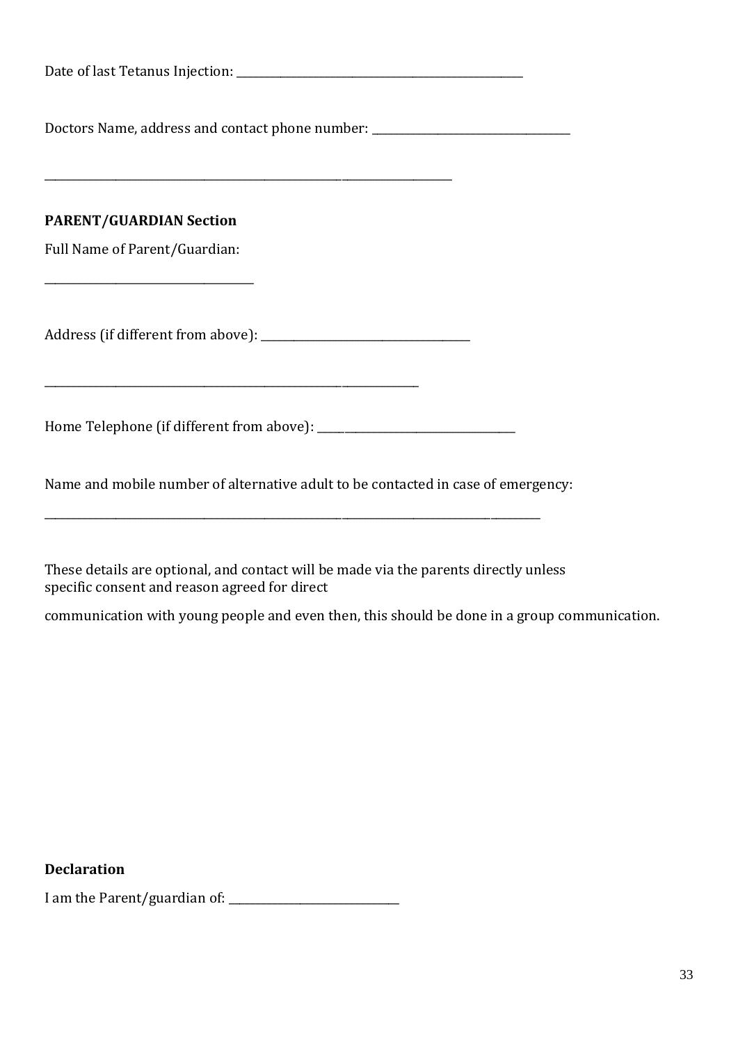Date of last Tetanus Injection: ____________________________________________

Doctors Name, address and contact phone number: ______________________________

______________________________________________________________

**PARENT/GUARDIAN Section**

Full Name of Parent/Guardian:

________________________________

Address (if different from above): ________________________________

_________________________________________________________

Home Telephone (if different from above): ______________________________

Name and mobile number of alternative adult to be contacted in case of emergency:

____________________________________________________________________________

These details are optional, and contact will be made via the parents directly unless specific consent and reason agreed for direct

communication with young people and even then, this should be done in a group communication.

**Declaration**

I am the Parent/guardian of: __________________________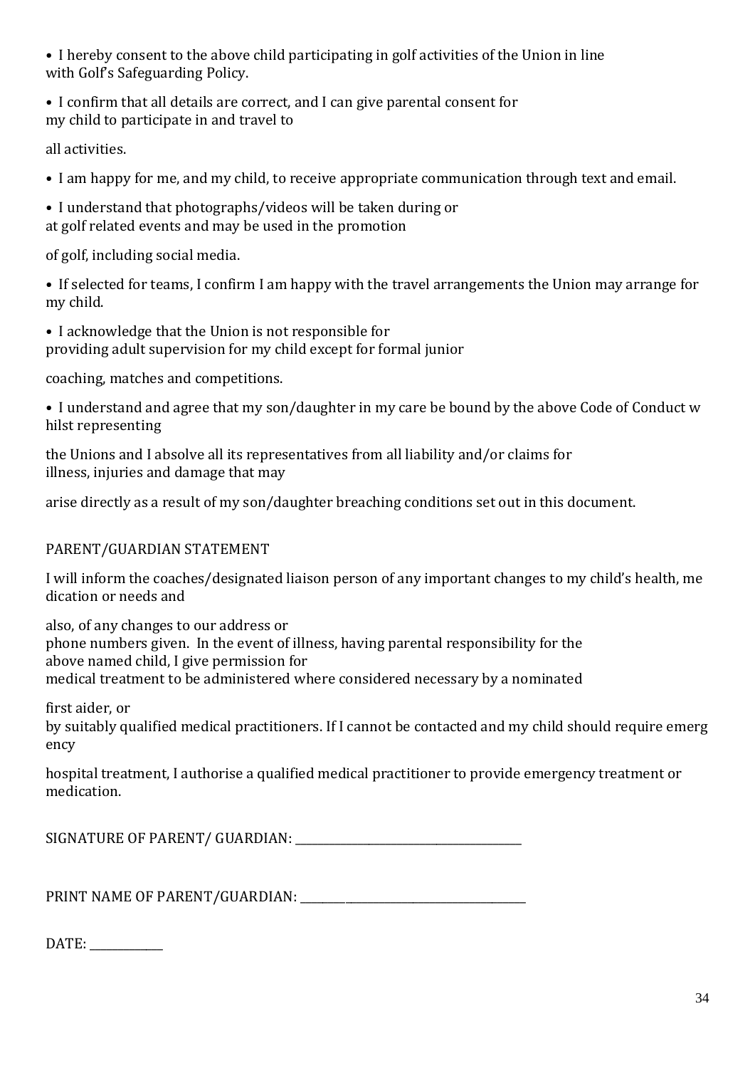- I hereby consent to the above child participating in golf activities of the Union in line with Golf's Safeguarding Policy.
- I confirm that all details are correct, and I can give parental consent for my child to participate in and travel to all activities.
- I am happy for me, and my child, to receive appropriate communication through text and email.
- I understand that photographs/videos will be taken during or at golf related events and may be used in the promotion of golf, including social media.
- If selected for teams, I confirm I am happy with the travel arrangements the Union may arrange for my child.
- I acknowledge that the Union is not responsible for providing adult supervision for my child except for formal junior coaching, matches and competitions.
- I understand and agree that my son/daughter in my care be bound by the above Code of Conduct whilst representing the Unions and I absolve all its representatives from all liability and/or claims for illness, injuries and damage that may arise directly as a result of my son/daughter breaching conditions set out in this document.

PARENT/GUARDIAN STATEMENT

I will inform the coaches/designated liaison person of any important changes to my child's health, medication or needs and also, of any changes to our address or phone numbers given. In the event of illness, having parental responsibility for the above named child, I give permission for medical treatment to be administered where considered necessary by a nominated first aider, or by suitably qualified medical practitioners. If I cannot be contacted and my child should require emergency hospital treatment, I authorise a qualified medical practitioner to provide emergency treatment or medication.

SIGNATURE OF PARENT/ GUARDIAN: ____________________________________

PRINT NAME OF PARENT/GUARDIAN: ____________________________________

DATE: ____________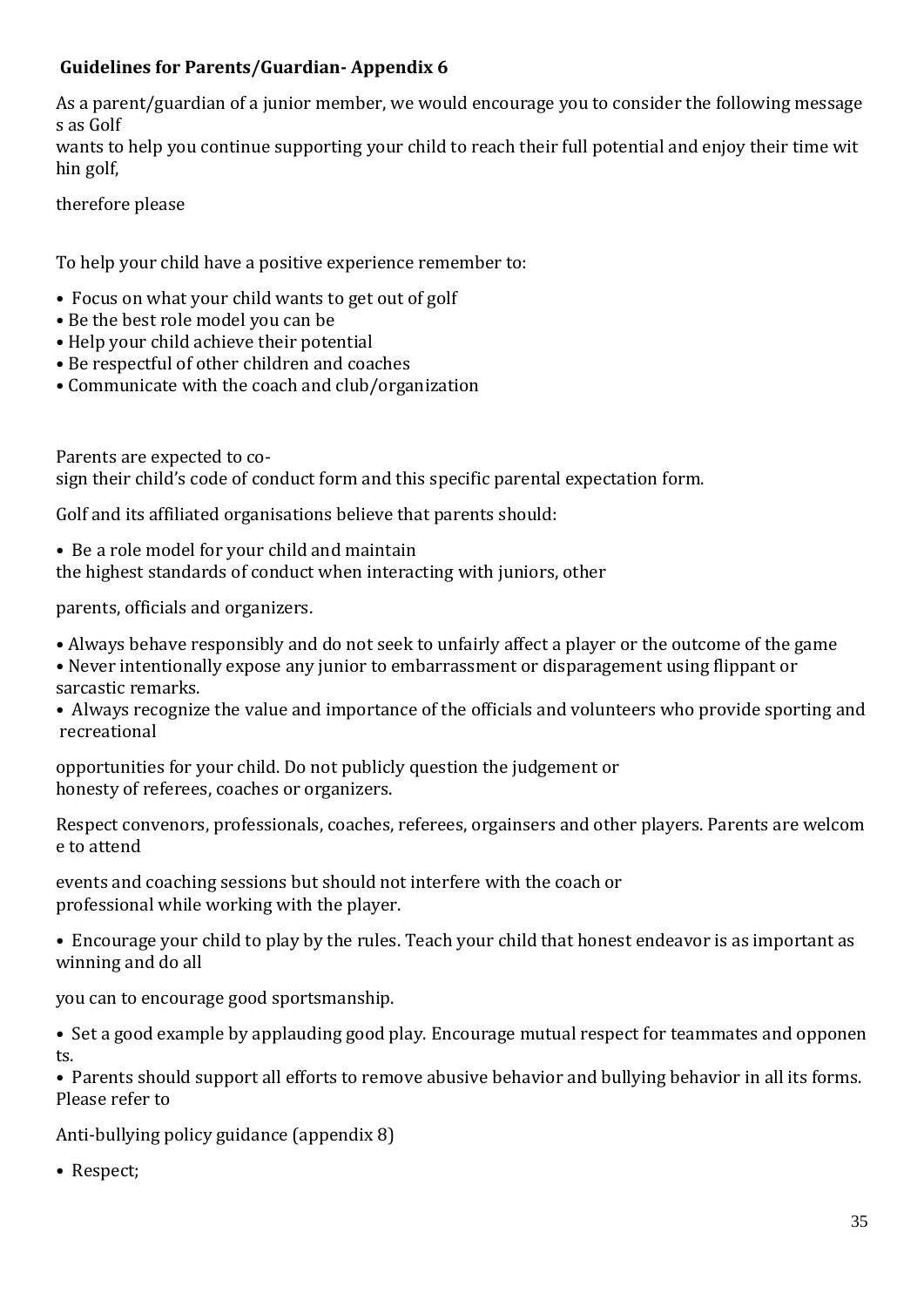**Guidelines for Parents/Guardian- Appendix 6**

As a parent/guardian of a junior member, we would encourage you to consider the following messages as Golf wants to help you continue supporting your child to reach their full potential and enjoy their time within golf,

therefore please

To help your child have a positive experience remember to:

- Focus on what your child wants to get out of golf
- Be the best role model you can be
- Help your child achieve their potential
- Be respectful of other children and coaches
- Communicate with the coach and club/organization

Parents are expected to co-sign their child's code of conduct form and this specific parental expectation form.

Golf and its affiliated organisations believe that parents should:

- Be a role model for your child and maintain the highest standards of conduct when interacting with juniors, other parents, officials and organizers.
- Always behave responsibly and do not seek to unfairly affect a player or the outcome of the game
- Never intentionally expose any junior to embarrassment or disparagement using flippant or sarcastic remarks.
- Always recognize the value and importance of the officials and volunteers who provide sporting and recreational opportunities for your child. Do not publicly question the judgement or honesty of referees, coaches or organizers.

Respect convenors, professionals, coaches, referees, orgainsers and other players. Parents are welcome to attend events and coaching sessions but should not interfere with the coach or professional while working with the player.

- Encourage your child to play by the rules. Teach your child that honest endeavor is as important as winning and do all you can to encourage good sportsmanship.
- Set a good example by applauding good play. Encourage mutual respect for teammates and opponents.
- Parents should support all efforts to remove abusive behavior and bullying behavior in all its forms. Please refer to Anti-bullying policy guidance (appendix 8)
- Respect;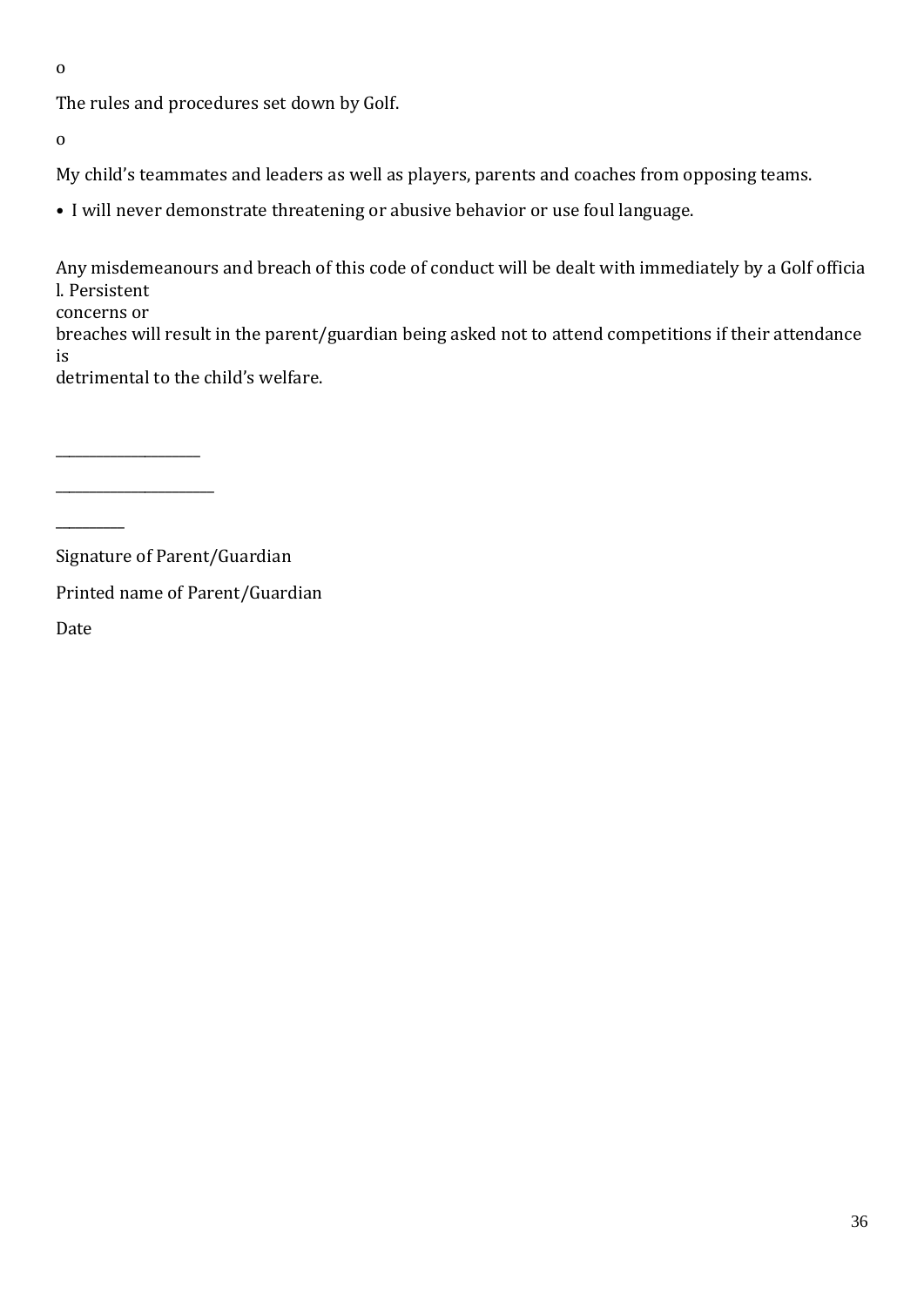o

The rules and procedures set down by Golf.

o

My child's teammates and leaders as well as players, parents and coaches from opposing teams.

- I will never demonstrate threatening or abusive behavior or use foul language.

Any misdemeanours and breach of this code of conduct will be dealt with immediately by a Golf official. Persistent concerns or breaches will result in the parent/guardian being asked not to attend competitions if their attendance is detrimental to the child's welfare.

____________________

______________________

_________

Signature of Parent/Guardian

Printed name of Parent/Guardian

Date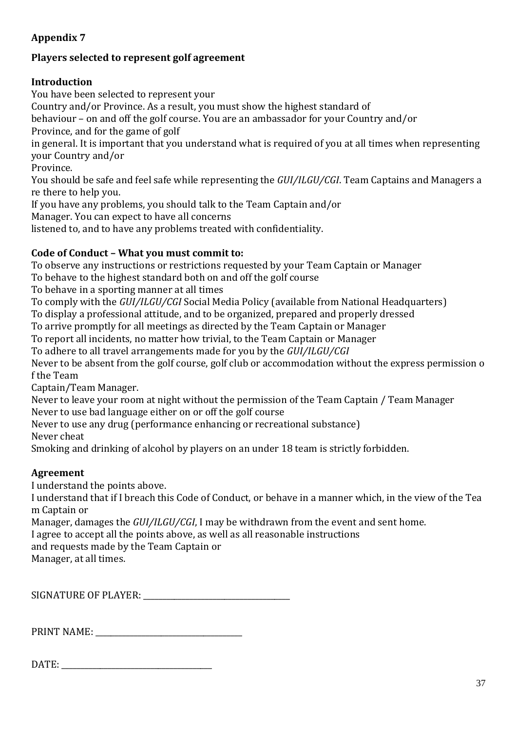## Appendix 7

### Players selected to represent golf agreement

**Introduction**

You have been selected to represent your Country and/or Province. As a result, you must show the highest standard of behaviour – on and off the golf course. You are an ambassador for your Country and/or Province, and for the game of golf in general. It is important that you understand what is required of you at all times when representing your Country and/or Province.

You should be safe and feel safe while representing the *GUI/ILGU/CGI*. Team Captains and Managers are there to help you.

If you have any problems, you should talk to the Team Captain and/or Manager. You can expect to have all concerns listened to, and to have any problems treated with confidentiality.

**Code of Conduct – What you must commit to:**

To observe any instructions or restrictions requested by your Team Captain or Manager
To behave to the highest standard both on and off the golf course
To behave in a sporting manner at all times
To comply with the *GUI/ILGU/CGI* Social Media Policy (available from National Headquarters)
To display a professional attitude, and to be organized, prepared and properly dressed
To arrive promptly for all meetings as directed by the Team Captain or Manager
To report all incidents, no matter how trivial, to the Team Captain or Manager
To adhere to all travel arrangements made for you by the *GUI/ILGU/CGI*
Never to be absent from the golf course, golf club or accommodation without the express permission of the Team Captain/Team Manager.
Never to leave your room at night without the permission of the Team Captain / Team Manager
Never to use bad language either on or off the golf course
Never to use any drug (performance enhancing or recreational substance)
Never cheat
Smoking and drinking of alcohol by players on an under 18 team is strictly forbidden.

**Agreement**

I understand the points above.
I understand that if I breach this Code of Conduct, or behave in a manner which, in the view of the Team Captain or Manager, damages the *GUI/ILGU/CGI*, I may be withdrawn from the event and sent home.
I agree to accept all the points above, as well as all reasonable instructions and requests made by the Team Captain or Manager, at all times.

SIGNATURE OF PLAYER: ___________________________________

PRINT NAME: ___________________________________

DATE: ___________________________________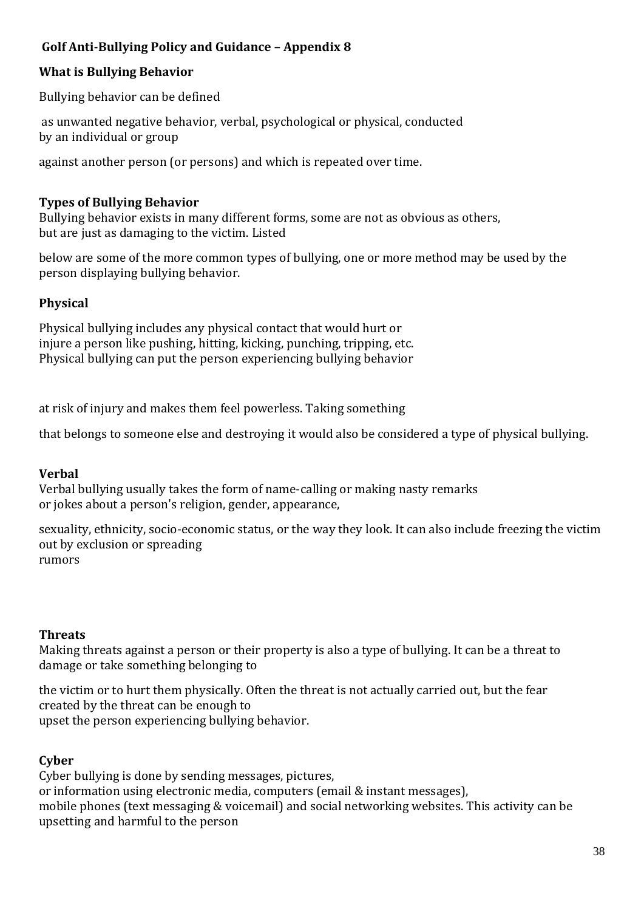**Golf Anti-Bullying Policy and Guidance – Appendix 8**

**What is Bullying Behavior**

Bullying behavior can be defined as unwanted negative behavior, verbal, psychological or physical, conducted by an individual or group against another person (or persons) and which is repeated over time.

**Types of Bullying Behavior**

Bullying behavior exists in many different forms, some are not as obvious as others, but are just as damaging to the victim. Listed below are some of the more common types of bullying, one or more method may be used by the person displaying bullying behavior.

**Physical**

Physical bullying includes any physical contact that would hurt or injure a person like pushing, hitting, kicking, punching, tripping, etc. Physical bullying can put the person experiencing bullying behavior at risk of injury and makes them feel powerless. Taking something that belongs to someone else and destroying it would also be considered a type of physical bullying.

**Verbal**

Verbal bullying usually takes the form of name-calling or making nasty remarks or jokes about a person's religion, gender, appearance, sexuality, ethnicity, socio-economic status, or the way they look. It can also include freezing the victim out by exclusion or spreading rumors

**Threats**

Making threats against a person or their property is also a type of bullying. It can be a threat to damage or take something belonging to the victim or to hurt them physically. Often the threat is not actually carried out, but the fear created by the threat can be enough to upset the person experiencing bullying behavior.

**Cyber**

Cyber bullying is done by sending messages, pictures, or information using electronic media, computers (email & instant messages), mobile phones (text messaging & voicemail) and social networking websites. This activity can be upsetting and harmful to the person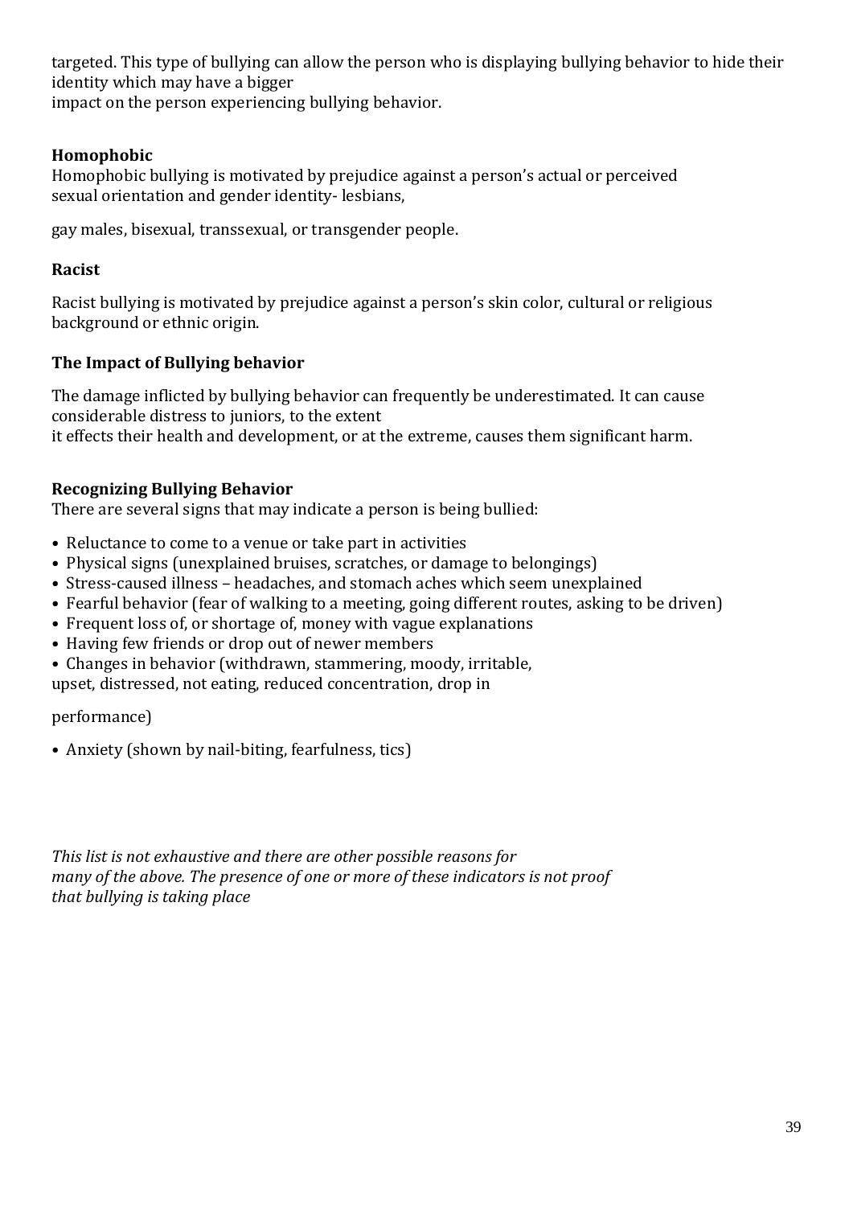targeted. This type of bullying can allow the person who is displaying bullying behavior to hide their identity which may have a bigger impact on the person experiencing bullying behavior.

**Homophobic**

Homophobic bullying is motivated by prejudice against a person's actual or perceived sexual orientation and gender identity- lesbians, gay males, bisexual, transsexual, or transgender people.

**Racist**

Racist bullying is motivated by prejudice against a person's skin color, cultural or religious background or ethnic origin.

**The Impact of Bullying behavior**

The damage inflicted by bullying behavior can frequently be underestimated. It can cause considerable distress to juniors, to the extent it effects their health and development, or at the extreme, causes them significant harm.

**Recognizing Bullying Behavior**

There are several signs that may indicate a person is being bullied:

- Reluctance to come to a venue or take part in activities
- Physical signs (unexplained bruises, scratches, or damage to belongings)
- Stress-caused illness – headaches, and stomach aches which seem unexplained
- Fearful behavior (fear of walking to a meeting, going different routes, asking to be driven)
- Frequent loss of, or shortage of, money with vague explanations
- Having few friends or drop out of newer members
- Changes in behavior (withdrawn, stammering, moody, irritable, upset, distressed, not eating, reduced concentration, drop in performance)
- Anxiety (shown by nail-biting, fearfulness, tics)

*This list is not exhaustive and there are other possible reasons for many of the above. The presence of one or more of these indicators is not proof that bullying is taking place*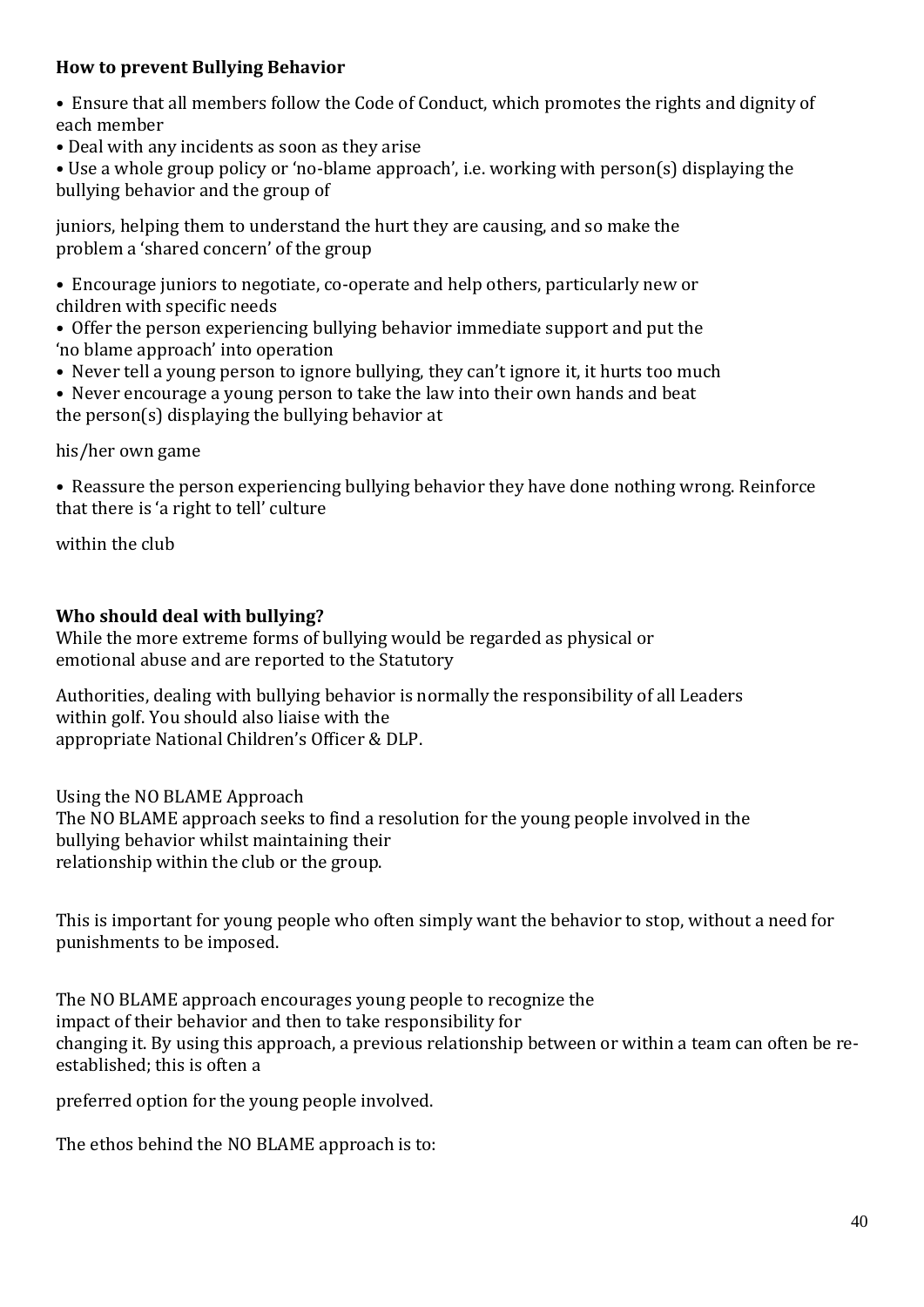**How to prevent Bullying Behavior**

- Ensure that all members follow the Code of Conduct, which promotes the rights and dignity of each member
- Deal with any incidents as soon as they arise
- Use a whole group policy or 'no-blame approach', i.e. working with person(s) displaying the bullying behavior and the group of juniors, helping them to understand the hurt they are causing, and so make the problem a 'shared concern' of the group
- Encourage juniors to negotiate, co-operate and help others, particularly new or children with specific needs
- Offer the person experiencing bullying behavior immediate support and put the 'no blame approach' into operation
- Never tell a young person to ignore bullying, they can't ignore it, it hurts too much
- Never encourage a young person to take the law into their own hands and beat the person(s) displaying the bullying behavior at his/her own game
- Reassure the person experiencing bullying behavior they have done nothing wrong. Reinforce that there is 'a right to tell' culture within the club

**Who should deal with bullying?**

While the more extreme forms of bullying would be regarded as physical or emotional abuse and are reported to the Statutory Authorities, dealing with bullying behavior is normally the responsibility of all Leaders within golf. You should also liaise with the appropriate National Children's Officer & DLP.

Using the NO BLAME Approach

The NO BLAME approach seeks to find a resolution for the young people involved in the bullying behavior whilst maintaining their relationship within the club or the group.

This is important for young people who often simply want the behavior to stop, without a need for punishments to be imposed.

The NO BLAME approach encourages young people to recognize the impact of their behavior and then to take responsibility for changing it. By using this approach, a previous relationship between or within a team can often be re-established; this is often a preferred option for the young people involved.

The ethos behind the NO BLAME approach is to: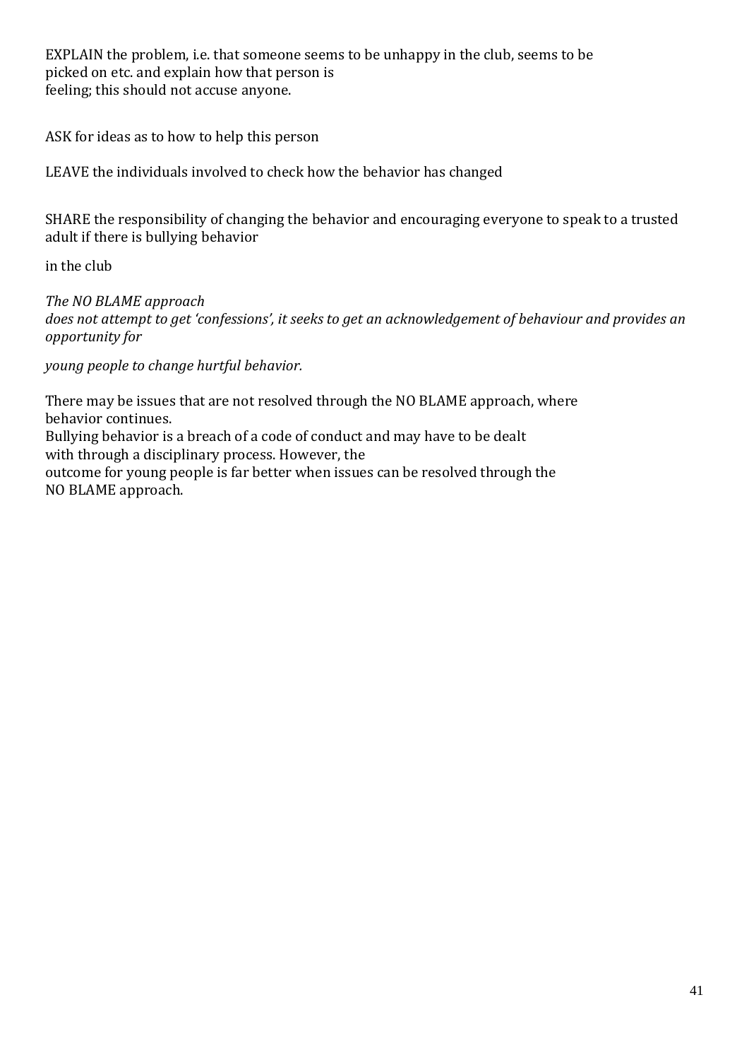EXPLAIN the problem, i.e. that someone seems to be unhappy in the club, seems to be picked on etc. and explain how that person is feeling; this should not accuse anyone.

ASK for ideas as to how to help this person

LEAVE the individuals involved to check how the behavior has changed

SHARE the responsibility of changing the behavior and encouraging everyone to speak to a trusted adult if there is bullying behavior in the club

*The NO BLAME approach does not attempt to get 'confessions', it seeks to get an acknowledgement of behaviour and provides an opportunity for young people to change hurtful behavior.*

There may be issues that are not resolved through the NO BLAME approach, where behavior continues.
Bullying behavior is a breach of a code of conduct and may have to be dealt with through a disciplinary process. However, the outcome for young people is far better when issues can be resolved through the NO BLAME approach.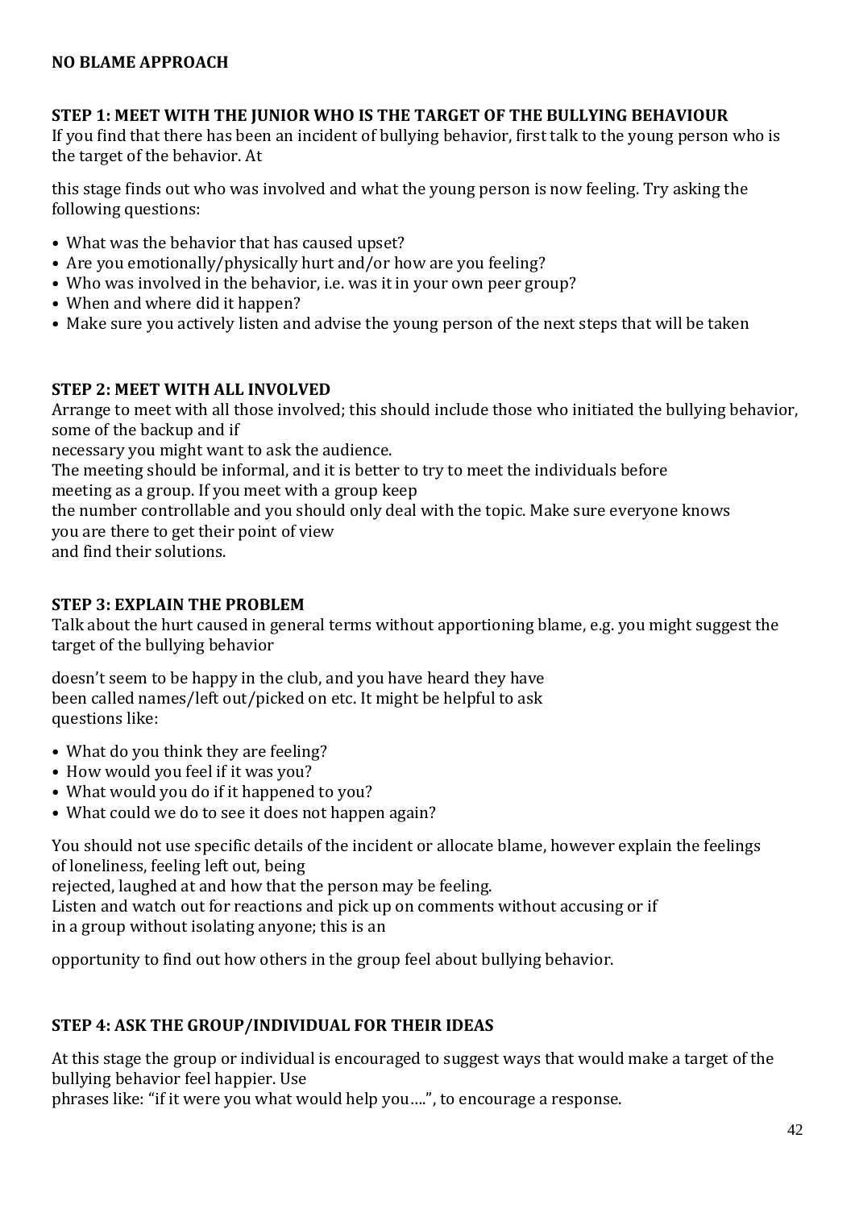**NO BLAME APPROACH**

**STEP 1: MEET WITH THE JUNIOR WHO IS THE TARGET OF THE BULLYING BEHAVIOUR**

If you find that there has been an incident of bullying behavior, first talk to the young person who is the target of the behavior. At this stage finds out who was involved and what the young person is now feeling. Try asking the following questions:

- What was the behavior that has caused upset?
- Are you emotionally/physically hurt and/or how are you feeling?
- Who was involved in the behavior, i.e. was it in your own peer group?
- When and where did it happen?
- Make sure you actively listen and advise the young person of the next steps that will be taken

**STEP 2: MEET WITH ALL INVOLVED**

Arrange to meet with all those involved; this should include those who initiated the bullying behavior, some of the backup and if necessary you might want to ask the audience.

The meeting should be informal, and it is better to try to meet the individuals before meeting as a group. If you meet with a group keep the number controllable and you should only deal with the topic. Make sure everyone knows you are there to get their point of view and find their solutions.

**STEP 3: EXPLAIN THE PROBLEM**

Talk about the hurt caused in general terms without apportioning blame, e.g. you might suggest the target of the bullying behavior doesn't seem to be happy in the club, and you have heard they have been called names/left out/picked on etc. It might be helpful to ask questions like:

- What do you think they are feeling?
- How would you feel if it was you?
- What would you do if it happened to you?
- What could we do to see it does not happen again?

You should not use specific details of the incident or allocate blame, however explain the feelings of loneliness, feeling left out, being rejected, laughed at and how that the person may be feeling.

Listen and watch out for reactions and pick up on comments without accusing or if in a group without isolating anyone; this is an opportunity to find out how others in the group feel about bullying behavior.

**STEP 4: ASK THE GROUP/INDIVIDUAL FOR THEIR IDEAS**

At this stage the group or individual is encouraged to suggest ways that would make a target of the bullying behavior feel happier. Use phrases like: "if it were you what would help you….", to encourage a response.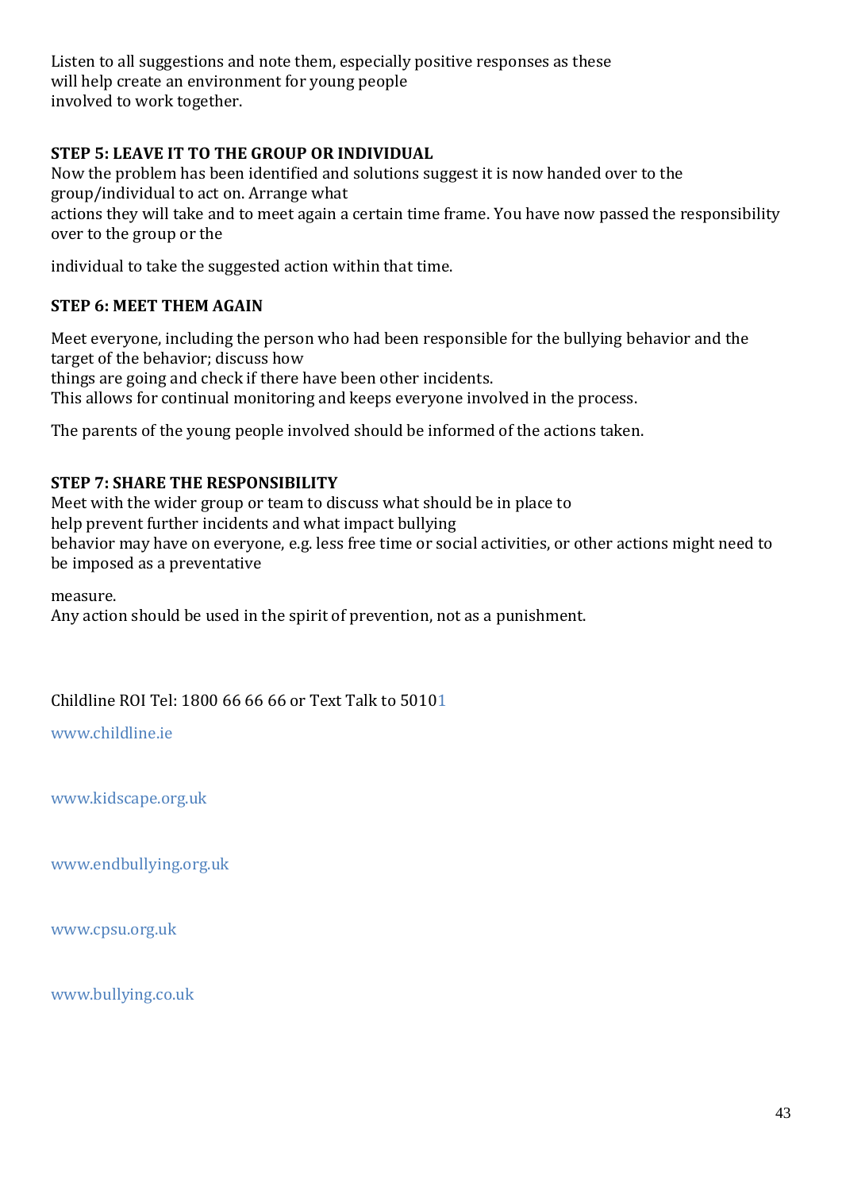Listen to all suggestions and note them, especially positive responses as these will help create an environment for young people involved to work together.

**STEP 5: LEAVE IT TO THE GROUP OR INDIVIDUAL**

Now the problem has been identified and solutions suggest it is now handed over to the group/individual to act on. Arrange what actions they will take and to meet again a certain time frame. You have now passed the responsibility over to the group or the individual to take the suggested action within that time.

**STEP 6: MEET THEM AGAIN**

Meet everyone, including the person who had been responsible for the bullying behavior and the target of the behavior; discuss how things are going and check if there have been other incidents.
This allows for continual monitoring and keeps everyone involved in the process.

The parents of the young people involved should be informed of the actions taken.

**STEP 7: SHARE THE RESPONSIBILITY**

Meet with the wider group or team to discuss what should be in place to help prevent further incidents and what impact bullying behavior may have on everyone, e.g. less free time or social activities, or other actions might need to be imposed as a preventative measure.
Any action should be used in the spirit of prevention, not as a punishment.

Childline ROI Tel: 1800 66 66 66 or Text Talk to 50101

www.childline.ie

www.kidscape.org.uk

www.endbullying.org.uk

www.cpsu.org.uk

www.bullying.co.uk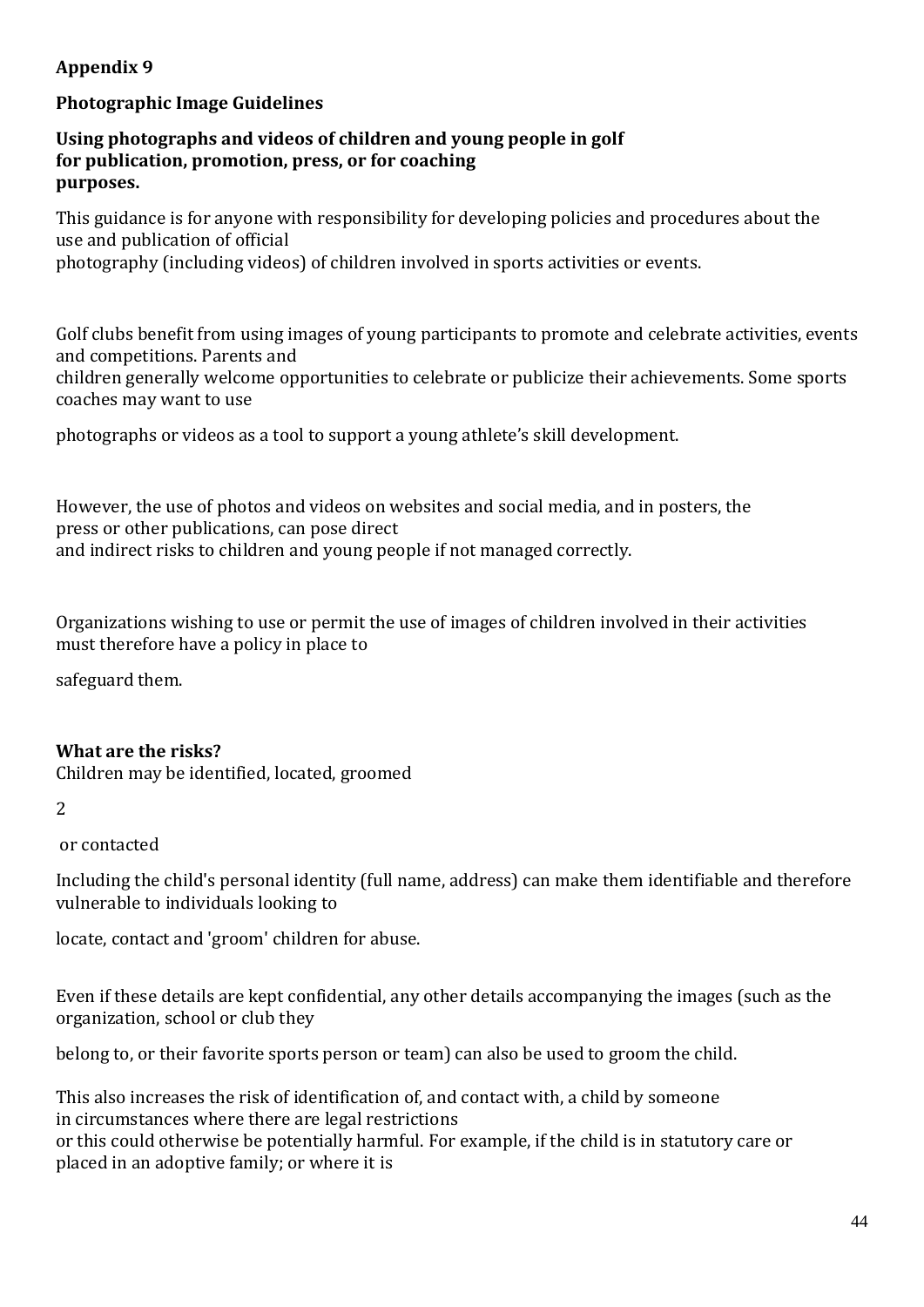**Appendix 9**

**Photographic Image Guidelines**

**Using photographs and videos of children and young people in golf for publication, promotion, press, or for coaching purposes.**

This guidance is for anyone with responsibility for developing policies and procedures about the use and publication of official photography (including videos) of children involved in sports activities or events.

Golf clubs benefit from using images of young participants to promote and celebrate activities, events and competitions. Parents and children generally welcome opportunities to celebrate or publicize their achievements. Some sports coaches may want to use photographs or videos as a tool to support a young athlete's skill development.

However, the use of photos and videos on websites and social media, and in posters, the press or other publications, can pose direct and indirect risks to children and young people if not managed correctly.

Organizations wishing to use or permit the use of images of children involved in their activities must therefore have a policy in place to safeguard them.

**What are the risks?**

Children may be identified, located, groomed[2] or contacted

Including the child's personal identity (full name, address) can make them identifiable and therefore vulnerable to individuals looking to locate, contact and 'groom' children for abuse.

Even if these details are kept confidential, any other details accompanying the images (such as the organization, school or club they belong to, or their favorite sports person or team) can also be used to groom the child.

This also increases the risk of identification of, and contact with, a child by someone in circumstances where there are legal restrictions or this could otherwise be potentially harmful. For example, if the child is in statutory care or placed in an adoptive family; or where it is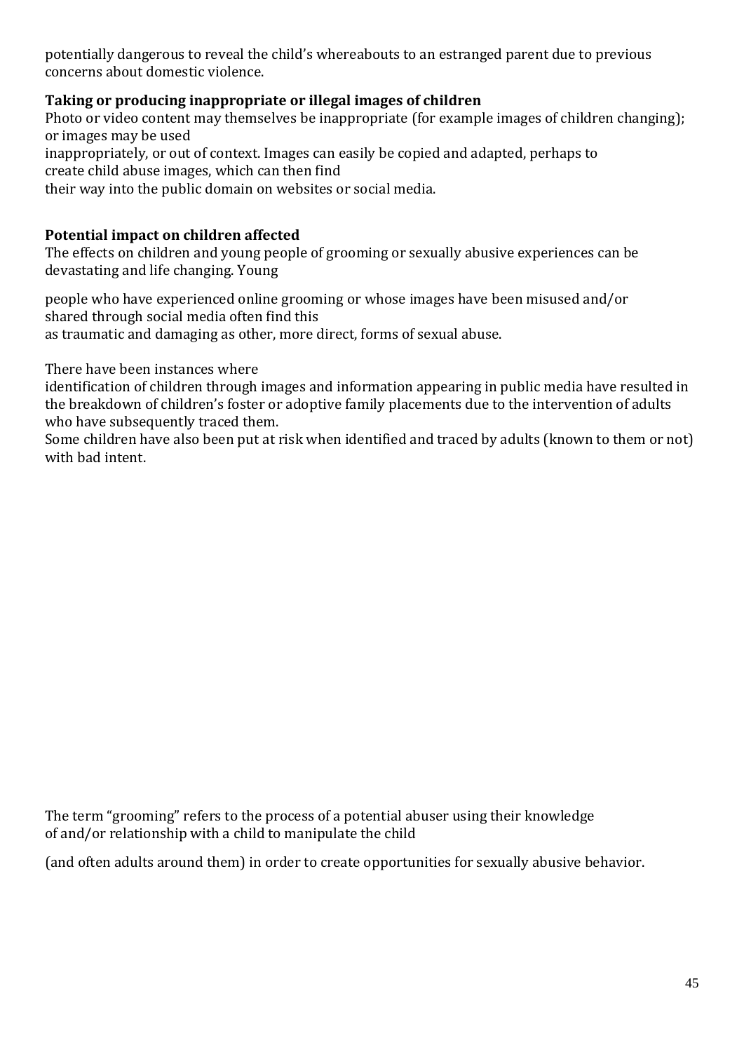potentially dangerous to reveal the child's whereabouts to an estranged parent due to previous concerns about domestic violence.

**Taking or producing inappropriate or illegal images of children**

Photo or video content may themselves be inappropriate (for example images of children changing); or images may be used inappropriately, or out of context. Images can easily be copied and adapted, perhaps to create child abuse images, which can then find their way into the public domain on websites or social media.

**Potential impact on children affected**

The effects on children and young people of grooming or sexually abusive experiences can be devastating and life changing. Young people who have experienced online grooming or whose images have been misused and/or shared through social media often find this as traumatic and damaging as other, more direct, forms of sexual abuse.

There have been instances where identification of children through images and information appearing in public media have resulted in the breakdown of children's foster or adoptive family placements due to the intervention of adults who have subsequently traced them.
Some children have also been put at risk when identified and traced by adults (known to them or not) with bad intent.

The term "grooming" refers to the process of a potential abuser using their knowledge of and/or relationship with a child to manipulate the child (and often adults around them) in order to create opportunities for sexually abusive behavior.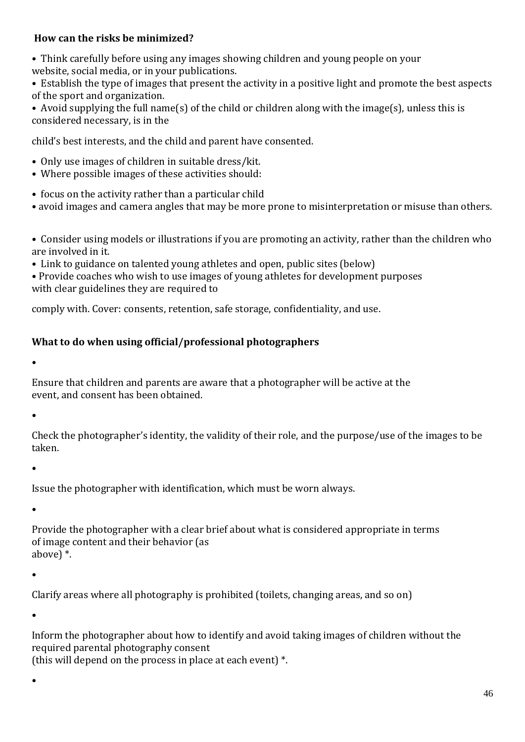**How can the risks be minimized?**

- Think carefully before using any images showing children and young people on your website, social media, or in your publications.
- Establish the type of images that present the activity in a positive light and promote the best aspects of the sport and organization.
- Avoid supplying the full name(s) of the child or children along with the image(s), unless this is considered necessary, is in the

child's best interests, and the child and parent have consented.

- Only use images of children in suitable dress/kit.
- Where possible images of these activities should:

- focus on the activity rather than a particular child
- avoid images and camera angles that may be more prone to misinterpretation or misuse than others.

- Consider using models or illustrations if you are promoting an activity, rather than the children who are involved in it.
- Link to guidance on talented young athletes and open, public sites (below)
- Provide coaches who wish to use images of young athletes for development purposes with clear guidelines they are required to

comply with. Cover: consents, retention, safe storage, confidentiality, and use.

**What to do when using official/professional photographers**

- Ensure that children and parents are aware that a photographer will be active at the event, and consent has been obtained.
- Check the photographer's identity, the validity of their role, and the purpose/use of the images to be taken.
- Issue the photographer with identification, which must be worn always.
- Provide the photographer with a clear brief about what is considered appropriate in terms of image content and their behavior (as above) *.
- Clarify areas where all photography is prohibited (toilets, changing areas, and so on)
- Inform the photographer about how to identify and avoid taking images of children without the required parental photography consent (this will depend on the process in place at each event) *.
-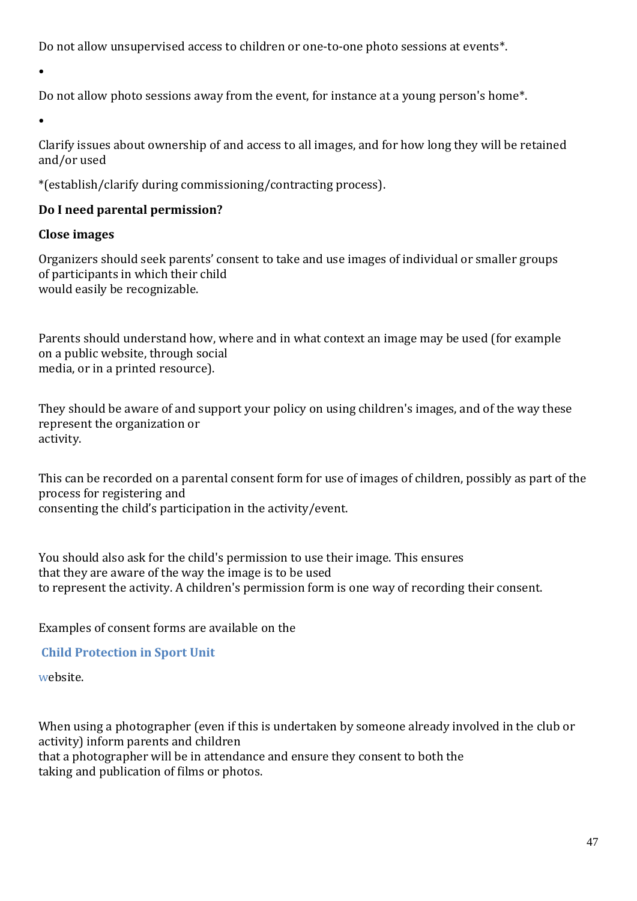Do not allow unsupervised access to children or one-to-one photo sessions at events*.

•

Do not allow photo sessions away from the event, for instance at a young person's home*.

•

Clarify issues about ownership of and access to all images, and for how long they will be retained and/or used

*(establish/clarify during commissioning/contracting process).

**Do I need parental permission?**

**Close images**

Organizers should seek parents' consent to take and use images of individual or smaller groups of participants in which their child would easily be recognizable.

Parents should understand how, where and in what context an image may be used (for example on a public website, through social media, or in a printed resource).

They should be aware of and support your policy on using children's images, and of the way these represent the organization or activity.

This can be recorded on a parental consent form for use of images of children, possibly as part of the process for registering and consenting the child's participation in the activity/event.

You should also ask for the child's permission to use their image. This ensures that they are aware of the way the image is to be used to represent the activity. A children's permission form is one way of recording their consent.

Examples of consent forms are available on the

**Child Protection in Sport Unit**

website.

When using a photographer (even if this is undertaken by someone already involved in the club or activity) inform parents and children that a photographer will be in attendance and ensure they consent to both the taking and publication of films or photos.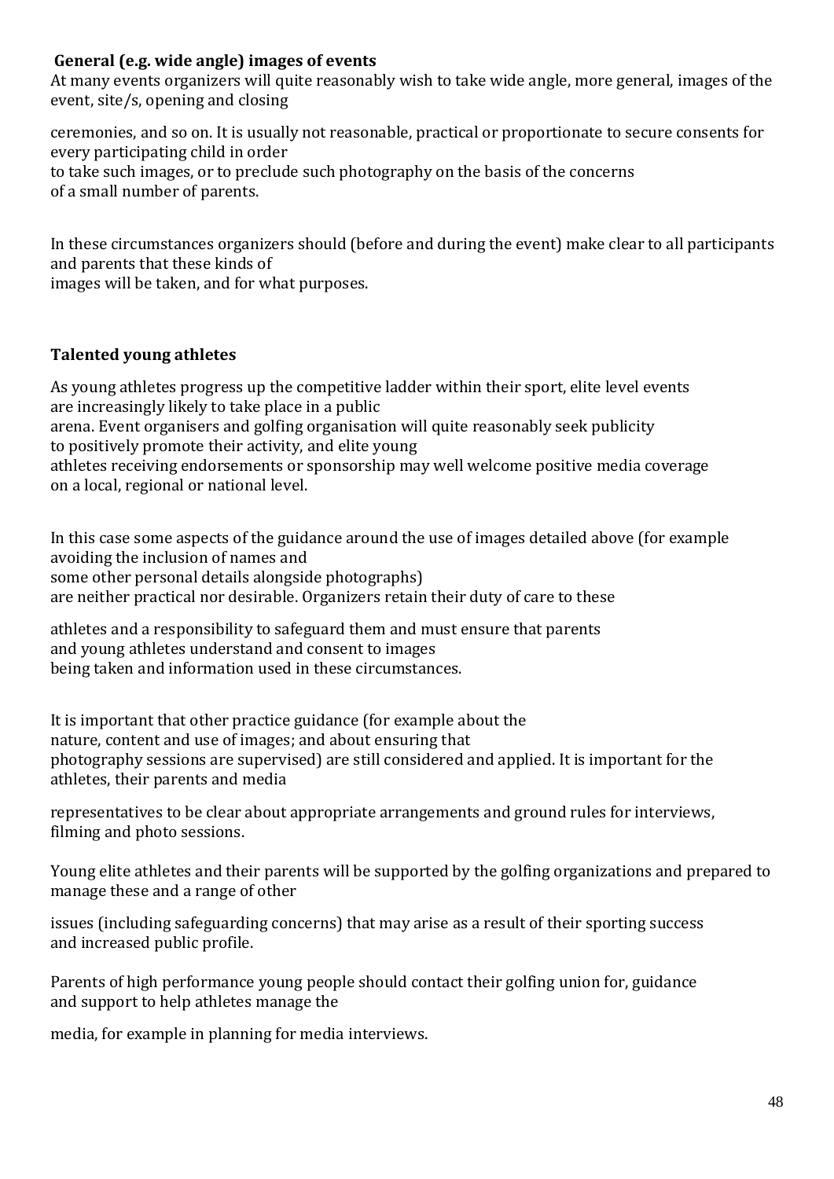**General (e.g. wide angle) images of events**

At many events organizers will quite reasonably wish to take wide angle, more general, images of the event, site/s, opening and closing ceremonies, and so on. It is usually not reasonable, practical or proportionate to secure consents for every participating child in order to take such images, or to preclude such photography on the basis of the concerns of a small number of parents.

In these circumstances organizers should (before and during the event) make clear to all participants and parents that these kinds of images will be taken, and for what purposes.

**Talented young athletes**

As young athletes progress up the competitive ladder within their sport, elite level events are increasingly likely to take place in a public arena. Event organisers and golfing organisation will quite reasonably seek publicity to positively promote their activity, and elite young athletes receiving endorsements or sponsorship may well welcome positive media coverage on a local, regional or national level.

In this case some aspects of the guidance around the use of images detailed above (for example avoiding the inclusion of names and some other personal details alongside photographs) are neither practical nor desirable. Organizers retain their duty of care to these athletes and a responsibility to safeguard them and must ensure that parents and young athletes understand and consent to images being taken and information used in these circumstances.

It is important that other practice guidance (for example about the nature, content and use of images; and about ensuring that photography sessions are supervised) are still considered and applied. It is important for the athletes, their parents and media representatives to be clear about appropriate arrangements and ground rules for interviews, filming and photo sessions.

Young elite athletes and their parents will be supported by the golfing organizations and prepared to manage these and a range of other issues (including safeguarding concerns) that may arise as a result of their sporting success and increased public profile.

Parents of high performance young people should contact their golfing union for, guidance and support to help athletes manage the media, for example in planning for media interviews.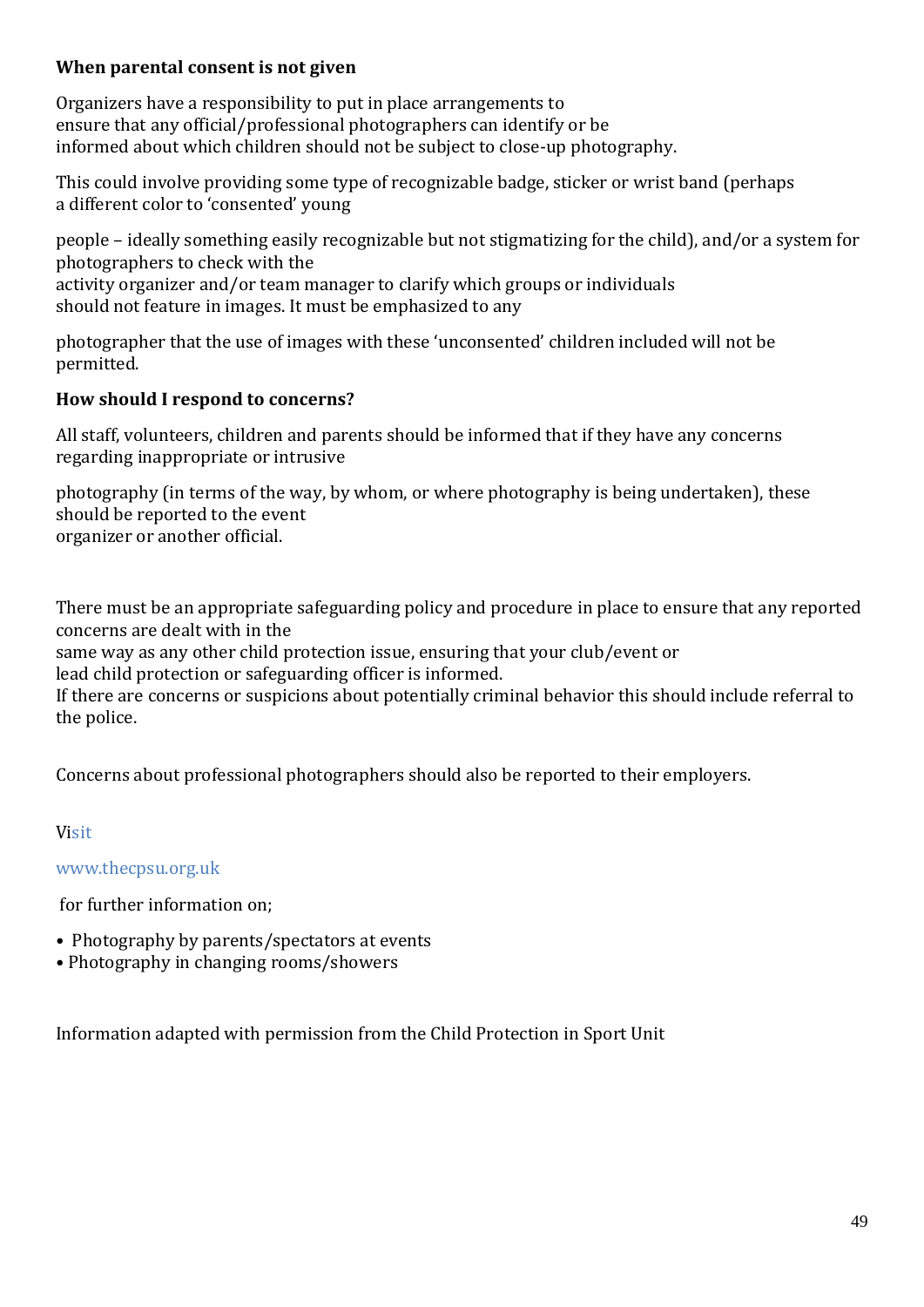**When parental consent is not given**

Organizers have a responsibility to put in place arrangements to ensure that any official/professional photographers can identify or be informed about which children should not be subject to close-up photography.

This could involve providing some type of recognizable badge, sticker or wrist band (perhaps a different color to 'consented' young people – ideally something easily recognizable but not stigmatizing for the child), and/or a system for photographers to check with the activity organizer and/or team manager to clarify which groups or individuals should not feature in images. It must be emphasized to any photographer that the use of images with these 'unconsented' children included will not be permitted.

**How should I respond to concerns?**

All staff, volunteers, children and parents should be informed that if they have any concerns regarding inappropriate or intrusive photography (in terms of the way, by whom, or where photography is being undertaken), these should be reported to the event organizer or another official.

There must be an appropriate safeguarding policy and procedure in place to ensure that any reported concerns are dealt with in the same way as any other child protection issue, ensuring that your club/event or lead child protection or safeguarding officer is informed.
If there are concerns or suspicions about potentially criminal behavior this should include referral to the police.

Concerns about professional photographers should also be reported to their employers.

Visit www.thecpsu.org.uk for further information on;

- Photography by parents/spectators at events
- Photography in changing rooms/showers

Information adapted with permission from the Child Protection in Sport Unit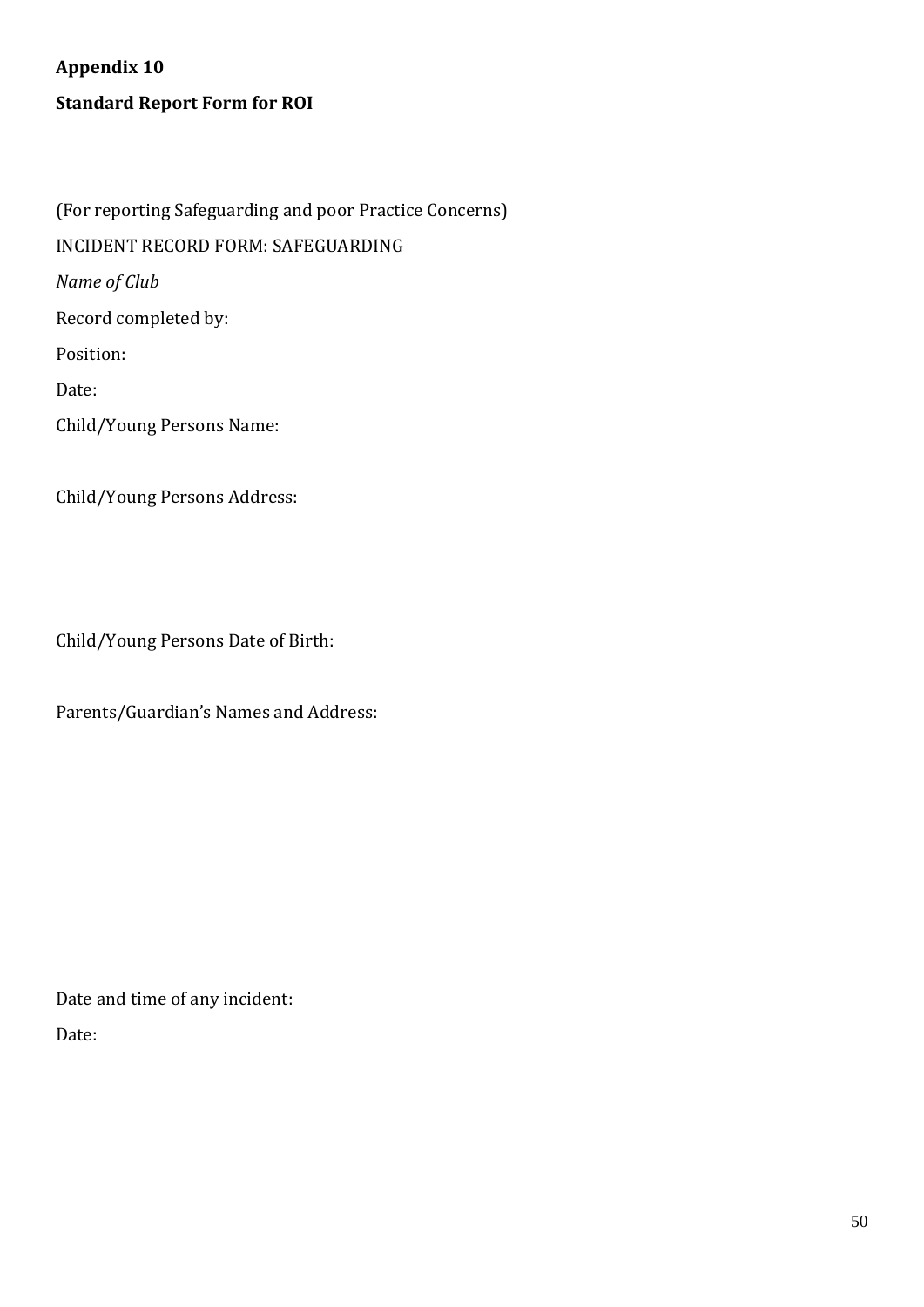**Appendix 10**

**Standard Report Form for ROI**

(For reporting Safeguarding and poor Practice Concerns)

INCIDENT RECORD FORM: SAFEGUARDING

*Name of Club*

Record completed by:

Position:

Date:

Child/Young Persons Name:

Child/Young Persons Address:

Child/Young Persons Date of Birth:

Parents/Guardian's Names and Address:

Date and time of any incident:

Date: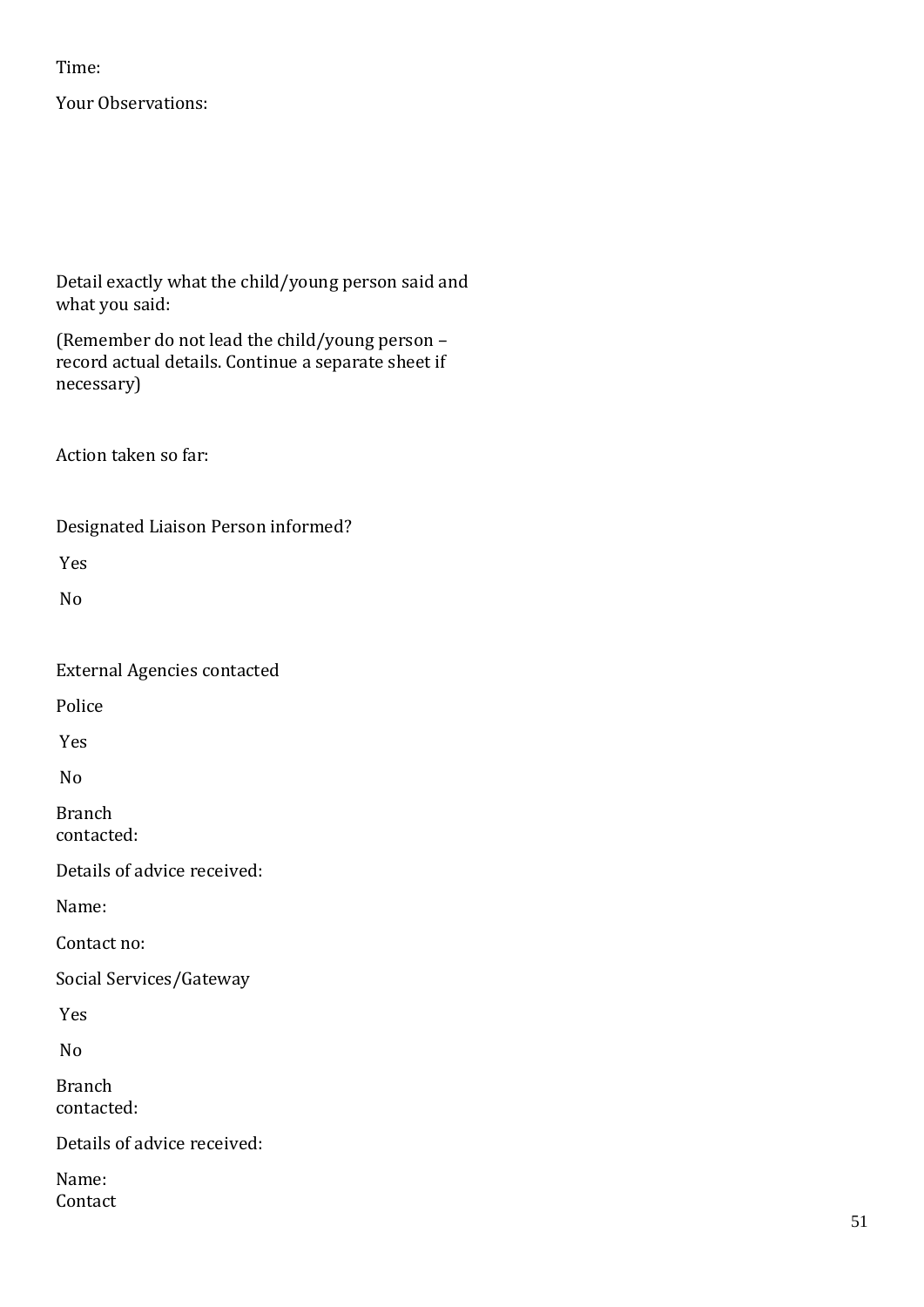Time:

Your Observations:

Detail exactly what the child/young person said and what you said:

(Remember do not lead the child/young person – record actual details. Continue a separate sheet if necessary)

Action taken so far:

Designated Liaison Person informed?

Yes

No

External Agencies contacted

Police

Yes

No

Branch contacted:

Details of advice received:

Name:

Contact no:

Social Services/Gateway

Yes

No

Branch contacted:

Details of advice received:

Name:
Contact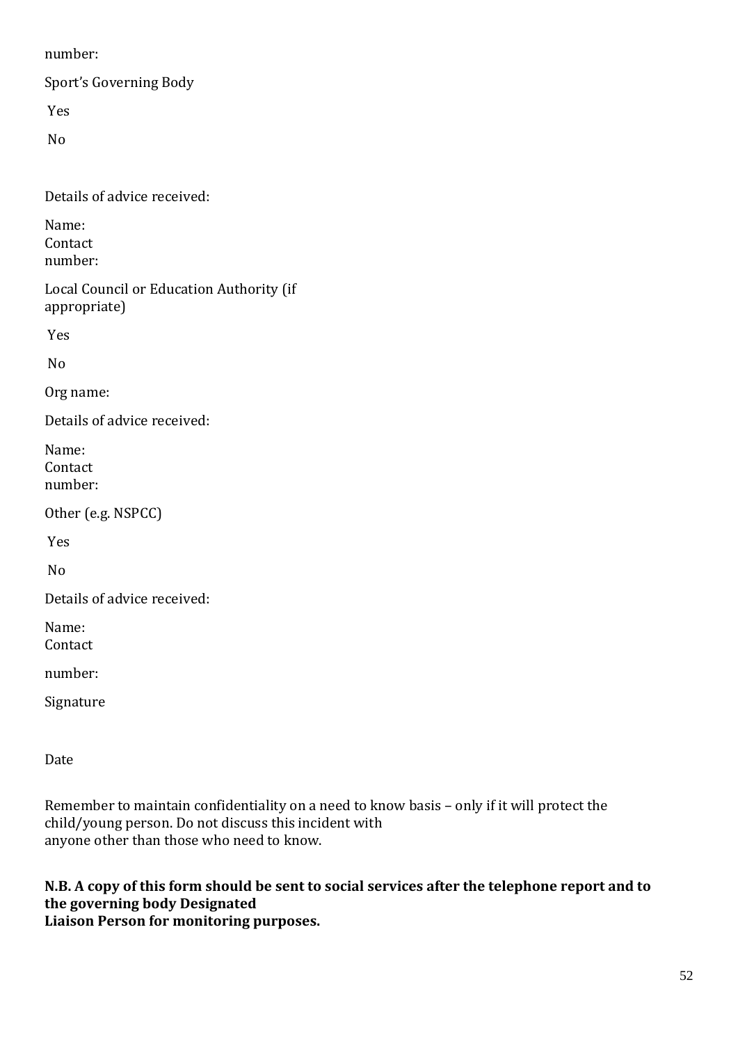number:

Sport's Governing Body

Yes

No

Details of advice received:

Name:
Contact
number:

Local Council or Education Authority (if appropriate)

Yes

No

Org name:

Details of advice received:

Name:
Contact
number:

Other (e.g. NSPCC)

Yes

No

Details of advice received:

Name:
Contact

number:

Signature

Date

Remember to maintain confidentiality on a need to know basis – only if it will protect the child/young person. Do not discuss this incident with anyone other than those who need to know.

**N.B. A copy of this form should be sent to social services after the telephone report and to the governing body Designated Liaison Person for monitoring purposes.**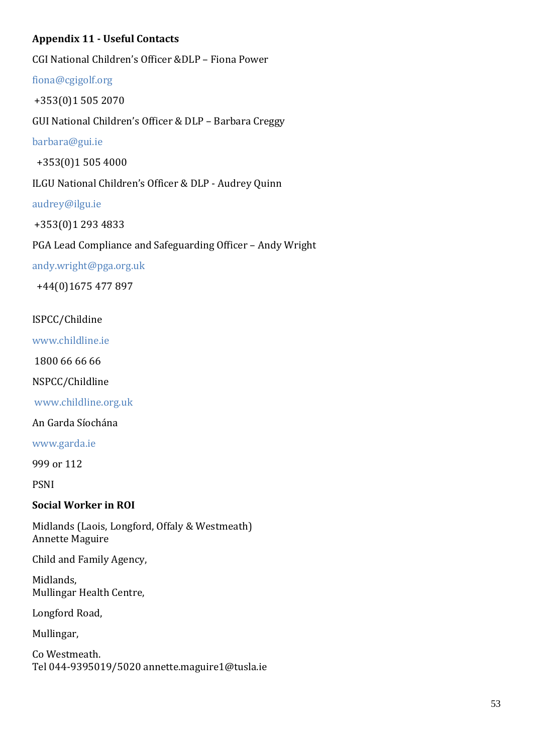**Appendix 11 - Useful Contacts**

CGI National Children's Officer &DLP – Fiona Power

fiona@cgigolf.org

+353(0)1 505 2070

GUI National Children's Officer & DLP – Barbara Creggy

barbara@gui.ie

+353(0)1 505 4000

ILGU National Children's Officer & DLP - Audrey Quinn

audrey@ilgu.ie

+353(0)1 293 4833

PGA Lead Compliance and Safeguarding Officer – Andy Wright

andy.wright@pga.org.uk

+44(0)1675 477 897

ISPCC/Childine

www.childline.ie

1800 66 66 66

NSPCC/Childline

www.childline.org.uk

An Garda Síochána

www.garda.ie

999 or 112

PSNI

**Social Worker in ROI**

Midlands (Laois, Longford, Offaly & Westmeath)
Annette Maguire

Child and Family Agency,

Midlands,
Mullingar Health Centre,

Longford Road,

Mullingar,

Co Westmeath.
Tel 044-9395019/5020 annette.maguire1@tusla.ie